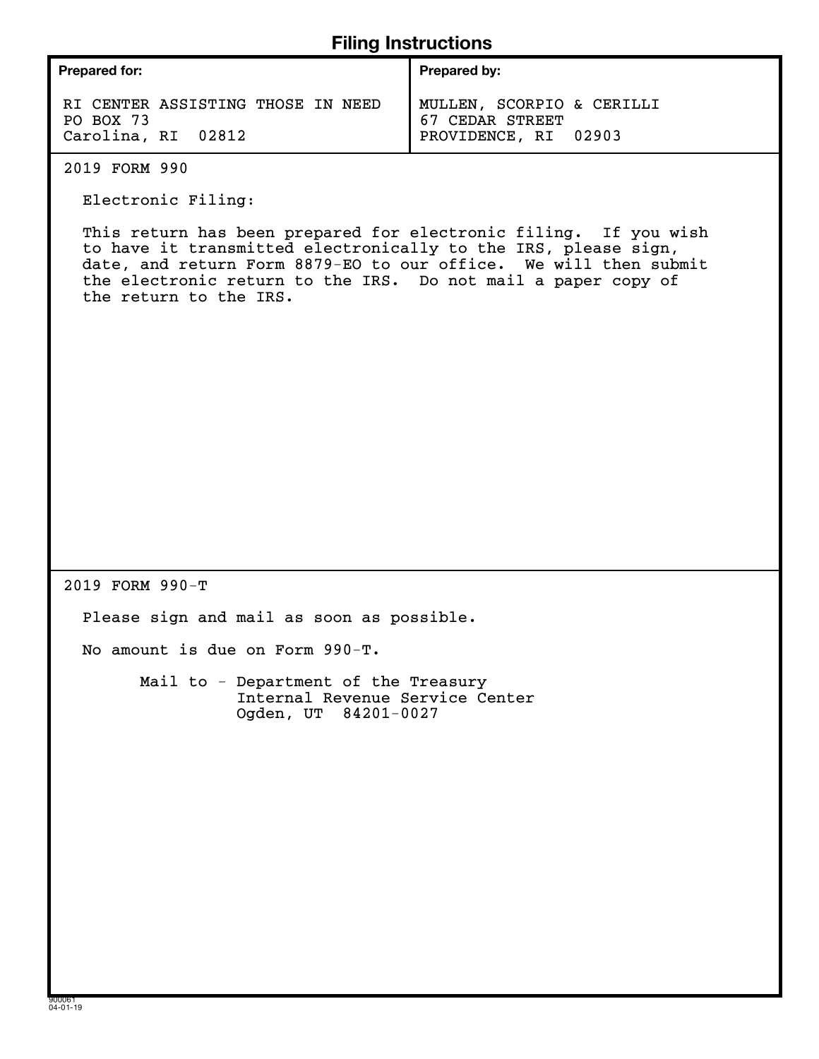# Filing Instructions

| Prepared for: | Prepared by: |
|---|---|
| RI CENTER ASSISTING THOSE IN NEED<br>PO BOX 73<br>Carolina, RI 02812 | MULLEN, SCORPIO & CERILLI<br>67 CEDAR STREET<br>PROVIDENCE, RI 02903 |

2019 FORM 990

Electronic Filing:

This return has been prepared for electronic filing. If you wish to have it transmitted electronically to the IRS, please sign, date, and return Form 8879-EO to our office. We will then submit the electronic return to the IRS. Do not mail a paper copy of the return to the IRS.

2019 FORM 990-T

Please sign and mail as soon as possible.

No amount is due on Form 990-T.

Mail to - Department of the Treasury
Internal Revenue Service Center
Ogden, UT 84201-0027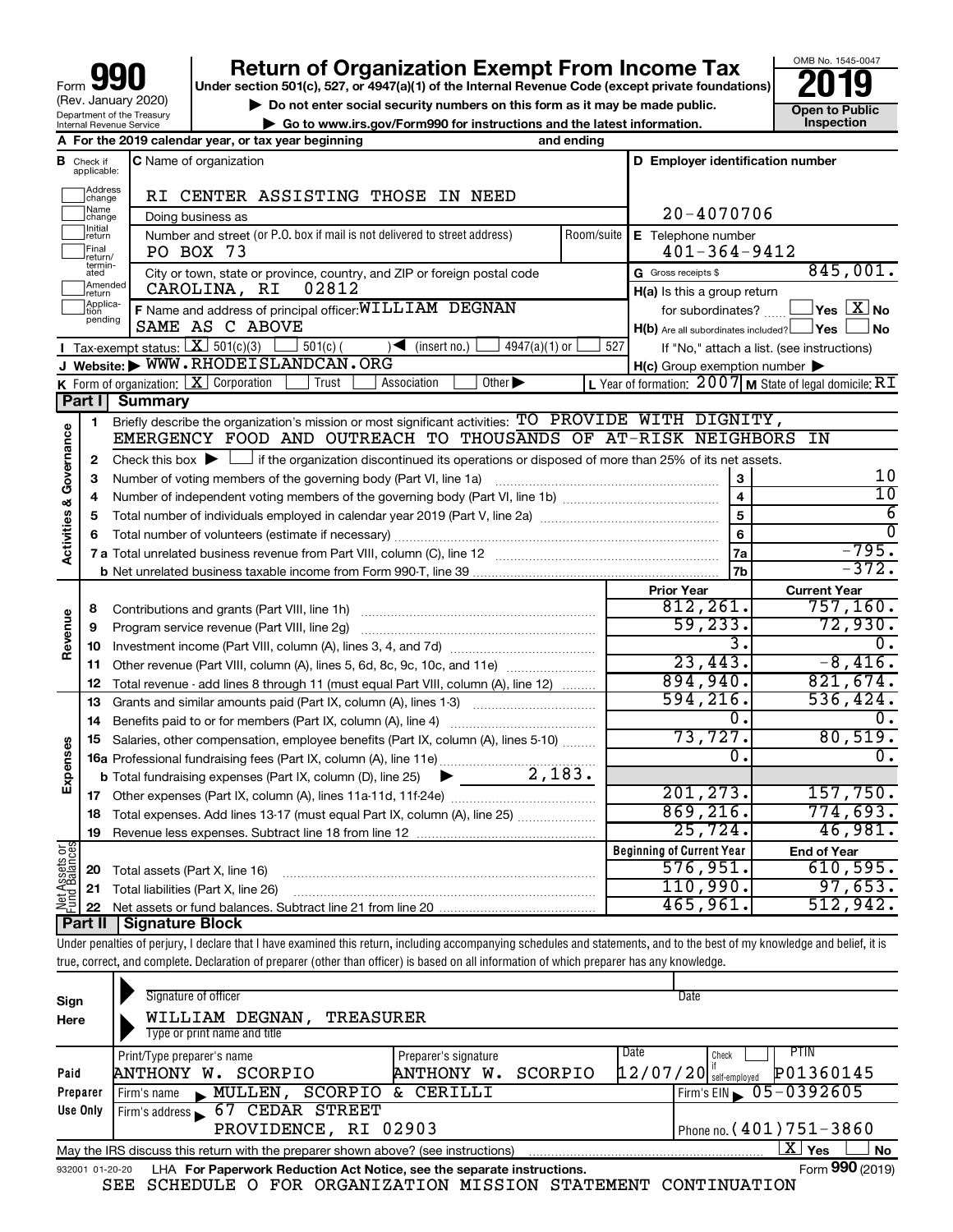Form **990** (Rev. January 2020) Department of the Treasury Internal Revenue Service

# Return of Organization Exempt From Income Tax

**Under section 501(c), 527, or 4947(a)(1) of the Internal Revenue Code (except private foundations)**

▶ Do not enter social security numbers on this form as it may be made public.

▶ Go to www.irs.gov/Form990 for instructions and the latest information.

OMB No. 1545-0047

**2019**

**Open to Public Inspection**

**A** For the 2019 calendar year, or tax year beginning and ending

**B** Check if applicable: Address change, Name change, Initial return, Final return/terminated, Amended return, Application pending

**C** Name of organization: RI CENTER ASSISTING THOSE IN NEED

Doing business as

Number and street (or P.O. box if mail is not delivered to street address): PO BOX 73 | Room/suite

City or town, state or province, country, and ZIP or foreign postal code: CAROLINA, RI 02812

**D** Employer identification number: 20-4070706

**E** Telephone number: 401-364-9412

**G** Gross receipts $ 845,001.

**F** Name and address of principal officer: WILLIAM DEGNAN, SAME AS C ABOVE

**H(a)** Is this a group return for subordinates? ☐ Yes ☒ No

**H(b)** Are all subordinates included? ☐ Yes ☐ No — If "No," attach a list. (see instructions)

**H(c)** Group exemption number ▶

**I** Tax-exempt status: ☒ 501(c)(3) ☐ 501(c) ( ) ◀ (insert no.) ☐ 4947(a)(1) or ☐ 527

**J** Website: ▶ WWW.RHODEISLANDCAN.ORG

**K** Form of organization: ☒ Corporation ☐ Trust ☐ Association ☐ Other ▶

**L** Year of formation: 2007 **M** State of legal domicile: RI

## Part I Summary

**Activities & Governance**

1. Briefly describe the organization's mission or most significant activities: TO PROVIDE WITH DIGNITY, EMERGENCY FOOD AND OUTREACH TO THOUSANDS OF AT-RISK NEIGHBORS IN
2. Check this box ▶ ☐ if the organization discontinued its operations or disposed of more than 25% of its net assets.

| | | | |
|---|---|---|---|
| 3 | Number of voting members of the governing body (Part VI, line 1a) | 3 | 10 |
| 4 | Number of independent voting members of the governing body (Part VI, line 1b) | 4 | 10 |
| 5 | Total number of individuals employed in calendar year 2019 (Part V, line 2a) | 5 | 6 |
| 6 | Total number of volunteers (estimate if necessary) | 6 | 0 |
| 7a | Total unrelated business revenue from Part VIII, column (C), line 12 | 7a | -795. |
| 7b | Net unrelated business taxable income from Form 990-T, line 39 | 7b | -372. |

| | | Prior Year | Current Year |
|---|---|---|---|
| **Revenue** | | | |
| 8 | Contributions and grants (Part VIII, line 1h) | 812,261. | 757,160. |
| 9 | Program service revenue (Part VIII, line 2g) | 59,233. | 72,930. |
| 10 | Investment income (Part VIII, column (A), lines 3, 4, and 7d) | 3. | 0. |
| 11 | Other revenue (Part VIII, column (A), lines 5, 6d, 8c, 9c, 10c, and 11e) | 23,443. | -8,416. |
| 12 | Total revenue - add lines 8 through 11 (must equal Part VIII, column (A), line 12) | 894,940. | 821,674. |
| **Expenses** | | | |
| 13 | Grants and similar amounts paid (Part IX, column (A), lines 1-3) | 594,216. | 536,424. |
| 14 | Benefits paid to or for members (Part IX, column (A), line 4) | 0. | 0. |
| 15 | Salaries, other compensation, employee benefits (Part IX, column (A), lines 5-10) | 73,727. | 80,519. |
| 16a | Professional fundraising fees (Part IX, column (A), line 11e) | 0. | 0. |
| b | Total fundraising expenses (Part IX, column (D), line 25) ▶ 2,183. | | |
| 17 | Other expenses (Part IX, column (A), lines 11a-11d, 11f-24e) | 201,273. | 157,750. |
| 18 | Total expenses. Add lines 13-17 (must equal Part IX, column (A), line 25) | 869,216. | 774,693. |
| 19 | Revenue less expenses. Subtract line 18 from line 12 | 25,724. | 46,981. |

| **Net Assets or Fund Balances** | | Beginning of Current Year | End of Year |
|---|---|---|---|
| 20 | Total assets (Part X, line 16) | 576,951. | 610,595. |
| 21 | Total liabilities (Part X, line 26) | 110,990. | 97,653. |
| 22 | Net assets or fund balances. Subtract line 21 from line 20 | 465,961. | 512,942. |

## Part II Signature Block

Under penalties of perjury, I declare that I have examined this return, including accompanying schedules and statements, and to the best of my knowledge and belief, it is true, correct, and complete. Declaration of preparer (other than officer) is based on all information of which preparer has any knowledge.

**Sign Here**

Signature of officer | Date

WILLIAM DEGNAN, TREASURER
Type or print name and title

| **Paid Preparer Use Only** | | | | |
|---|---|---|---|---|
| Print/Type preparer's name: ANTHONY W. SCORPIO | Preparer's signature: ANTHONY W. SCORPIO | Date: 12/07/20 | Check ☐ if self-employed | PTIN: P01360145 |
| Firm's name ▶ MULLEN, SCORPIO & CERILLI | | | Firm's EIN ▶ 05-0392605 | |
| Firm's address ▶ 67 CEDAR STREET, PROVIDENCE, RI 02903 | | | Phone no. (401)751-3860 | |

May the IRS discuss this return with the preparer shown above? (see instructions) ☒ Yes ☐ No

932001 01-20-20 LHA For Paperwork Reduction Act Notice, see the separate instructions. Form **990** (2019)

SEE SCHEDULE O FOR ORGANIZATION MISSION STATEMENT CONTINUATION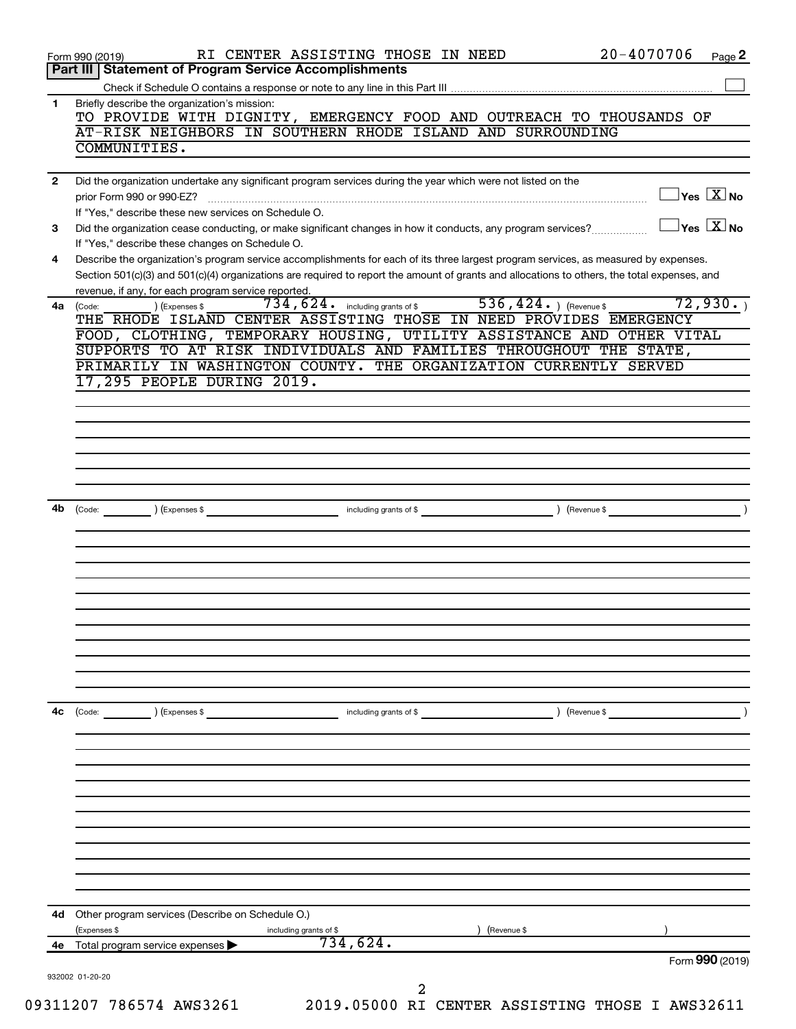Form 990 (2019) RI CENTER ASSISTING THOSE IN NEED 20-4070706 Page **2**

## Part III | Statement of Program Service Accomplishments

Check if Schedule O contains a response or note to any line in this Part III ☐

**1** Briefly describe the organization's mission:

TO PROVIDE WITH DIGNITY, EMERGENCY FOOD AND OUTREACH TO THOUSANDS OF AT-RISK NEIGHBORS IN SOUTHERN RHODE ISLAND AND SURROUNDING COMMUNITIES.

**2** Did the organization undertake any significant program services during the year which were not listed on the prior Form 990 or 990-EZ? ☐ Yes ☒ No

If "Yes," describe these new services on Schedule O.

**3** Did the organization cease conducting, or make significant changes in how it conducts, any program services? ☐ Yes ☒ No

If "Yes," describe these changes on Schedule O.

**4** Describe the organization's program service accomplishments for each of its three largest program services, as measured by expenses. Section 501(c)(3) and 501(c)(4) organizations are required to report the amount of grants and allocations to others, the total expenses, and revenue, if any, for each program service reported.

**4a** (Code: ) (Expenses $ 734,624. including grants of $ 536,424. ) (Revenue $ 72,930. )

THE RHODE ISLAND CENTER ASSISTING THOSE IN NEED PROVIDES EMERGENCY FOOD, CLOTHING, TEMPORARY HOUSING, UTILITY ASSISTANCE AND OTHER VITAL SUPPORTS TO AT RISK INDIVIDUALS AND FAMILIES THROUGHOUT THE STATE, PRIMARILY IN WASHINGTON COUNTY. THE ORGANIZATION CURRENTLY SERVED 17,295 PEOPLE DURING 2019.

**4b** (Code: ) (Expenses $ including grants of $ ) (Revenue $ )

**4c** (Code: ) (Expenses $ including grants of $ ) (Revenue $ )

**4d** Other program services (Describe on Schedule O.)

(Expenses $ including grants of $ ) (Revenue $ )

**4e** Total program service expenses ▶ 734,624.

Form **990** (2019)

932002 01-20-20

09311207 786574 AWS3261 2019.05000 RI CENTER ASSISTING THOSE I AWS32611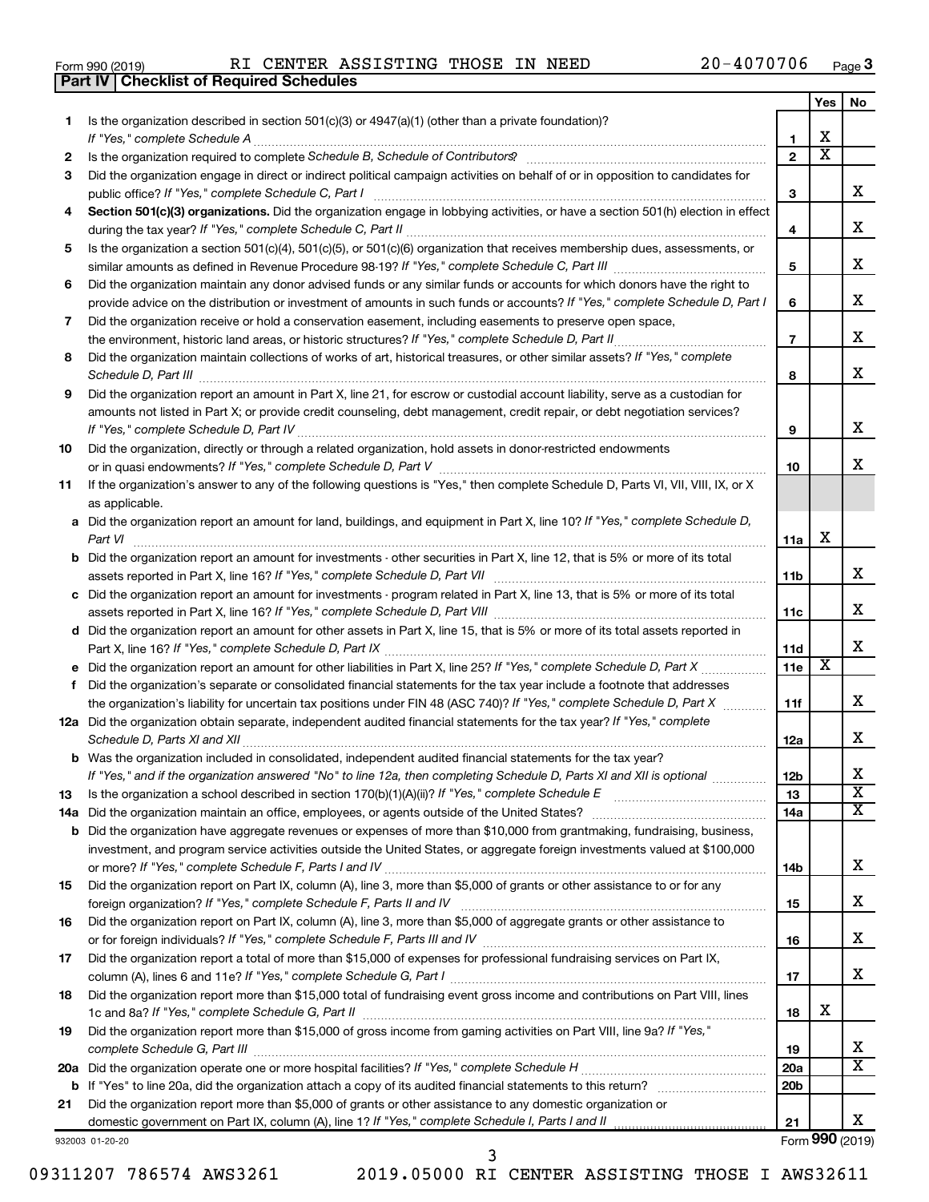Form 990 (2019) RI CENTER ASSISTING THOSE IN NEED 20-4070706 Page 3

**Part IV | Checklist of Required Schedules**

| | | | Yes | No |
|---|---|---|---|---|
| 1 | Is the organization described in section 501(c)(3) or 4947(a)(1) (other than a private foundation)? *If "Yes," complete Schedule A* | 1 | X | |
| 2 | Is the organization required to complete *Schedule B, Schedule of Contributors*? | 2 | X | |
| 3 | Did the organization engage in direct or indirect political campaign activities on behalf of or in opposition to candidates for public office? *If "Yes," complete Schedule C, Part I* | 3 | | X |
| 4 | **Section 501(c)(3) organizations.** Did the organization engage in lobbying activities, or have a section 501(h) election in effect during the tax year? *If "Yes," complete Schedule C, Part II* | 4 | | X |
| 5 | Is the organization a section 501(c)(4), 501(c)(5), or 501(c)(6) organization that receives membership dues, assessments, or similar amounts as defined in Revenue Procedure 98-19? *If "Yes," complete Schedule C, Part III* | 5 | | X |
| 6 | Did the organization maintain any donor advised funds or any similar funds or accounts for which donors have the right to provide advice on the distribution or investment of amounts in such funds or accounts? *If "Yes," complete Schedule D, Part I* | 6 | | X |
| 7 | Did the organization receive or hold a conservation easement, including easements to preserve open space, the environment, historic land areas, or historic structures? *If "Yes," complete Schedule D, Part II* | 7 | | X |
| 8 | Did the organization maintain collections of works of art, historical treasures, or other similar assets? *If "Yes," complete Schedule D, Part III* | 8 | | X |
| 9 | Did the organization report an amount in Part X, line 21, for escrow or custodial account liability, serve as a custodian for amounts not listed in Part X; or provide credit counseling, debt management, credit repair, or debt negotiation services? *If "Yes," complete Schedule D, Part IV* | 9 | | X |
| 10 | Did the organization, directly or through a related organization, hold assets in donor-restricted endowments or in quasi endowments? *If "Yes," complete Schedule D, Part V* | 10 | | X |
| 11 | If the organization's answer to any of the following questions is "Yes," then complete Schedule D, Parts VI, VII, VIII, IX, or X as applicable. | | | |
| a | Did the organization report an amount for land, buildings, and equipment in Part X, line 10? *If "Yes," complete Schedule D, Part VI* | 11a | X | |
| b | Did the organization report an amount for investments - other securities in Part X, line 12, that is 5% or more of its total assets reported in Part X, line 16? *If "Yes," complete Schedule D, Part VII* | 11b | | X |
| c | Did the organization report an amount for investments - program related in Part X, line 13, that is 5% or more of its total assets reported in Part X, line 16? *If "Yes," complete Schedule D, Part VIII* | 11c | | X |
| d | Did the organization report an amount for other assets in Part X, line 15, that is 5% or more of its total assets reported in Part X, line 16? *If "Yes," complete Schedule D, Part IX* | 11d | | X |
| e | Did the organization report an amount for other liabilities in Part X, line 25? *If "Yes," complete Schedule D, Part X* | 11e | X | |
| f | Did the organization's separate or consolidated financial statements for the tax year include a footnote that addresses the organization's liability for uncertain tax positions under FIN 48 (ASC 740)? *If "Yes," complete Schedule D, Part X* | 11f | | X |
| 12a | Did the organization obtain separate, independent audited financial statements for the tax year? *If "Yes," complete Schedule D, Parts XI and XII* | 12a | | X |
| b | Was the organization included in consolidated, independent audited financial statements for the tax year? *If "Yes," and if the organization answered "No" to line 12a, then completing Schedule D, Parts XI and XII is optional* | 12b | | X |
| 13 | Is the organization a school described in section 170(b)(1)(A)(ii)? *If "Yes," complete Schedule E* | 13 | | X |
| 14a | Did the organization maintain an office, employees, or agents outside of the United States? | 14a | | X |
| b | Did the organization have aggregate revenues or expenses of more than $10,000 from grantmaking, fundraising, business, investment, and program service activities outside the United States, or aggregate foreign investments valued at $100,000 or more? *If "Yes," complete Schedule F, Parts I and IV* | 14b | | X |
| 15 | Did the organization report on Part IX, column (A), line 3, more than $5,000 of grants or other assistance to or for any foreign organization? *If "Yes," complete Schedule F, Parts II and IV* | 15 | | X |
| 16 | Did the organization report on Part IX, column (A), line 3, more than $5,000 of aggregate grants or other assistance to or for foreign individuals? *If "Yes," complete Schedule F, Parts III and IV* | 16 | | X |
| 17 | Did the organization report a total of more than $15,000 of expenses for professional fundraising services on Part IX, column (A), lines 6 and 11e? *If "Yes," complete Schedule G, Part I* | 17 | | X |
| 18 | Did the organization report more than $15,000 total of fundraising event gross income and contributions on Part VIII, lines 1c and 8a? *If "Yes," complete Schedule G, Part II* | 18 | X | |
| 19 | Did the organization report more than $15,000 of gross income from gaming activities on Part VIII, line 9a? *If "Yes," complete Schedule G, Part III* | 19 | | X |
| 20a | Did the organization operate one or more hospital facilities? *If "Yes," complete Schedule H* | 20a | | X |
| b | If "Yes" to line 20a, did the organization attach a copy of its audited financial statements to this return? | 20b | | |
| 21 | Did the organization report more than $5,000 of grants or other assistance to any domestic organization or domestic government on Part IX, column (A), line 1? *If "Yes," complete Schedule I, Parts I and II* | 21 | | X |

932003 01-20-20 Form **990** (2019)

09311207 786574 AWS3261 2019.05000 RI CENTER ASSISTING THOSE I AWS32611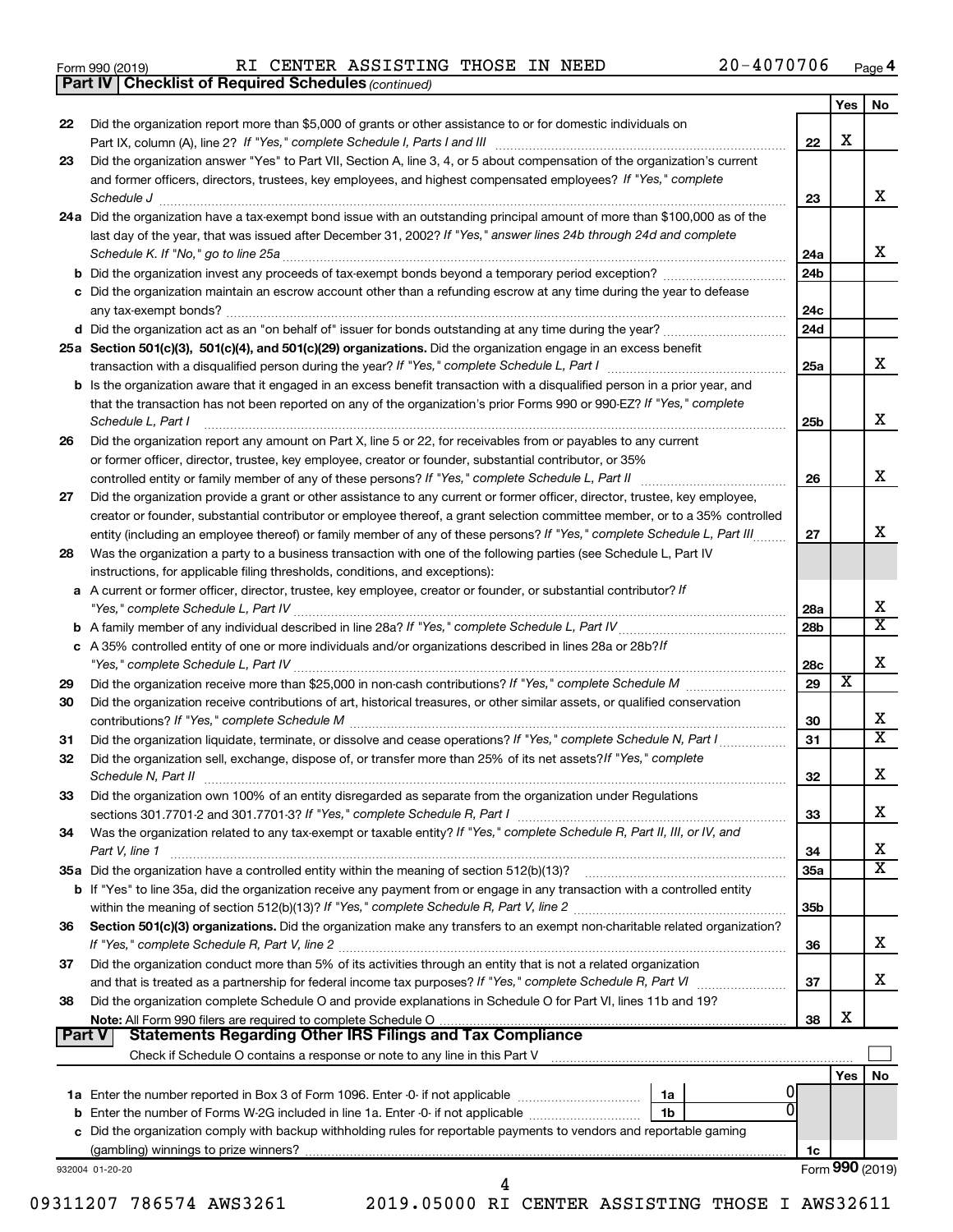Form 990 (2019) RI CENTER ASSISTING THOSE IN NEED 20-4070706 Page 4

**Part IV | Checklist of Required Schedules** *(continued)*

| | | | Yes | No |
|---|---|---|---|---|
| 22 | Did the organization report more than $5,000 of grants or other assistance to or for domestic individuals on Part IX, column (A), line 2? *If "Yes," complete Schedule I, Parts I and III* | 22 | X | |
| 23 | Did the organization answer "Yes" to Part VII, Section A, line 3, 4, or 5 about compensation of the organization's current and former officers, directors, trustees, key employees, and highest compensated employees? *If "Yes," complete Schedule J* | 23 | | X |
| 24a | Did the organization have a tax-exempt bond issue with an outstanding principal amount of more than $100,000 as of the last day of the year, that was issued after December 31, 2002? *If "Yes," answer lines 24b through 24d and complete Schedule K. If "No," go to line 25a* | 24a | | X |
| b | Did the organization invest any proceeds of tax-exempt bonds beyond a temporary period exception? | 24b | | |
| c | Did the organization maintain an escrow account other than a refunding escrow at any time during the year to defease any tax-exempt bonds? | 24c | | |
| d | Did the organization act as an "on behalf of" issuer for bonds outstanding at any time during the year? | 24d | | |
| 25a | **Section 501(c)(3), 501(c)(4), and 501(c)(29) organizations.** Did the organization engage in an excess benefit transaction with a disqualified person during the year? *If "Yes," complete Schedule L, Part I* | 25a | | X |
| b | Is the organization aware that it engaged in an excess benefit transaction with a disqualified person in a prior year, and that the transaction has not been reported on any of the organization's prior Forms 990 or 990-EZ? *If "Yes," complete Schedule L, Part I* | 25b | | X |
| 26 | Did the organization report any amount on Part X, line 5 or 22, for receivables from or payables to any current or former officer, director, trustee, key employee, creator or founder, substantial contributor, or 35% controlled entity or family member of any of these persons? *If "Yes," complete Schedule L, Part II* | 26 | | X |
| 27 | Did the organization provide a grant or other assistance to any current or former officer, director, trustee, key employee, creator or founder, substantial contributor or employee thereof, a grant selection committee member, or to a 35% controlled entity (including an employee thereof) or family member of any of these persons? *If "Yes," complete Schedule L, Part III* | 27 | | X |
| 28 | Was the organization a party to a business transaction with one of the following parties (see Schedule L, Part IV instructions, for applicable filing thresholds, conditions, and exceptions): | | | |
| a | A current or former officer, director, trustee, key employee, creator or founder, or substantial contributor? *If "Yes," complete Schedule L, Part IV* | 28a | | X |
| b | A family member of any individual described in line 28a? *If "Yes," complete Schedule L, Part IV* | 28b | | X |
| c | A 35% controlled entity of one or more individuals and/or organizations described in lines 28a or 28b? *If "Yes," complete Schedule L, Part IV* | 28c | | X |
| 29 | Did the organization receive more than $25,000 in non-cash contributions? *If "Yes," complete Schedule M* | 29 | X | |
| 30 | Did the organization receive contributions of art, historical treasures, or other similar assets, or qualified conservation contributions? *If "Yes," complete Schedule M* | 30 | | X |
| 31 | Did the organization liquidate, terminate, or dissolve and cease operations? *If "Yes," complete Schedule N, Part I* | 31 | | X |
| 32 | Did the organization sell, exchange, dispose of, or transfer more than 25% of its net assets? *If "Yes," complete Schedule N, Part II* | 32 | | X |
| 33 | Did the organization own 100% of an entity disregarded as separate from the organization under Regulations sections 301.7701-2 and 301.7701-3? *If "Yes," complete Schedule R, Part I* | 33 | | X |
| 34 | Was the organization related to any tax-exempt or taxable entity? *If "Yes," complete Schedule R, Part II, III, or IV, and Part V, line 1* | 34 | | X |
| 35a | Did the organization have a controlled entity within the meaning of section 512(b)(13)? | 35a | | X |
| b | If "Yes" to line 35a, did the organization receive any payment from or engage in any transaction with a controlled entity within the meaning of section 512(b)(13)? *If "Yes," complete Schedule R, Part V, line 2* | 35b | | |
| 36 | **Section 501(c)(3) organizations.** Did the organization make any transfers to an exempt non-charitable related organization? *If "Yes," complete Schedule R, Part V, line 2* | 36 | | X |
| 37 | Did the organization conduct more than 5% of its activities through an entity that is not a related organization and that is treated as a partnership for federal income tax purposes? *If "Yes," complete Schedule R, Part VI* | 37 | | X |
| 38 | Did the organization complete Schedule O and provide explanations in Schedule O for Part VI, lines 11b and 19? **Note:** All Form 990 filers are required to complete Schedule O | 38 | X | |

**Part V | Statements Regarding Other IRS Filings and Tax Compliance**

Check if Schedule O contains a response or note to any line in this Part V [ ]

| | | | | | Yes | No |
|---|---|---|---|---|---|---|
| 1a | Enter the number reported in Box 3 of Form 1096. Enter -0- if not applicable | 1a | 0 | | | |
| b | Enter the number of Forms W-2G included in line 1a. Enter -0- if not applicable | 1b | 0 | | | |
| c | Did the organization comply with backup withholding rules for reportable payments to vendors and reportable gaming (gambling) winnings to prize winners? | | | 1c | | |

932004 01-20-20 Form **990** (2019)

09311207 786574 AWS3261 2019.05000 RI CENTER ASSISTING THOSE I AWS32611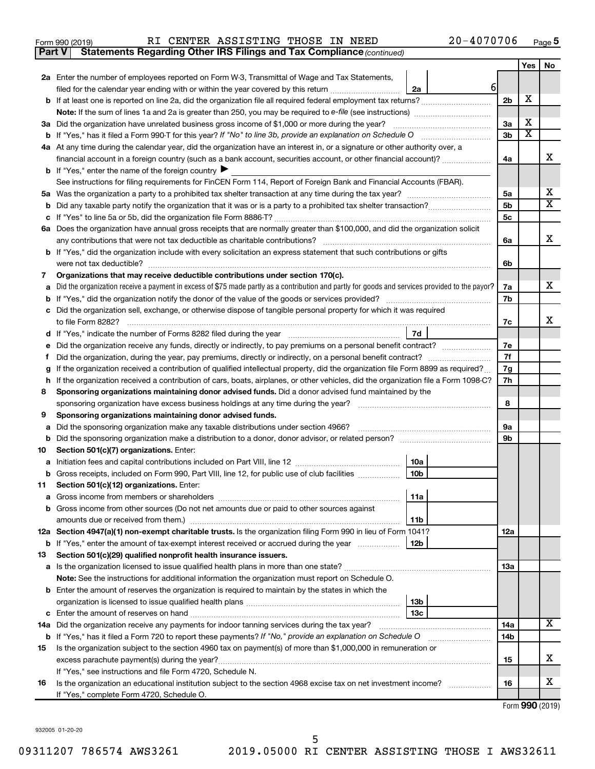Form 990 (2019) RI CENTER ASSISTING THOSE IN NEED 20-4070706 Page 5

**Part V Statements Regarding Other IRS Filings and Tax Compliance** *(continued)*

| | | | | Yes | No |
|---|---|---|---|---|---|
| **2a** | Enter the number of employees reported on Form W-3, Transmittal of Wage and Tax Statements, filed for the calendar year ending with or within the year covered by this return | 2a | 6 | | |
| **b** | If at least one is reported on line 2a, did the organization file all required federal employment tax returns? | | 2b | X | |
| | **Note:** If the sum of lines 1a and 2a is greater than 250, you may be required to *e-file* (see instructions) | | | | |
| **3a** | Did the organization have unrelated business gross income of $1,000 or more during the year? | | 3a | X | |
| **b** | If "Yes," has it filed a Form 990-T for this year? *If "No" to line 3b, provide an explanation on Schedule O* | | 3b | X | |
| **4a** | At any time during the calendar year, did the organization have an interest in, or a signature or other authority over, a financial account in a foreign country (such as a bank account, securities account, or other financial account)? | | 4a | | X |
| **b** | If "Yes," enter the name of the foreign country ▶ | | | | |
| | See instructions for filing requirements for FinCEN Form 114, Report of Foreign Bank and Financial Accounts (FBAR). | | | | |
| **5a** | Was the organization a party to a prohibited tax shelter transaction at any time during the tax year? | | 5a | | X |
| **b** | Did any taxable party notify the organization that it was or is a party to a prohibited tax shelter transaction? | | 5b | | X |
| **c** | If "Yes" to line 5a or 5b, did the organization file Form 8886-T? | | 5c | | |
| **6a** | Does the organization have annual gross receipts that are normally greater than $100,000, and did the organization solicit any contributions that were not tax deductible as charitable contributions? | | 6a | | X |
| **b** | If "Yes," did the organization include with every solicitation an express statement that such contributions or gifts were not tax deductible? | | 6b | | |
| **7** | **Organizations that may receive deductible contributions under section 170(c).** | | | | |
| **a** | Did the organization receive a payment in excess of $75 made partly as a contribution and partly for goods and services provided to the payor? | | 7a | | X |
| **b** | If "Yes," did the organization notify the donor of the value of the goods or services provided? | | 7b | | |
| **c** | Did the organization sell, exchange, or otherwise dispose of tangible personal property for which it was required to file Form 8282? | | 7c | | X |
| **d** | If "Yes," indicate the number of Forms 8282 filed during the year | 7d | | | |
| **e** | Did the organization receive any funds, directly or indirectly, to pay premiums on a personal benefit contract? | | 7e | | |
| **f** | Did the organization, during the year, pay premiums, directly or indirectly, on a personal benefit contract? | | 7f | | |
| **g** | If the organization received a contribution of qualified intellectual property, did the organization file Form 8899 as required? | | 7g | | |
| **h** | If the organization received a contribution of cars, boats, airplanes, or other vehicles, did the organization file a Form 1098-C? | | 7h | | |
| **8** | **Sponsoring organizations maintaining donor advised funds.** Did a donor advised fund maintained by the sponsoring organization have excess business holdings at any time during the year? | | 8 | | |
| **9** | **Sponsoring organizations maintaining donor advised funds.** | | | | |
| **a** | Did the sponsoring organization make any taxable distributions under section 4966? | | 9a | | |
| **b** | Did the sponsoring organization make a distribution to a donor, donor advisor, or related person? | | 9b | | |
| **10** | **Section 501(c)(7) organizations.** Enter: | | | | |
| **a** | Initiation fees and capital contributions included on Part VIII, line 12 | 10a | | | |
| **b** | Gross receipts, included on Form 990, Part VIII, line 12, for public use of club facilities | 10b | | | |
| **11** | **Section 501(c)(12) organizations.** Enter: | | | | |
| **a** | Gross income from members or shareholders | 11a | | | |
| **b** | Gross income from other sources (Do not net amounts due or paid to other sources against amounts due or received from them.) | 11b | | | |
| **12a** | **Section 4947(a)(1) non-exempt charitable trusts.** Is the organization filing Form 990 in lieu of Form 1041? | | 12a | | |
| **b** | If "Yes," enter the amount of tax-exempt interest received or accrued during the year | 12b | | | |
| **13** | **Section 501(c)(29) qualified nonprofit health insurance issuers.** | | | | |
| **a** | Is the organization licensed to issue qualified health plans in more than one state? | | 13a | | |
| | **Note:** See the instructions for additional information the organization must report on Schedule O. | | | | |
| **b** | Enter the amount of reserves the organization is required to maintain by the states in which the organization is licensed to issue qualified health plans | 13b | | | |
| **c** | Enter the amount of reserves on hand | 13c | | | |
| **14a** | Did the organization receive any payments for indoor tanning services during the tax year? | | 14a | | X |
| **b** | If "Yes," has it filed a Form 720 to report these payments? *If "No," provide an explanation on Schedule O* | | 14b | | |
| **15** | Is the organization subject to the section 4960 tax on payment(s) of more than $1,000,000 in remuneration or excess parachute payment(s) during the year? | | 15 | | X |
| | If "Yes," see instructions and file Form 4720, Schedule N. | | | | |
| **16** | Is the organization an educational institution subject to the section 4968 excise tax on net investment income? | | 16 | | X |
| | If "Yes," complete Form 4720, Schedule O. | | | | |

Form **990** (2019)

932005 01-20-20

09311207 786574 AWS3261 2019.05000 RI CENTER ASSISTING THOSE I AWS32611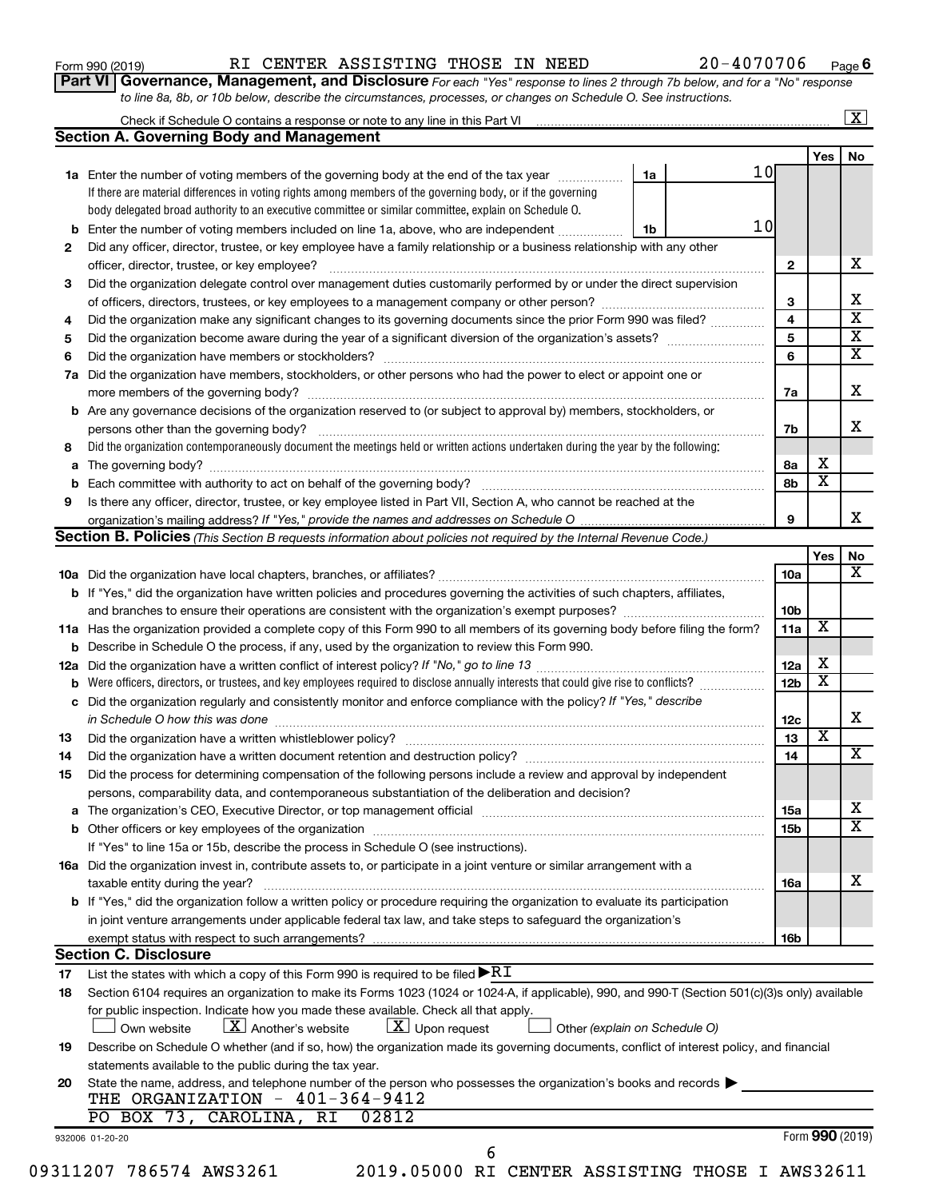Form 990 (2019) RI CENTER ASSISTING THOSE IN NEED 20-4070706 Page 6

**Part VI Governance, Management, and Disclosure** *For each "Yes" response to lines 2 through 7b below, and for a "No" response to line 8a, 8b, or 10b below, describe the circumstances, processes, or changes on Schedule O. See instructions.*

Check if Schedule O contains a response or note to any line in this Part VI [X]

## Section A. Governing Body and Management

| | | | Yes | No |
|---|---|---|---|---|
| **1a** | Enter the number of voting members of the governing body at the end of the tax year — **1a** 10. If there are material differences in voting rights among members of the governing body, or if the governing body delegated broad authority to an executive committee or similar committee, explain on Schedule O. | | | |
| **b** | Enter the number of voting members included on line 1a, above, who are independent — **1b** 10 | | | |
| **2** | Did any officer, director, trustee, or key employee have a family relationship or a business relationship with any other officer, director, trustee, or key employee? | 2 | | X |
| **3** | Did the organization delegate control over management duties customarily performed by or under the direct supervision of officers, directors, trustees, or key employees to a management company or other person? | 3 | | X |
| **4** | Did the organization make any significant changes to its governing documents since the prior Form 990 was filed? | 4 | | X |
| **5** | Did the organization become aware during the year of a significant diversion of the organization's assets? | 5 | | X |
| **6** | Did the organization have members or stockholders? | 6 | | X |
| **7a** | Did the organization have members, stockholders, or other persons who had the power to elect or appoint one or more members of the governing body? | 7a | | X |
| **b** | Are any governance decisions of the organization reserved to (or subject to approval by) members, stockholders, or persons other than the governing body? | 7b | | X |
| **8** | Did the organization contemporaneously document the meetings held or written actions undertaken during the year by the following: | | | |
| **a** | The governing body? | 8a | X | |
| **b** | Each committee with authority to act on behalf of the governing body? | 8b | X | |
| **9** | Is there any officer, director, trustee, or key employee listed in Part VII, Section A, who cannot be reached at the organization's mailing address? *If "Yes," provide the names and addresses on Schedule O* | 9 | | X |

## Section B. Policies *(This Section B requests information about policies not required by the Internal Revenue Code.)*

| | | | Yes | No |
|---|---|---|---|---|
| **10a** | Did the organization have local chapters, branches, or affiliates? | 10a | | X |
| **b** | If "Yes," did the organization have written policies and procedures governing the activities of such chapters, affiliates, and branches to ensure their operations are consistent with the organization's exempt purposes? | 10b | | |
| **11a** | Has the organization provided a complete copy of this Form 990 to all members of its governing body before filing the form? | 11a | X | |
| **b** | Describe in Schedule O the process, if any, used by the organization to review this Form 990. | | | |
| **12a** | Did the organization have a written conflict of interest policy? *If "No," go to line 13* | 12a | X | |
| **b** | Were officers, directors, or trustees, and key employees required to disclose annually interests that could give rise to conflicts? | 12b | X | |
| **c** | Did the organization regularly and consistently monitor and enforce compliance with the policy? *If "Yes," describe in Schedule O how this was done* | 12c | | X |
| **13** | Did the organization have a written whistleblower policy? | 13 | X | |
| **14** | Did the organization have a written document retention and destruction policy? | 14 | | X |
| **15** | Did the process for determining compensation of the following persons include a review and approval by independent persons, comparability data, and contemporaneous substantiation of the deliberation and decision? | | | |
| **a** | The organization's CEO, Executive Director, or top management official | 15a | | X |
| **b** | Other officers or key employees of the organization | 15b | | X |
| | If "Yes" to line 15a or 15b, describe the process in Schedule O (see instructions). | | | |
| **16a** | Did the organization invest in, contribute assets to, or participate in a joint venture or similar arrangement with a taxable entity during the year? | 16a | | X |
| **b** | If "Yes," did the organization follow a written policy or procedure requiring the organization to evaluate its participation in joint venture arrangements under applicable federal tax law, and take steps to safeguard the organization's exempt status with respect to such arrangements? | 16b | | |

## Section C. Disclosure

**17** List the states with which a copy of this Form 990 is required to be filed ▶ RI

**18** Section 6104 requires an organization to make its Forms 1023 (1024 or 1024-A, if applicable), 990, and 990-T (Section 501(c)(3)s only) available for public inspection. Indicate how you made these available. Check all that apply.

[ ] Own website [X] Another's website [X] Upon request [ ] Other *(explain on Schedule O)*

**19** Describe on Schedule O whether (and if so, how) the organization made its governing documents, conflict of interest policy, and financial statements available to the public during the tax year.

**20** State the name, address, and telephone number of the person who possesses the organization's books and records ▶

THE ORGANIZATION - 401-364-9412
PO BOX 73, CAROLINA, RI 02812

932006 01-20-20 Form **990** (2019)

09311207 786574 AWS3261 2019.05000 RI CENTER ASSISTING THOSE I AWS32611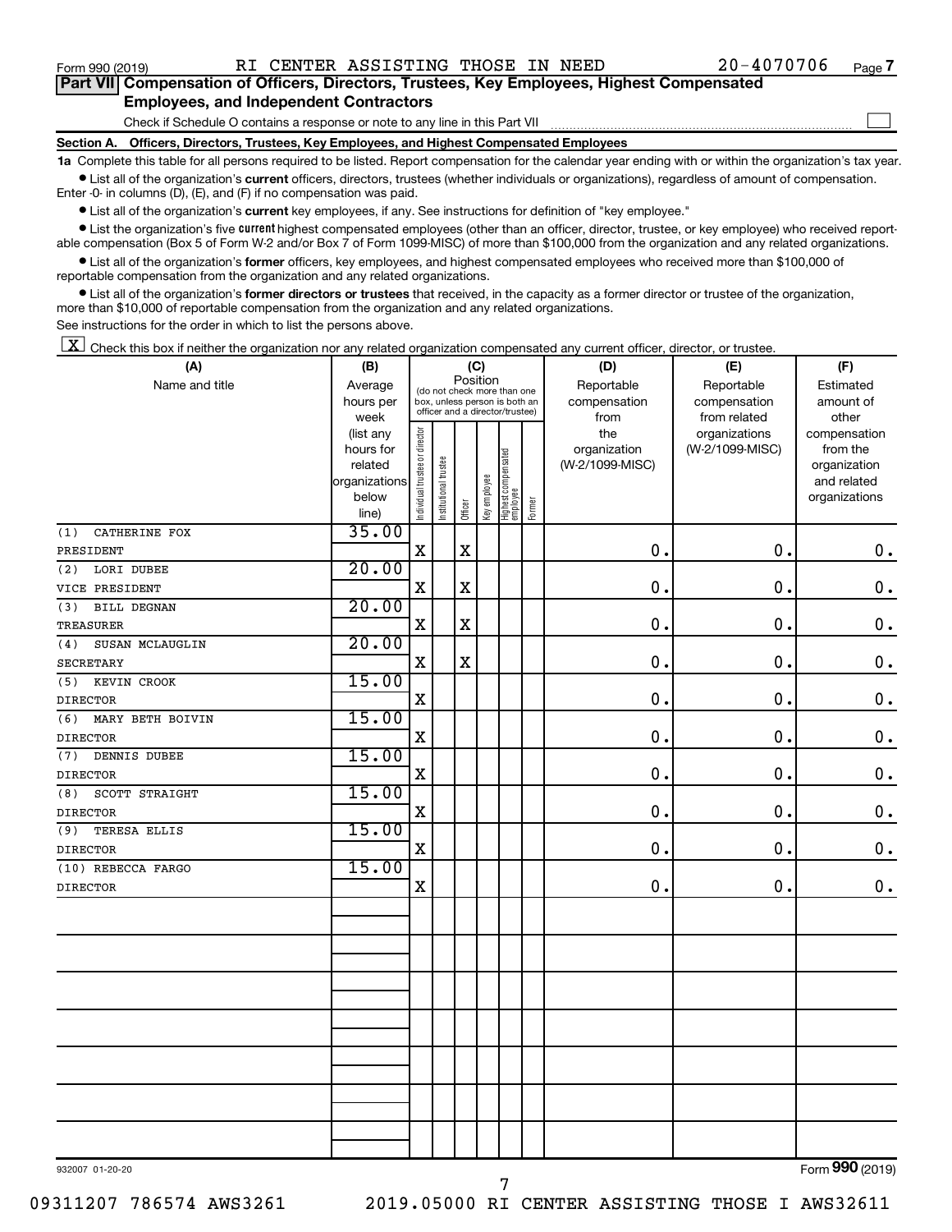Form 990 (2019) RI CENTER ASSISTING THOSE IN NEED 20-4070706 Page 7

**Part VII Compensation of Officers, Directors, Trustees, Key Employees, Highest Compensated Employees, and Independent Contractors**

Check if Schedule O contains a response or note to any line in this Part VII ☐

**Section A. Officers, Directors, Trustees, Key Employees, and Highest Compensated Employees**

**1a** Complete this table for all persons required to be listed. Report compensation for the calendar year ending with or within the organization's tax year.

- List all of the organization's **current** officers, directors, trustees (whether individuals or organizations), regardless of amount of compensation. Enter -0- in columns (D), (E), and (F) if no compensation was paid.
- List all of the organization's **current** key employees, if any. See instructions for definition of "key employee."
- List the organization's five **current** highest compensated employees (other than an officer, director, trustee, or key employee) who received reportable compensation (Box 5 of Form W-2 and/or Box 7 of Form 1099-MISC) of more than $100,000 from the organization and any related organizations.
- List all of the organization's **former** officers, key employees, and highest compensated employees who received more than $100,000 of reportable compensation from the organization and any related organizations.
- List all of the organization's **former directors or trustees** that received, in the capacity as a former director or trustee of the organization, more than $10,000 of reportable compensation from the organization and any related organizations.

See instructions for the order in which to list the persons above.

☒ Check this box if neither the organization nor any related organization compensated any current officer, director, or trustee.

| (A) Name and title | (B) Average hours per week (list any hours for related organizations below line) | (C) Position (do not check more than one box, unless person is both an officer and a director/trustee): Individual trustee or director | Institutional trustee | Officer | Key employee | Highest compensated employee | Former | (D) Reportable compensation from the organization (W-2/1099-MISC) | (E) Reportable compensation from related organizations (W-2/1099-MISC) | (F) Estimated amount of other compensation from the organization and related organizations |
|---|---|---|---|---|---|---|---|---|---|---|
| (1) CATHERINE FOX<br>PRESIDENT | 35.00 | X | | X | | | | 0. | 0. | 0. |
| (2) LORI DUBEE<br>VICE PRESIDENT | 20.00 | X | | X | | | | 0. | 0. | 0. |
| (3) BILL DEGNAN<br>TREASURER | 20.00 | X | | X | | | | 0. | 0. | 0. |
| (4) SUSAN MCLAUGLIN<br>SECRETARY | 20.00 | X | | X | | | | 0. | 0. | 0. |
| (5) KEVIN CROOK<br>DIRECTOR | 15.00 | X | | | | | | 0. | 0. | 0. |
| (6) MARY BETH BOIVIN<br>DIRECTOR | 15.00 | X | | | | | | 0. | 0. | 0. |
| (7) DENNIS DUBEE<br>DIRECTOR | 15.00 | X | | | | | | 0. | 0. | 0. |
| (8) SCOTT STRAIGHT<br>DIRECTOR | 15.00 | X | | | | | | 0. | 0. | 0. |
| (9) TERESA ELLIS<br>DIRECTOR | 15.00 | X | | | | | | 0. | 0. | 0. |
| (10) REBECCA FARGO<br>DIRECTOR | 15.00 | X | | | | | | 0. | 0. | 0. |

932007 01-20-20 Form **990** (2019)

09311207 786574 AWS3261 2019.05000 RI CENTER ASSISTING THOSE I AWS32611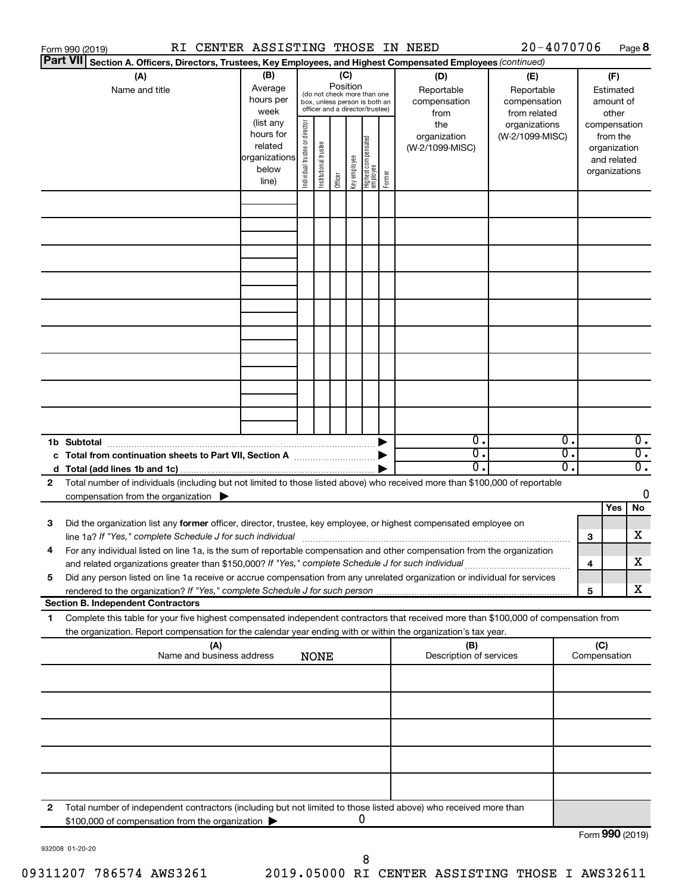Form 990 (2019) RI CENTER ASSISTING THOSE IN NEED 20-4070706 Page 8

**Part VII** **Section A. Officers, Directors, Trustees, Key Employees, and Highest Compensated Employees** *(continued)*

| (A) Name and title | (B) Average hours per week (list any hours for related organizations below line) | (C) Position (do not check more than one box, unless person is both an officer and a director/trustee): Individual trustee or director | Institutional trustee | Officer | Key employee | Highest compensated employee | Former | (D) Reportable compensation from the organization (W-2/1099-MISC) | (E) Reportable compensation from related organizations (W-2/1099-MISC) | (F) Estimated amount of other compensation from the organization and related organizations |
|---|---|---|---|---|---|---|---|---|---|---|
| | | | | | | | | | | |
| | | | | | | | | | | |
| | | | | | | | | | | |
| | | | | | | | | | | |
| | | | | | | | | | | |
| | | | | | | | | | | |
| | | | | | | | | | | |
| | | | | | | | | | | |
| | | | | | | | | | | |
| **1b Subtotal** ▶ | | | | | | | | 0. | 0. | 0. |
| **c Total from continuation sheets to Part VII, Section A** ▶ | | | | | | | | 0. | 0. | 0. |
| **d Total (add lines 1b and 1c)** ▶ | | | | | | | | 0. | 0. | 0. |

**2** Total number of individuals (including but not limited to those listed above) who received more than $100,000 of reportable compensation from the organization ▶ 0

| | | Yes | No |
|---|---|---|---|
| **3** Did the organization list any **former** officer, director, trustee, key employee, or highest compensated employee on line 1a? *If "Yes," complete Schedule J for such individual* | **3** | | X |
| **4** For any individual listed on line 1a, is the sum of reportable compensation and other compensation from the organization and related organizations greater than $150,000? *If "Yes," complete Schedule J for such individual* | **4** | | X |
| **5** Did any person listed on line 1a receive or accrue compensation from any unrelated organization or individual for services rendered to the organization? *If "Yes," complete Schedule J for such person* | **5** | | X |

**Section B. Independent Contractors**

**1** Complete this table for your five highest compensated independent contractors that received more than $100,000 of compensation from the organization. Report compensation for the calendar year ending with or within the organization's tax year.

| (A) Name and business address NONE | (B) Description of services | (C) Compensation |
|---|---|---|
| | | |
| | | |
| | | |
| | | |
| | | |

**2** Total number of independent contractors (including but not limited to those listed above) who received more than $100,000 of compensation from the organization ▶ 0

Form **990** (2019)

932008 01-20-20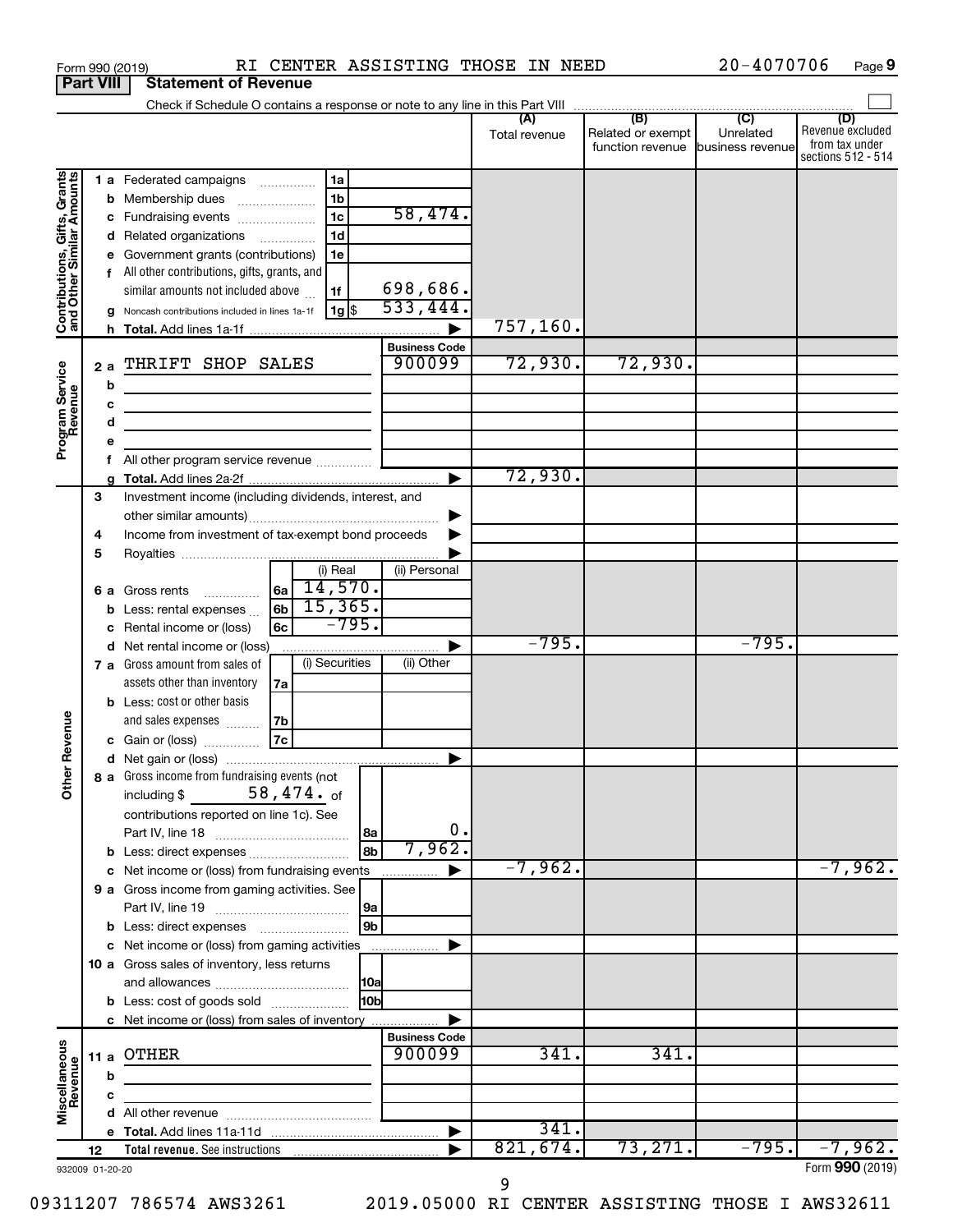Form 990 (2019) RI CENTER ASSISTING THOSE IN NEED 20-4070706 Page 9

## Part VIII Statement of Revenue

Check if Schedule O contains a response or note to any line in this Part VIII

| | | | | (A) Total revenue | (B) Related or exempt function revenue | (C) Unrelated business revenue | (D) Revenue excluded from tax under sections 512 - 514 |
|---|---|---|---|---|---|---|---|
| **Contributions, Gifts, Grants and Other Similar Amounts** | 1 a Federated campaigns | 1a | | | | | |
| | b Membership dues | 1b | | | | | |
| | c Fundraising events | 1c | 58,474. | | | | |
| | d Related organizations | 1d | | | | | |
| | e Government grants (contributions) | 1e | | | | | |
| | f All other contributions, gifts, grants, and similar amounts not included above | 1f | 698,686. | | | | |
| | g Noncash contributions included in lines 1a-1f | 1g $ | 533,444. | | | | |
| | h Total. Add lines 1a-1f | | | 757,160. | | | |
| **Program Service Revenue** | | | Business Code | | | | |
| | 2 a THRIFT SHOP SALES | | 900099 | 72,930. | 72,930. | | |
| | b | | | | | | |
| | c | | | | | | |
| | d | | | | | | |
| | e | | | | | | |
| | f All other program service revenue | | | | | | |
| | g Total. Add lines 2a-2f | | | 72,930. | | | |
| **Other Revenue** | 3 Investment income (including dividends, interest, and other similar amounts) | | | | | | |
| | 4 Income from investment of tax-exempt bond proceeds | | | | | | |
| | 5 Royalties | | | | | | |
| | | (i) Real | (ii) Personal | | | | |
| | 6 a Gross rents | 6a 14,570. | | | | | |
| | b Less: rental expenses | 6b 15,365. | | | | | |
| | c Rental income or (loss) | 6c -795. | | | | | |
| | d Net rental income or (loss) | | | -795. | | -795. | |
| | | (i) Securities | (ii) Other | | | | |
| | 7 a Gross amount from sales of assets other than inventory | 7a | | | | | |
| | b Less: cost or other basis and sales expenses | 7b | | | | | |
| | c Gain or (loss) | 7c | | | | | |
| | d Net gain or (loss) | | | | | | |
| | 8 a Gross income from fundraising events (not including $ 58,474. of contributions reported on line 1c). See Part IV, line 18 | 8a | 0. | | | | |
| | b Less: direct expenses | 8b | 7,962. | | | | |
| | c Net income or (loss) from fundraising events | | | -7,962. | | | -7,962. |
| | 9 a Gross income from gaming activities. See Part IV, line 19 | 9a | | | | | |
| | b Less: direct expenses | 9b | | | | | |
| | c Net income or (loss) from gaming activities | | | | | | |
| | 10 a Gross sales of inventory, less returns and allowances | 10a | | | | | |
| | b Less: cost of goods sold | 10b | | | | | |
| | c Net income or (loss) from sales of inventory | | | | | | |
| **Miscellaneous Revenue** | | | Business Code | | | | |
| | 11 a OTHER | | 900099 | 341. | 341. | | |
| | b | | | | | | |
| | c | | | | | | |
| | d All other revenue | | | | | | |
| | e Total. Add lines 11a-11d | | | 341. | | | |
| | 12 Total revenue. See instructions | | | 821,674. | 73,271. | -795. | -7,962. |

932009 01-20-20 Form 990 (2019)

09311207 786574 AWS3261 2019.05000 RI CENTER ASSISTING THOSE I AWS32611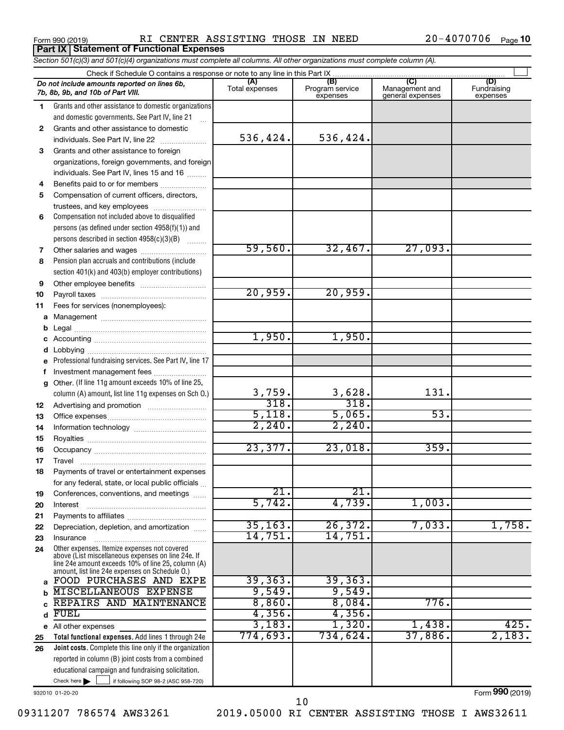Form 990 (2019) RI CENTER ASSISTING THOSE IN NEED 20-4070706 Page 10

**Part IX Statement of Functional Expenses**

*Section 501(c)(3) and 501(c)(4) organizations must complete all columns. All other organizations must complete column (A).*

Check if Schedule O contains a response or note to any line in this Part IX

| *Do not include amounts reported on lines 6b, 7b, 8b, 9b, and 10b of Part VIII.* | (A) Total expenses | (B) Program service expenses | (C) Management and general expenses | (D) Fundraising expenses |
|---|---|---|---|---|
| 1 Grants and other assistance to domestic organizations and domestic governments. See Part IV, line 21 | | | | |
| 2 Grants and other assistance to domestic individuals. See Part IV, line 22 | 536,424. | 536,424. | | |
| 3 Grants and other assistance to foreign organizations, foreign governments, and foreign individuals. See Part IV, lines 15 and 16 | | | | |
| 4 Benefits paid to or for members | | | | |
| 5 Compensation of current officers, directors, trustees, and key employees | | | | |
| 6 Compensation not included above to disqualified persons (as defined under section 4958(f)(1)) and persons described in section 4958(c)(3)(B) | | | | |
| 7 Other salaries and wages | 59,560. | 32,467. | 27,093. | |
| 8 Pension plan accruals and contributions (include section 401(k) and 403(b) employer contributions) | | | | |
| 9 Other employee benefits | | | | |
| 10 Payroll taxes | 20,959. | 20,959. | | |
| 11 Fees for services (nonemployees): | | | | |
| a Management | | | | |
| b Legal | | | | |
| c Accounting | 1,950. | 1,950. | | |
| d Lobbying | | | | |
| e Professional fundraising services. See Part IV, line 17 | | | | |
| f Investment management fees | | | | |
| g Other. (If line 11g amount exceeds 10% of line 25, column (A) amount, list line 11g expenses on Sch O.) | 3,759. | 3,628. | 131. | |
| 12 Advertising and promotion | 318. | 318. | | |
| 13 Office expenses | 5,118. | 5,065. | 53. | |
| 14 Information technology | 2,240. | 2,240. | | |
| 15 Royalties | | | | |
| 16 Occupancy | 23,377. | 23,018. | 359. | |
| 17 Travel | | | | |
| 18 Payments of travel or entertainment expenses for any federal, state, or local public officials | | | | |
| 19 Conferences, conventions, and meetings | 21. | 21. | | |
| 20 Interest | 5,742. | 4,739. | 1,003. | |
| 21 Payments to affiliates | | | | |
| 22 Depreciation, depletion, and amortization | 35,163. | 26,372. | 7,033. | 1,758. |
| 23 Insurance | 14,751. | 14,751. | | |
| 24 Other expenses. Itemize expenses not covered above (List miscellaneous expenses on line 24e. If line 24e amount exceeds 10% of line 25, column (A) amount, list line 24e expenses on Schedule O.) | | | | |
| a FOOD PURCHASES AND EXPE | 39,363. | 39,363. | | |
| b MISCELLANEOUS EXPENSE | 9,549. | 9,549. | | |
| c REPAIRS AND MAINTENANCE | 8,860. | 8,084. | 776. | |
| d FUEL | 4,356. | 4,356. | | |
| e All other expenses | 3,183. | 1,320. | 1,438. | 425. |
| 25 **Total functional expenses.** Add lines 1 through 24e | 774,693. | 734,624. | 37,886. | 2,183. |
| 26 **Joint costs.** Complete this line only if the organization reported in column (B) joint costs from a combined educational campaign and fundraising solicitation. Check here ☐ if following SOP 98-2 (ASC 958-720) | | | | |

932010 01-20-20

Form **990** (2019)

09311207 786574 AWS3261 2019.05000 RI CENTER ASSISTING THOSE I AWS32611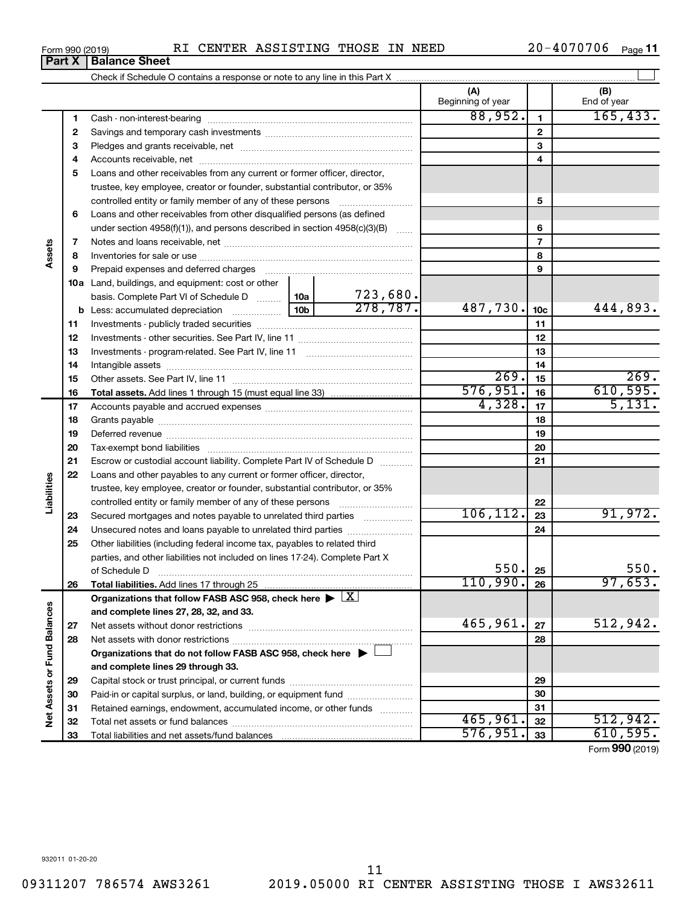Form 990 (2019) RI CENTER ASSISTING THOSE IN NEED 20-4070706

## Part X | Balance Sheet

Check if Schedule O contains a response or note to any line in this Part X

| | | | | (A) Beginning of year | | (B) End of year |
|---|---|---|---|---|---|---|
| **Assets** | 1 | Cash - non-interest-bearing | | 88,952. | 1 | 165,433. |
| | 2 | Savings and temporary cash investments | | | 2 | |
| | 3 | Pledges and grants receivable, net | | | 3 | |
| | 4 | Accounts receivable, net | | | 4 | |
| | 5 | Loans and other receivables from any current or former officer, director, trustee, key employee, creator or founder, substantial contributor, or 35% controlled entity or family member of any of these persons | | | 5 | |
| | 6 | Loans and other receivables from other disqualified persons (as defined under section 4958(f)(1)), and persons described in section 4958(c)(3)(B) | | | 6 | |
| | 7 | Notes and loans receivable, net | | | 7 | |
| | 8 | Inventories for sale or use | | | 8 | |
| | 9 | Prepaid expenses and deferred charges | | | 9 | |
| | 10a | Land, buildings, and equipment: cost or other basis. Complete Part VI of Schedule D | 10a 723,680. | | | |
| | b | Less: accumulated depreciation | 10b 278,787. | 487,730. | 10c | 444,893. |
| | 11 | Investments - publicly traded securities | | | 11 | |
| | 12 | Investments - other securities. See Part IV, line 11 | | | 12 | |
| | 13 | Investments - program-related. See Part IV, line 11 | | | 13 | |
| | 14 | Intangible assets | | | 14 | |
| | 15 | Other assets. See Part IV, line 11 | | 269. | 15 | 269. |
| | 16 | **Total assets.** Add lines 1 through 15 (must equal line 33) | | 576,951. | 16 | 610,595. |
| **Liabilities** | 17 | Accounts payable and accrued expenses | | 4,328. | 17 | 5,131. |
| | 18 | Grants payable | | | 18 | |
| | 19 | Deferred revenue | | | 19 | |
| | 20 | Tax-exempt bond liabilities | | | 20 | |
| | 21 | Escrow or custodial account liability. Complete Part IV of Schedule D | | | 21 | |
| | 22 | Loans and other payables to any current or former officer, director, trustee, key employee, creator or founder, substantial contributor, or 35% controlled entity or family member of any of these persons | | | 22 | |
| | 23 | Secured mortgages and notes payable to unrelated third parties | | 106,112. | 23 | 91,972. |
| | 24 | Unsecured notes and loans payable to unrelated third parties | | | 24 | |
| | 25 | Other liabilities (including federal income tax, payables to related third parties, and other liabilities not included on lines 17-24). Complete Part X of Schedule D | | 550. | 25 | 550. |
| | 26 | **Total liabilities.** Add lines 17 through 25 | | 110,990. | 26 | 97,653. |
| **Net Assets or Fund Balances** | | **Organizations that follow FASB ASC 958, check here** ▶ [X] **and complete lines 27, 28, 32, and 33.** | | | | |
| | 27 | Net assets without donor restrictions | | 465,961. | 27 | 512,942. |
| | 28 | Net assets with donor restrictions | | | 28 | |
| | | **Organizations that do not follow FASB ASC 958, check here** ▶ [ ] **and complete lines 29 through 33.** | | | | |
| | 29 | Capital stock or trust principal, or current funds | | | 29 | |
| | 30 | Paid-in or capital surplus, or land, building, or equipment fund | | | 30 | |
| | 31 | Retained earnings, endowment, accumulated income, or other funds | | | 31 | |
| | 32 | Total net assets or fund balances | | 465,961. | 32 | 512,942. |
| | 33 | Total liabilities and net assets/fund balances | | 576,951. | 33 | 610,595. |

Form **990** (2019)

932011 01-20-20

09311207 786574 AWS3261 2019.05000 RI CENTER ASSISTING THOSE I AWS32611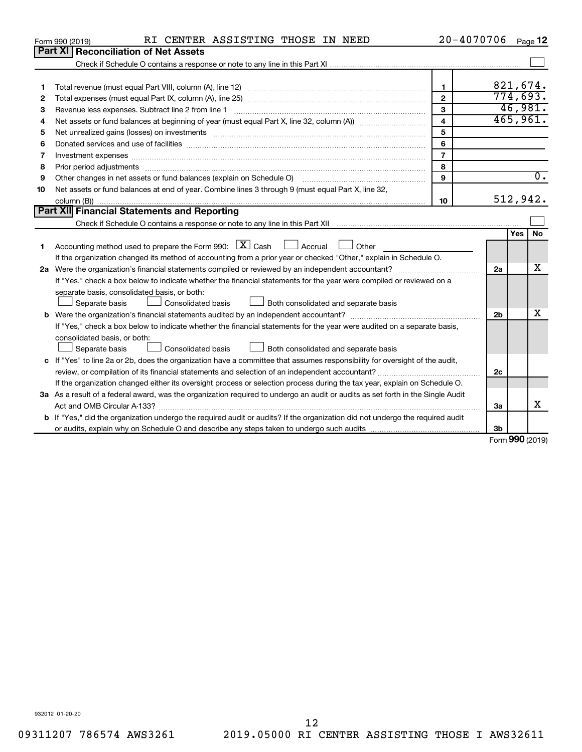Form 990 (2019) RI CENTER ASSISTING THOSE IN NEED 20-4070706 Page 12

## Part XI Reconciliation of Net Assets

Check if Schedule O contains a response or note to any line in this Part XI ☐

| | | | |
|---|---|---|---|
| 1 | Total revenue (must equal Part VIII, column (A), line 12) | 1 | 821,674. |
| 2 | Total expenses (must equal Part IX, column (A), line 25) | 2 | 774,693. |
| 3 | Revenue less expenses. Subtract line 2 from line 1 | 3 | 46,981. |
| 4 | Net assets or fund balances at beginning of year (must equal Part X, line 32, column (A)) | 4 | 465,961. |
| 5 | Net unrealized gains (losses) on investments | 5 | |
| 6 | Donated services and use of facilities | 6 | |
| 7 | Investment expenses | 7 | |
| 8 | Prior period adjustments | 8 | |
| 9 | Other changes in net assets or fund balances (explain on Schedule O) | 9 | 0. |
| 10 | Net assets or fund balances at end of year. Combine lines 3 through 9 (must equal Part X, line 32, column (B)) | 10 | 512,942. |

## Part XII Financial Statements and Reporting

Check if Schedule O contains a response or note to any line in this Part XII ☐

| | | | Yes | No |
|---|---|---|---|---|
| 1 | Accounting method used to prepare the Form 990: ☒ Cash ☐ Accrual ☐ Other<br>If the organization changed its method of accounting from a prior year or checked "Other," explain in Schedule O. | | | |
| 2a | Were the organization's financial statements compiled or reviewed by an independent accountant?<br>If "Yes," check a box below to indicate whether the financial statements for the year were compiled or reviewed on a separate basis, consolidated basis, or both:<br>☐ Separate basis ☐ Consolidated basis ☐ Both consolidated and separate basis | 2a | | X |
| b | Were the organization's financial statements audited by an independent accountant?<br>If "Yes," check a box below to indicate whether the financial statements for the year were audited on a separate basis, consolidated basis, or both:<br>☐ Separate basis ☐ Consolidated basis ☐ Both consolidated and separate basis | 2b | | X |
| c | If "Yes" to line 2a or 2b, does the organization have a committee that assumes responsibility for oversight of the audit, review, or compilation of its financial statements and selection of an independent accountant?<br>If the organization changed either its oversight process or selection process during the tax year, explain on Schedule O. | 2c | | |
| 3a | As a result of a federal award, was the organization required to undergo an audit or audits as set forth in the Single Audit Act and OMB Circular A-133? | 3a | | X |
| b | If "Yes," did the organization undergo the required audit or audits? If the organization did not undergo the required audit or audits, explain why on Schedule O and describe any steps taken to undergo such audits | 3b | | |

Form 990 (2019)

932012 01-20-20

09311207 786574 AWS3261 2019.05000 RI CENTER ASSISTING THOSE I AWS32611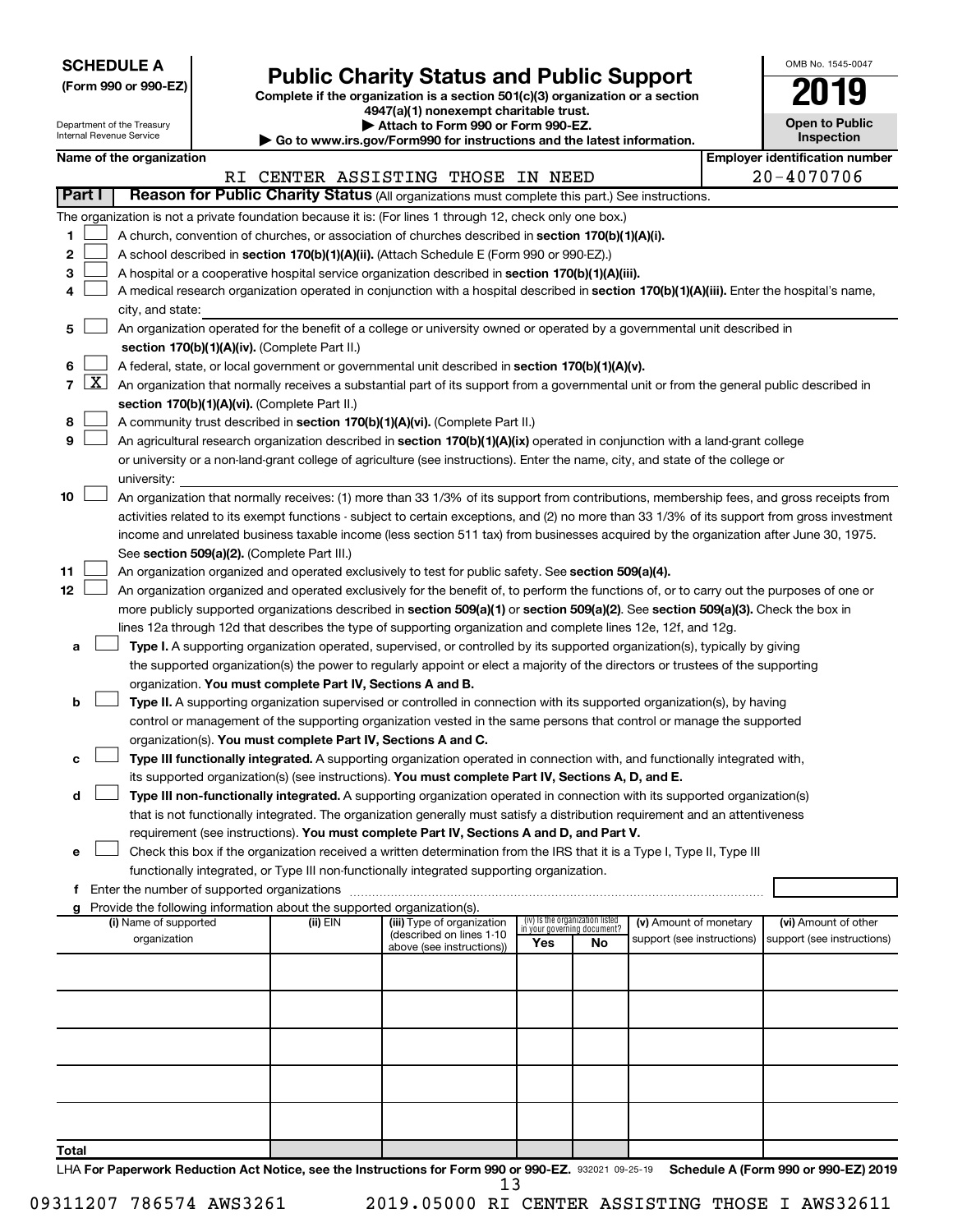**SCHEDULE A**
**(Form 990 or 990-EZ)**

Department of the Treasury
Internal Revenue Service

# Public Charity Status and Public Support

**Complete if the organization is a section 501(c)(3) organization or a section 4947(a)(1) nonexempt charitable trust.**
**▶ Attach to Form 990 or Form 990-EZ.**
**▶ Go to www.irs.gov/Form990 for instructions and the latest information.**

OMB No. 1545-0047
**2019**
**Open to Public Inspection**

| Name of the organization | Employer identification number |
|---|---|
| RI CENTER ASSISTING THOSE IN NEED | 20-4070706 |

**Part I** **Reason for Public Charity Status** (All organizations must complete this part.) See instructions.

The organization is not a private foundation because it is: (For lines 1 through 12, check only one box.)

1. ☐ A church, convention of churches, or association of churches described in **section 170(b)(1)(A)(i).**
2. ☐ A school described in **section 170(b)(1)(A)(ii).** (Attach Schedule E (Form 990 or 990-EZ).)
3. ☐ A hospital or a cooperative hospital service organization described in **section 170(b)(1)(A)(iii).**
4. ☐ A medical research organization operated in conjunction with a hospital described in **section 170(b)(1)(A)(iii).** Enter the hospital's name, city, and state:
5. ☐ An organization operated for the benefit of a college or university owned or operated by a governmental unit described in **section 170(b)(1)(A)(iv).** (Complete Part II.)
6. ☐ A federal, state, or local government or governmental unit described in **section 170(b)(1)(A)(v).**
7. ☒ An organization that normally receives a substantial part of its support from a governmental unit or from the general public described in **section 170(b)(1)(A)(vi).** (Complete Part II.)
8. ☐ A community trust described in **section 170(b)(1)(A)(vi).** (Complete Part II.)
9. ☐ An agricultural research organization described in **section 170(b)(1)(A)(ix)** operated in conjunction with a land-grant college or university or a non-land-grant college of agriculture (see instructions). Enter the name, city, and state of the college or university:
10. ☐ An organization that normally receives: (1) more than 33 1/3% of its support from contributions, membership fees, and gross receipts from activities related to its exempt functions - subject to certain exceptions, and (2) no more than 33 1/3% of its support from gross investment income and unrelated business taxable income (less section 511 tax) from businesses acquired by the organization after June 30, 1975. See **section 509(a)(2).** (Complete Part III.)
11. ☐ An organization organized and operated exclusively to test for public safety. See **section 509(a)(4).**
12. ☐ An organization organized and operated exclusively for the benefit of, to perform the functions of, or to carry out the purposes of one or more publicly supported organizations described in **section 509(a)(1)** or **section 509(a)(2)**. See **section 509(a)(3).** Check the box in lines 12a through 12d that describes the type of supporting organization and complete lines 12e, 12f, and 12g.
   - **a** ☐ **Type I.** A supporting organization operated, supervised, or controlled by its supported organization(s), typically by giving the supported organization(s) the power to regularly appoint or elect a majority of the directors or trustees of the supporting organization. **You must complete Part IV, Sections A and B.**
   - **b** ☐ **Type II.** A supporting organization supervised or controlled in connection with its supported organization(s), by having control or management of the supporting organization vested in the same persons that control or manage the supported organization(s). **You must complete Part IV, Sections A and C.**
   - **c** ☐ **Type III functionally integrated.** A supporting organization operated in connection with, and functionally integrated with, its supported organization(s) (see instructions). **You must complete Part IV, Sections A, D, and E.**
   - **d** ☐ **Type III non-functionally integrated.** A supporting organization operated in connection with its supported organization(s) that is not functionally integrated. The organization generally must satisfy a distribution requirement and an attentiveness requirement (see instructions). **You must complete Part IV, Sections A and D, and Part V.**
   - **e** ☐ Check this box if the organization received a written determination from the IRS that it is a Type I, Type II, Type III functionally integrated, or Type III non-functionally integrated supporting organization.
   - **f** Enter the number of supported organizations
   - **g** Provide the following information about the supported organization(s).

| (i) Name of supported organization | (ii) EIN | (iii) Type of organization (described on lines 1-10 above (see instructions)) | (iv) Is the organization listed in your governing document? Yes | No | (v) Amount of monetary support (see instructions) | (vi) Amount of other support (see instructions) |
|---|---|---|---|---|---|---|
| | | | | | | |
| | | | | | | |
| | | | | | | |
| | | | | | | |
| | | | | | | |
| **Total** | | | | | | |

LHA **For Paperwork Reduction Act Notice, see the Instructions for Form 990 or 990-EZ.** 932021 09-25-19 **Schedule A (Form 990 or 990-EZ) 2019**

09311207 786574 AWS3261 2019.05000 RI CENTER ASSISTING THOSE I AWS32611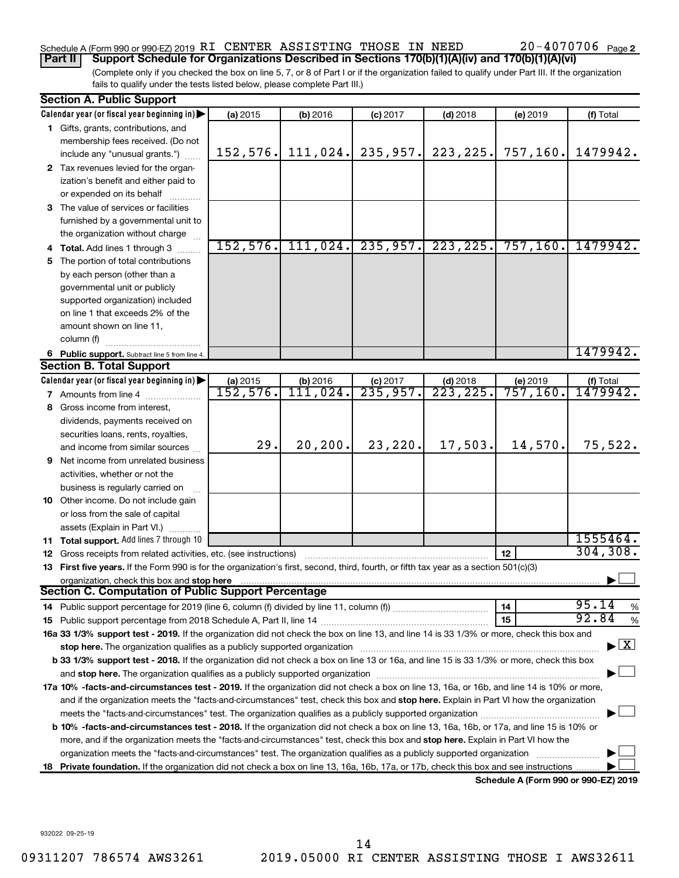Schedule A (Form 990 or 990-EZ) 2019 RI CENTER ASSISTING THOSE IN NEED 20-4070706 Page 2

**Part II Support Schedule for Organizations Described in Sections 170(b)(1)(A)(iv) and 170(b)(1)(A)(vi)**

(Complete only if you checked the box on line 5, 7, or 8 of Part I or if the organization failed to qualify under Part III. If the organization fails to qualify under the tests listed below, please complete Part III.)

**Section A. Public Support**

| Calendar year (or fiscal year beginning in) ▶ | (a) 2015 | (b) 2016 | (c) 2017 | (d) 2018 | (e) 2019 | (f) Total |
|---|---|---|---|---|---|---|
| 1 Gifts, grants, contributions, and membership fees received. (Do not include any "unusual grants.") | 152,576. | 111,024. | 235,957. | 223,225. | 757,160. | 1479942. |
| 2 Tax revenues levied for the organization's benefit and either paid to or expended on its behalf | | | | | | |
| 3 The value of services or facilities furnished by a governmental unit to the organization without charge | | | | | | |
| 4 **Total.** Add lines 1 through 3 | 152,576. | 111,024. | 235,957. | 223,225. | 757,160. | 1479942. |
| 5 The portion of total contributions by each person (other than a governmental unit or publicly supported organization) included on line 1 that exceeds 2% of the amount shown on line 11, column (f) | | | | | | |
| 6 **Public support.** Subtract line 5 from line 4. | | | | | | 1479942. |

**Section B. Total Support**

| Calendar year (or fiscal year beginning in) ▶ | (a) 2015 | (b) 2016 | (c) 2017 | (d) 2018 | (e) 2019 | (f) Total |
|---|---|---|---|---|---|---|
| 7 Amounts from line 4 | 152,576. | 111,024. | 235,957. | 223,225. | 757,160. | 1479942. |
| 8 Gross income from interest, dividends, payments received on securities loans, rents, royalties, and income from similar sources | 29. | 20,200. | 23,220. | 17,503. | 14,570. | 75,522. |
| 9 Net income from unrelated business activities, whether or not the business is regularly carried on | | | | | | |
| 10 Other income. Do not include gain or loss from the sale of capital assets (Explain in Part VI.) | | | | | | |
| 11 **Total support.** Add lines 7 through 10 | | | | | | 1555464. |
| 12 Gross receipts from related activities, etc. (see instructions) | | | | | 12 | 304,308. |

13 **First five years.** If the Form 990 is for the organization's first, second, third, fourth, or fifth tax year as a section 501(c)(3) organization, check this box and **stop here** ▶ ☐

**Section C. Computation of Public Support Percentage**

14 Public support percentage for 2019 (line 6, column (f) divided by line 11, column (f)) — 14 — 95.14 %

15 Public support percentage from 2018 Schedule A, Part II, line 14 — 15 — 92.84 %

**16a 33 1/3% support test - 2019.** If the organization did not check the box on line 13, and line 14 is 33 1/3% or more, check this box and **stop here.** The organization qualifies as a publicly supported organization ▶ ☒

**b 33 1/3% support test - 2018.** If the organization did not check a box on line 13 or 16a, and line 15 is 33 1/3% or more, check this box and **stop here.** The organization qualifies as a publicly supported organization ▶ ☐

**17a 10% -facts-and-circumstances test - 2019.** If the organization did not check a box on line 13, 16a, or 16b, and line 14 is 10% or more, and if the organization meets the "facts-and-circumstances" test, check this box and **stop here.** Explain in Part VI how the organization meets the "facts-and-circumstances" test. The organization qualifies as a publicly supported organization ▶ ☐

**b 10% -facts-and-circumstances test - 2018.** If the organization did not check a box on line 13, 16a, 16b, or 17a, and line 15 is 10% or more, and if the organization meets the "facts-and-circumstances" test, check this box and **stop here.** Explain in Part VI how the organization meets the "facts-and-circumstances" test. The organization qualifies as a publicly supported organization ▶ ☐

18 **Private foundation.** If the organization did not check a box on line 13, 16a, 16b, 17a, or 17b, check this box and see instructions ▶ ☐

**Schedule A (Form 990 or 990-EZ) 2019**

932022 09-25-19

09311207 786574 AWS3261 2019.05000 RI CENTER ASSISTING THOSE I AWS32611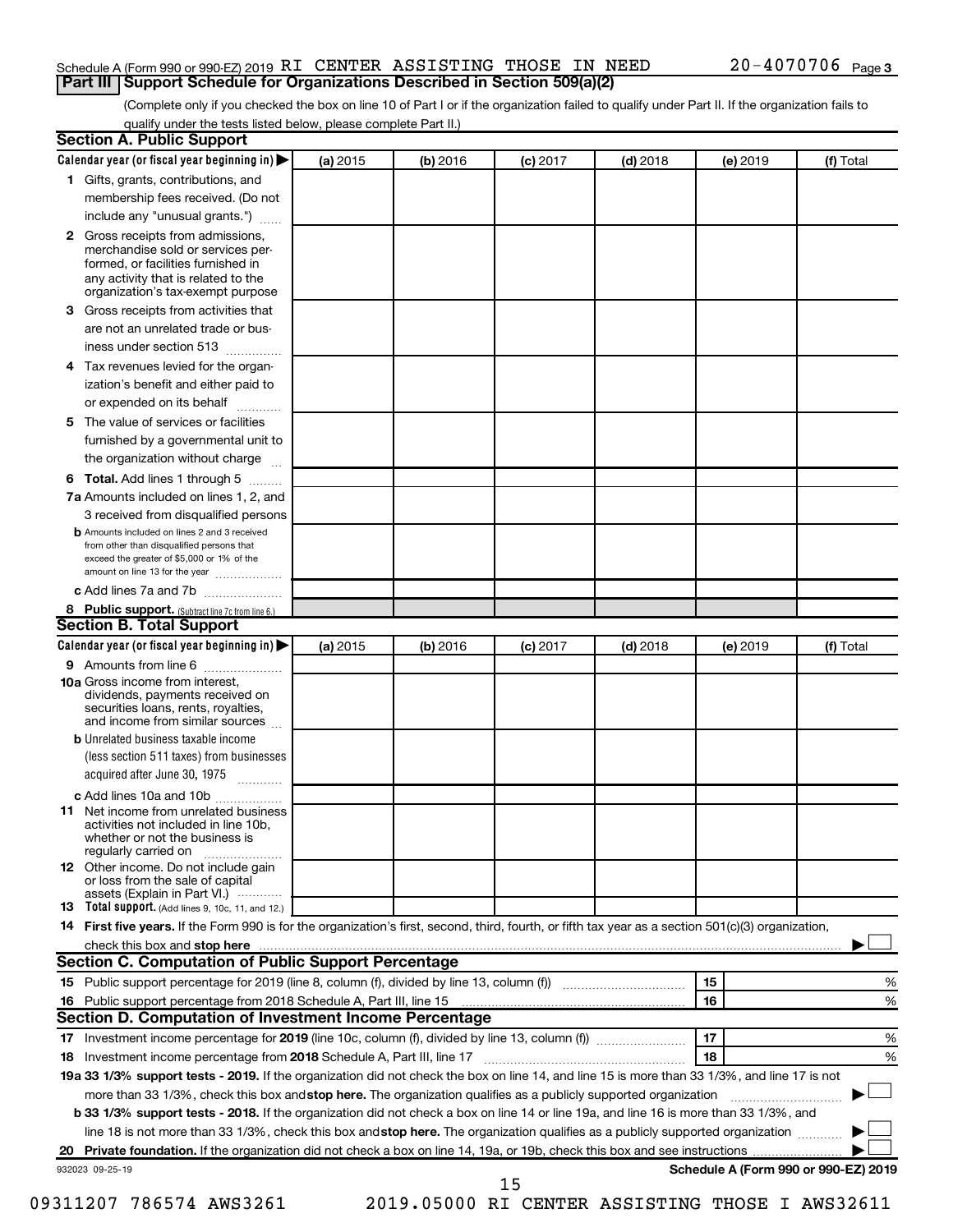Schedule A (Form 990 or 990-EZ) 2019 RI CENTER ASSISTING THOSE IN NEED 20-4070706 Page 3

## Part III Support Schedule for Organizations Described in Section 509(a)(2)

(Complete only if you checked the box on line 10 of Part I or if the organization failed to qualify under Part II. If the organization fails to qualify under the tests listed below, please complete Part II.)

### Section A. Public Support

| Calendar year (or fiscal year beginning in) ▶ | (a) 2015 | (b) 2016 | (c) 2017 | (d) 2018 | (e) 2019 | (f) Total |
|---|---|---|---|---|---|---|
| 1 Gifts, grants, contributions, and membership fees received. (Do not include any "unusual grants.") | | | | | | |
| 2 Gross receipts from admissions, merchandise sold or services performed, or facilities furnished in any activity that is related to the organization's tax-exempt purpose | | | | | | |
| 3 Gross receipts from activities that are not an unrelated trade or business under section 513 | | | | | | |
| 4 Tax revenues levied for the organization's benefit and either paid to or expended on its behalf | | | | | | |
| 5 The value of services or facilities furnished by a governmental unit to the organization without charge | | | | | | |
| 6 Total. Add lines 1 through 5 | | | | | | |
| 7a Amounts included on lines 1, 2, and 3 received from disqualified persons | | | | | | |
| b Amounts included on lines 2 and 3 received from other than disqualified persons that exceed the greater of $5,000 or 1% of the amount on line 13 for the year | | | | | | |
| c Add lines 7a and 7b | | | | | | |
| 8 Public support. (Subtract line 7c from line 6.) | | | | | | |

### Section B. Total Support

| Calendar year (or fiscal year beginning in) ▶ | (a) 2015 | (b) 2016 | (c) 2017 | (d) 2018 | (e) 2019 | (f) Total |
|---|---|---|---|---|---|---|
| 9 Amounts from line 6 | | | | | | |
| 10a Gross income from interest, dividends, payments received on securities loans, rents, royalties, and income from similar sources | | | | | | |
| b Unrelated business taxable income (less section 511 taxes) from businesses acquired after June 30, 1975 | | | | | | |
| c Add lines 10a and 10b | | | | | | |
| 11 Net income from unrelated business activities not included in line 10b, whether or not the business is regularly carried on | | | | | | |
| 12 Other income. Do not include gain or loss from the sale of capital assets (Explain in Part VI.) | | | | | | |
| 13 Total support. (Add lines 9, 10c, 11, and 12.) | | | | | | |

14 **First five years.** If the Form 990 is for the organization's first, second, third, fourth, or fifth tax year as a section 501(c)(3) organization, check this box and **stop here** ▶ ☐

### Section C. Computation of Public Support Percentage

| | | | |
|---|---|---|---|
| 15 Public support percentage for 2019 (line 8, column (f), divided by line 13, column (f)) | 15 | | % |
| 16 Public support percentage from 2018 Schedule A, Part III, line 15 | 16 | | % |

### Section D. Computation of Investment Income Percentage

| | | | |
|---|---|---|---|
| 17 Investment income percentage for **2019** (line 10c, column (f), divided by line 13, column (f)) | 17 | | % |
| 18 Investment income percentage from **2018** Schedule A, Part III, line 17 | 18 | | % |

**19a 33 1/3% support tests - 2019.** If the organization did not check the box on line 14, and line 15 is more than 33 1/3%, and line 17 is not more than 33 1/3%, check this box and **stop here.** The organization qualifies as a publicly supported organization ▶ ☐

**b 33 1/3% support tests - 2018.** If the organization did not check a box on line 14 or line 19a, and line 16 is more than 33 1/3%, and line 18 is not more than 33 1/3%, check this box and **stop here.** The organization qualifies as a publicly supported organization ▶ ☐

**20 Private foundation.** If the organization did not check a box on line 14, 19a, or 19b, check this box and see instructions ▶ ☐

932023 09-25-19

**Schedule A (Form 990 or 990-EZ) 2019**

09311207 786574 AWS3261 2019.05000 RI CENTER ASSISTING THOSE I AWS32611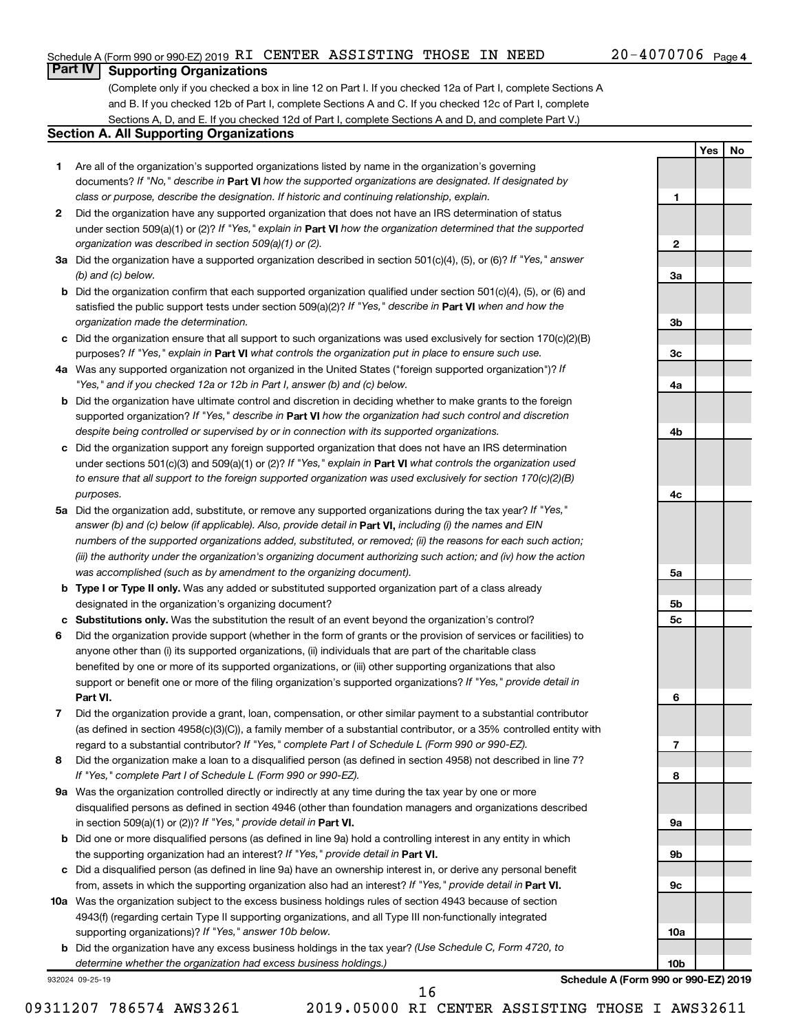## Part IV Supporting Organizations

(Complete only if you checked a box in line 12 on Part I. If you checked 12a of Part I, complete Sections A and B. If you checked 12b of Part I, complete Sections A and C. If you checked 12c of Part I, complete Sections A, D, and E. If you checked 12d of Part I, complete Sections A and D, and complete Part V.)

### Section A. All Supporting Organizations

| | | Line | Yes | No |
|---|---|---|---|---|
| **1** | Are all of the organization's supported organizations listed by name in the organization's governing documents? *If "No," describe in* **Part VI** *how the supported organizations are designated. If designated by class or purpose, describe the designation. If historic and continuing relationship, explain.* | 1 | | |
| **2** | Did the organization have any supported organization that does not have an IRS determination of status under section 509(a)(1) or (2)? *If "Yes," explain in* **Part VI** *how the organization determined that the supported organization was described in section 509(a)(1) or (2).* | 2 | | |
| **3a** | Did the organization have a supported organization described in section 501(c)(4), (5), or (6)? *If "Yes," answer (b) and (c) below.* | 3a | | |
| **b** | Did the organization confirm that each supported organization qualified under section 501(c)(4), (5), or (6) and satisfied the public support tests under section 509(a)(2)? *If "Yes," describe in* **Part VI** *when and how the organization made the determination.* | 3b | | |
| **c** | Did the organization ensure that all support to such organizations was used exclusively for section 170(c)(2)(B) purposes? *If "Yes," explain in* **Part VI** *what controls the organization put in place to ensure such use.* | 3c | | |
| **4a** | Was any supported organization not organized in the United States ("foreign supported organization")? *If "Yes," and if you checked 12a or 12b in Part I, answer (b) and (c) below.* | 4a | | |
| **b** | Did the organization have ultimate control and discretion in deciding whether to make grants to the foreign supported organization? *If "Yes," describe in* **Part VI** *how the organization had such control and discretion despite being controlled or supervised by or in connection with its supported organizations.* | 4b | | |
| **c** | Did the organization support any foreign supported organization that does not have an IRS determination under sections 501(c)(3) and 509(a)(1) or (2)? *If "Yes," explain in* **Part VI** *what controls the organization used to ensure that all support to the foreign supported organization was used exclusively for section 170(c)(2)(B) purposes.* | 4c | | |
| **5a** | Did the organization add, substitute, or remove any supported organizations during the tax year? *If "Yes," answer (b) and (c) below (if applicable). Also, provide detail in* **Part VI,** *including (i) the names and EIN numbers of the supported organizations added, substituted, or removed; (ii) the reasons for each such action; (iii) the authority under the organization's organizing document authorizing such action; and (iv) how the action was accomplished (such as by amendment to the organizing document).* | 5a | | |
| **b** | **Type I or Type II only.** Was any added or substituted supported organization part of a class already designated in the organization's organizing document? | 5b | | |
| **c** | **Substitutions only.** Was the substitution the result of an event beyond the organization's control? | 5c | | |
| **6** | Did the organization provide support (whether in the form of grants or the provision of services or facilities) to anyone other than (i) its supported organizations, (ii) individuals that are part of the charitable class benefited by one or more of its supported organizations, or (iii) other supporting organizations that also support or benefit one or more of the filing organization's supported organizations? *If "Yes," provide detail in* **Part VI.** | 6 | | |
| **7** | Did the organization provide a grant, loan, compensation, or other similar payment to a substantial contributor (as defined in section 4958(c)(3)(C)), a family member of a substantial contributor, or a 35% controlled entity with regard to a substantial contributor? *If "Yes," complete Part I of Schedule L (Form 990 or 990-EZ).* | 7 | | |
| **8** | Did the organization make a loan to a disqualified person (as defined in section 4958) not described in line 7? *If "Yes," complete Part I of Schedule L (Form 990 or 990-EZ).* | 8 | | |
| **9a** | Was the organization controlled directly or indirectly at any time during the tax year by one or more disqualified persons as defined in section 4946 (other than foundation managers and organizations described in section 509(a)(1) or (2))? *If "Yes," provide detail in* **Part VI.** | 9a | | |
| **b** | Did one or more disqualified persons (as defined in line 9a) hold a controlling interest in any entity in which the supporting organization had an interest? *If "Yes," provide detail in* **Part VI.** | 9b | | |
| **c** | Did a disqualified person (as defined in line 9a) have an ownership interest in, or derive any personal benefit from, assets in which the supporting organization also had an interest? *If "Yes," provide detail in* **Part VI.** | 9c | | |
| **10a** | Was the organization subject to the excess business holdings rules of section 4943 because of section 4943(f) (regarding certain Type II supporting organizations, and all Type III non-functionally integrated supporting organizations)? *If "Yes," answer 10b below.* | 10a | | |
| **b** | Did the organization have any excess business holdings in the tax year? *(Use Schedule C, Form 4720, to determine whether the organization had excess business holdings.)* | 10b | | |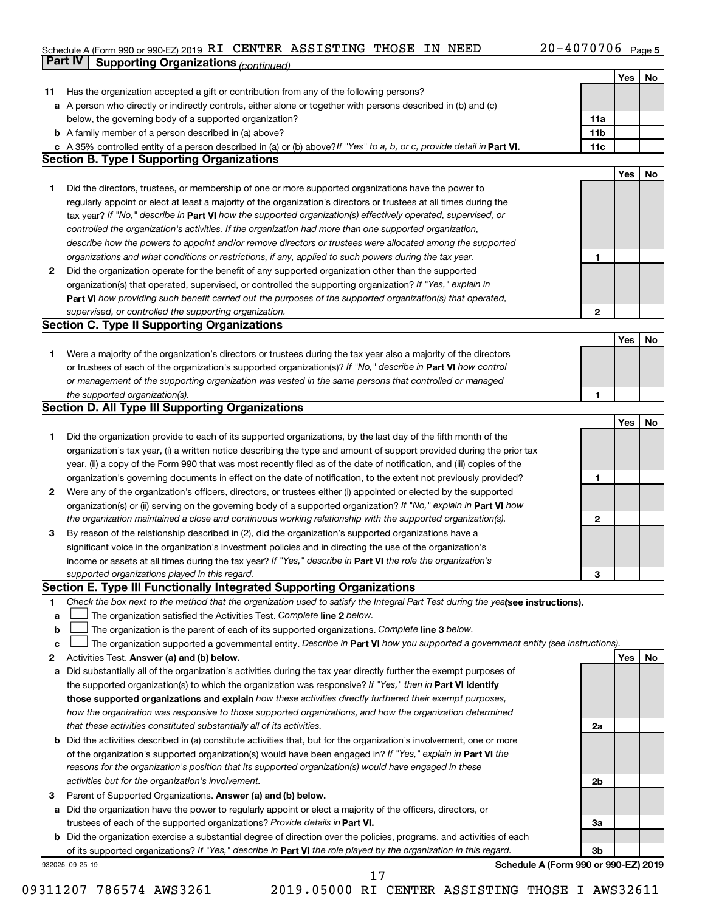Schedule A (Form 990 or 990-EZ) 2019 RI CENTER ASSISTING THOSE IN NEED 20-4070706 Page 5

## Part IV Supporting Organizations *(continued)*

| | | | Yes | No |
|---|---|---|---|---|
| **11** | Has the organization accepted a gift or contribution from any of the following persons? | | | |
| **a** | A person who directly or indirectly controls, either alone or together with persons described in (b) and (c) below, the governing body of a supported organization? | **11a** | | |
| **b** | A family member of a person described in (a) above? | **11b** | | |
| **c** | A 35% controlled entity of a person described in (a) or (b) above? *If "Yes" to a, b, or c, provide detail in* **Part VI.** | **11c** | | |

### Section B. Type I Supporting Organizations

| | | | Yes | No |
|---|---|---|---|---|
| **1** | Did the directors, trustees, or membership of one or more supported organizations have the power to regularly appoint or elect at least a majority of the organization's directors or trustees at all times during the tax year? *If "No," describe in* **Part VI** *how the supported organization(s) effectively operated, supervised, or controlled the organization's activities. If the organization had more than one supported organization, describe how the powers to appoint and/or remove directors or trustees were allocated among the supported organizations and what conditions or restrictions, if any, applied to such powers during the tax year.* | **1** | | |
| **2** | Did the organization operate for the benefit of any supported organization other than the supported organization(s) that operated, supervised, or controlled the supporting organization? *If "Yes," explain in* **Part VI** *how providing such benefit carried out the purposes of the supported organization(s) that operated, supervised, or controlled the supporting organization.* | **2** | | |

### Section C. Type II Supporting Organizations

| | | | Yes | No |
|---|---|---|---|---|
| **1** | Were a majority of the organization's directors or trustees during the tax year also a majority of the directors or trustees of each of the organization's supported organization(s)? *If "No," describe in* **Part VI** *how control or management of the supporting organization was vested in the same persons that controlled or managed the supported organization(s).* | **1** | | |

### Section D. All Type III Supporting Organizations

| | | | Yes | No |
|---|---|---|---|---|
| **1** | Did the organization provide to each of its supported organizations, by the last day of the fifth month of the organization's tax year, (i) a written notice describing the type and amount of support provided during the prior tax year, (ii) a copy of the Form 990 that was most recently filed as of the date of notification, and (iii) copies of the organization's governing documents in effect on the date of notification, to the extent not previously provided? | **1** | | |
| **2** | Were any of the organization's officers, directors, or trustees either (i) appointed or elected by the supported organization(s) or (ii) serving on the governing body of a supported organization? *If "No," explain in* **Part VI** *how the organization maintained a close and continuous working relationship with the supported organization(s).* | **2** | | |
| **3** | By reason of the relationship described in (2), did the organization's supported organizations have a significant voice in the organization's investment policies and in directing the use of the organization's income or assets at all times during the tax year? *If "Yes," describe in* **Part VI** *the role the organization's supported organizations played in this regard.* | **3** | | |

### Section E. Type III Functionally Integrated Supporting Organizations

**1** *Check the box next to the method that the organization used to satisfy the Integral Part Test during the year* **(see instructions).**

- **a** ☐ The organization satisfied the Activities Test. *Complete* **line 2** *below.*
- **b** ☐ The organization is the parent of each of its supported organizations. *Complete* **line 3** *below.*
- **c** ☐ The organization supported a governmental entity. *Describe in* **Part VI** *how you supported a government entity (see instructions).*

| | | | Yes | No |
|---|---|---|---|---|
| **2** | Activities Test. **Answer (a) and (b) below.** | | | |
| **a** | Did substantially all of the organization's activities during the tax year directly further the exempt purposes of the supported organization(s) to which the organization was responsive? *If "Yes," then in* **Part VI identify those supported organizations and explain** *how these activities directly furthered their exempt purposes, how the organization was responsive to those supported organizations, and how the organization determined that these activities constituted substantially all of its activities.* | **2a** | | |
| **b** | Did the activities described in (a) constitute activities that, but for the organization's involvement, one or more of the organization's supported organization(s) would have been engaged in? *If "Yes," explain in* **Part VI** *the reasons for the organization's position that its supported organization(s) would have engaged in these activities but for the organization's involvement.* | **2b** | | |
| **3** | Parent of Supported Organizations. **Answer (a) and (b) below.** | | | |
| **a** | Did the organization have the power to regularly appoint or elect a majority of the officers, directors, or trustees of each of the supported organizations? *Provide details in* **Part VI.** | **3a** | | |
| **b** | Did the organization exercise a substantial degree of direction over the policies, programs, and activities of each of its supported organizations? *If "Yes," describe in* **Part VI** *the role played by the organization in this regard.* | **3b** | | |

932025 09-25-19 **Schedule A (Form 990 or 990-EZ) 2019**

09311207 786574 AWS3261 2019.05000 RI CENTER ASSISTING THOSE I AWS32611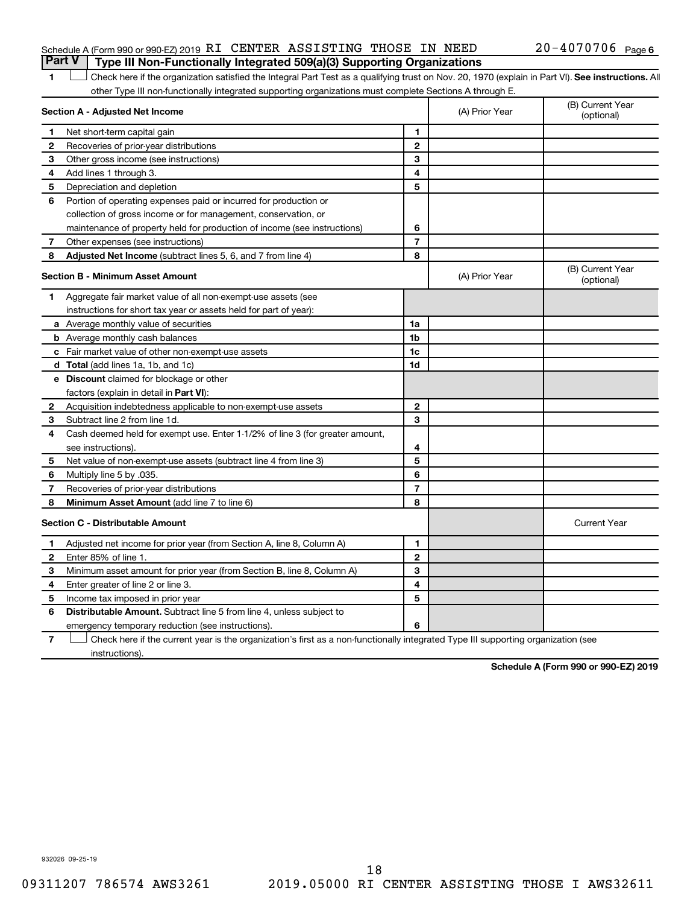Schedule A (Form 990 or 990-EZ) 2019 RI CENTER ASSISTING THOSE IN NEED 20-4070706 Page 6

## Part V Type III Non-Functionally Integrated 509(a)(3) Supporting Organizations

1 ☐ Check here if the organization satisfied the Integral Part Test as a qualifying trust on Nov. 20, 1970 (explain in Part VI). **See instructions.** All other Type III non-functionally integrated supporting organizations must complete Sections A through E.

| **Section A - Adjusted Net Income** | | | (A) Prior Year | (B) Current Year (optional) |
|---|---|---|---|---|
| 1 | Net short-term capital gain | 1 | | |
| 2 | Recoveries of prior-year distributions | 2 | | |
| 3 | Other gross income (see instructions) | 3 | | |
| 4 | Add lines 1 through 3. | 4 | | |
| 5 | Depreciation and depletion | 5 | | |
| 6 | Portion of operating expenses paid or incurred for production or collection of gross income or for management, conservation, or maintenance of property held for production of income (see instructions) | 6 | | |
| 7 | Other expenses (see instructions) | 7 | | |
| 8 | **Adjusted Net Income** (subtract lines 5, 6, and 7 from line 4) | 8 | | |

| **Section B - Minimum Asset Amount** | | | (A) Prior Year | (B) Current Year (optional) |
|---|---|---|---|---|
| 1 | Aggregate fair market value of all non-exempt-use assets (see instructions for short tax year or assets held for part of year): | | | |
| a | Average monthly value of securities | 1a | | |
| b | Average monthly cash balances | 1b | | |
| c | Fair market value of other non-exempt-use assets | 1c | | |
| d | **Total** (add lines 1a, 1b, and 1c) | 1d | | |
| e | **Discount** claimed for blockage or other factors (explain in detail in **Part VI**): | | | |
| 2 | Acquisition indebtedness applicable to non-exempt-use assets | 2 | | |
| 3 | Subtract line 2 from line 1d. | 3 | | |
| 4 | Cash deemed held for exempt use. Enter 1-1/2% of line 3 (for greater amount, see instructions). | 4 | | |
| 5 | Net value of non-exempt-use assets (subtract line 4 from line 3) | 5 | | |
| 6 | Multiply line 5 by .035. | 6 | | |
| 7 | Recoveries of prior-year distributions | 7 | | |
| 8 | **Minimum Asset Amount** (add line 7 to line 6) | 8 | | |

| **Section C - Distributable Amount** | | | | Current Year |
|---|---|---|---|---|
| 1 | Adjusted net income for prior year (from Section A, line 8, Column A) | 1 | | |
| 2 | Enter 85% of line 1. | 2 | | |
| 3 | Minimum asset amount for prior year (from Section B, line 8, Column A) | 3 | | |
| 4 | Enter greater of line 2 or line 3. | 4 | | |
| 5 | Income tax imposed in prior year | 5 | | |
| 6 | **Distributable Amount.** Subtract line 5 from line 4, unless subject to emergency temporary reduction (see instructions). | 6 | | |

7 ☐ Check here if the current year is the organization's first as a non-functionally integrated Type III supporting organization (see instructions).

**Schedule A (Form 990 or 990-EZ) 2019**

932026 09-25-19

09311207 786574 AWS3261 2019.05000 RI CENTER ASSISTING THOSE I AWS32611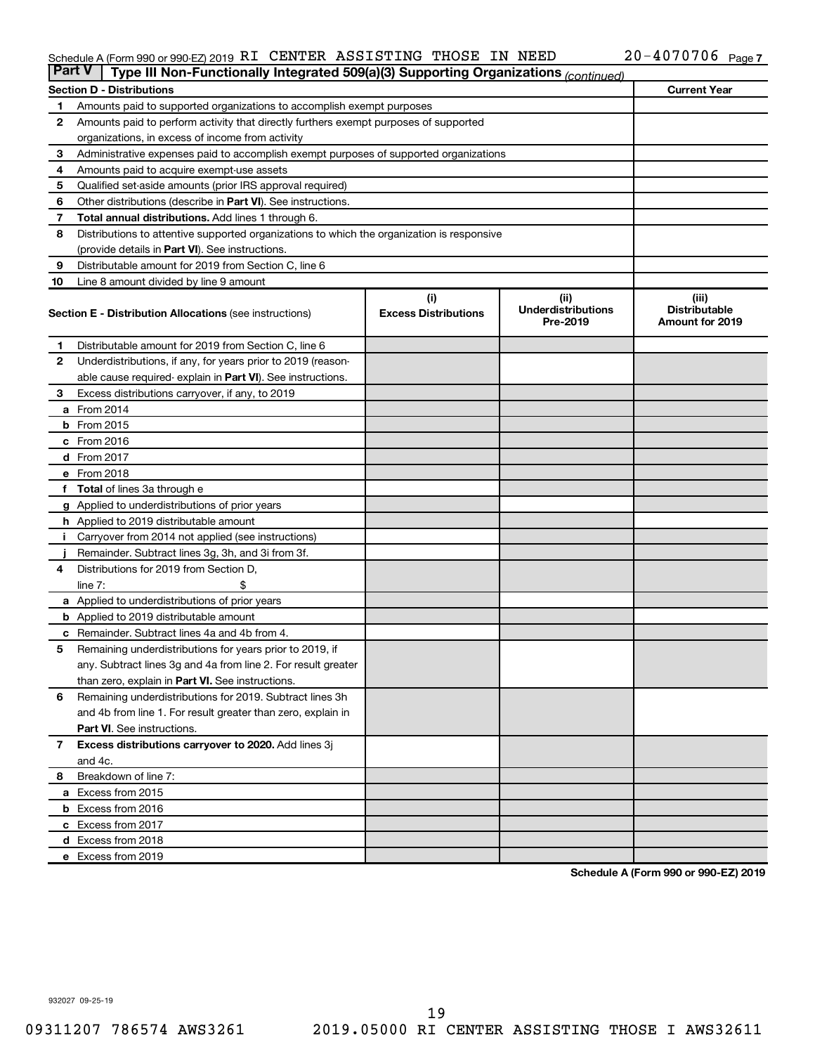Schedule A (Form 990 or 990-EZ) 2019 RI CENTER ASSISTING THOSE IN NEED 20-4070706 Page 7

**Part V | Type III Non-Functionally Integrated 509(a)(3) Supporting Organizations** *(continued)*

| Section D - Distributions | | Current Year |
|---|---|---|
| 1 | Amounts paid to supported organizations to accomplish exempt purposes | |
| 2 | Amounts paid to perform activity that directly furthers exempt purposes of supported organizations, in excess of income from activity | |
| 3 | Administrative expenses paid to accomplish exempt purposes of supported organizations | |
| 4 | Amounts paid to acquire exempt-use assets | |
| 5 | Qualified set-aside amounts (prior IRS approval required) | |
| 6 | Other distributions (describe in **Part VI**). See instructions. | |
| 7 | **Total annual distributions.** Add lines 1 through 6. | |
| 8 | Distributions to attentive supported organizations to which the organization is responsive (provide details in **Part VI**). See instructions. | |
| 9 | Distributable amount for 2019 from Section C, line 6 | |
| 10 | Line 8 amount divided by line 9 amount | |

| Section E - Distribution Allocations (see instructions) | (i) Excess Distributions | (ii) Underdistributions Pre-2019 | (iii) Distributable Amount for 2019 |
|---|---|---|---|
| 1 Distributable amount for 2019 from Section C, line 6 | | | |
| 2 Underdistributions, if any, for years prior to 2019 (reasonable cause required- explain in **Part VI**). See instructions. | | | |
| 3 Excess distributions carryover, if any, to 2019 | | | |
| a From 2014 | | | |
| b From 2015 | | | |
| c From 2016 | | | |
| d From 2017 | | | |
| e From 2018 | | | |
| f **Total** of lines 3a through e | | | |
| g Applied to underdistributions of prior years | | | |
| h Applied to 2019 distributable amount | | | |
| i Carryover from 2014 not applied (see instructions) | | | |
| j Remainder. Subtract lines 3g, 3h, and 3i from 3f. | | | |
| 4 Distributions for 2019 from Section D, line 7: $ | | | |
| a Applied to underdistributions of prior years | | | |
| b Applied to 2019 distributable amount | | | |
| c Remainder. Subtract lines 4a and 4b from 4. | | | |
| 5 Remaining underdistributions for years prior to 2019, if any. Subtract lines 3g and 4a from line 2. For result greater than zero, explain in **Part VI.** See instructions. | | | |
| 6 Remaining underdistributions for 2019. Subtract lines 3h and 4b from line 1. For result greater than zero, explain in **Part VI**. See instructions. | | | |
| 7 **Excess distributions carryover to 2020.** Add lines 3j and 4c. | | | |
| 8 Breakdown of line 7: | | | |
| a Excess from 2015 | | | |
| b Excess from 2016 | | | |
| c Excess from 2017 | | | |
| d Excess from 2018 | | | |
| e Excess from 2019 | | | |

**Schedule A (Form 990 or 990-EZ) 2019**

932027 09-25-19

09311207 786574 AWS3261 2019.05000 RI CENTER ASSISTING THOSE I AWS32611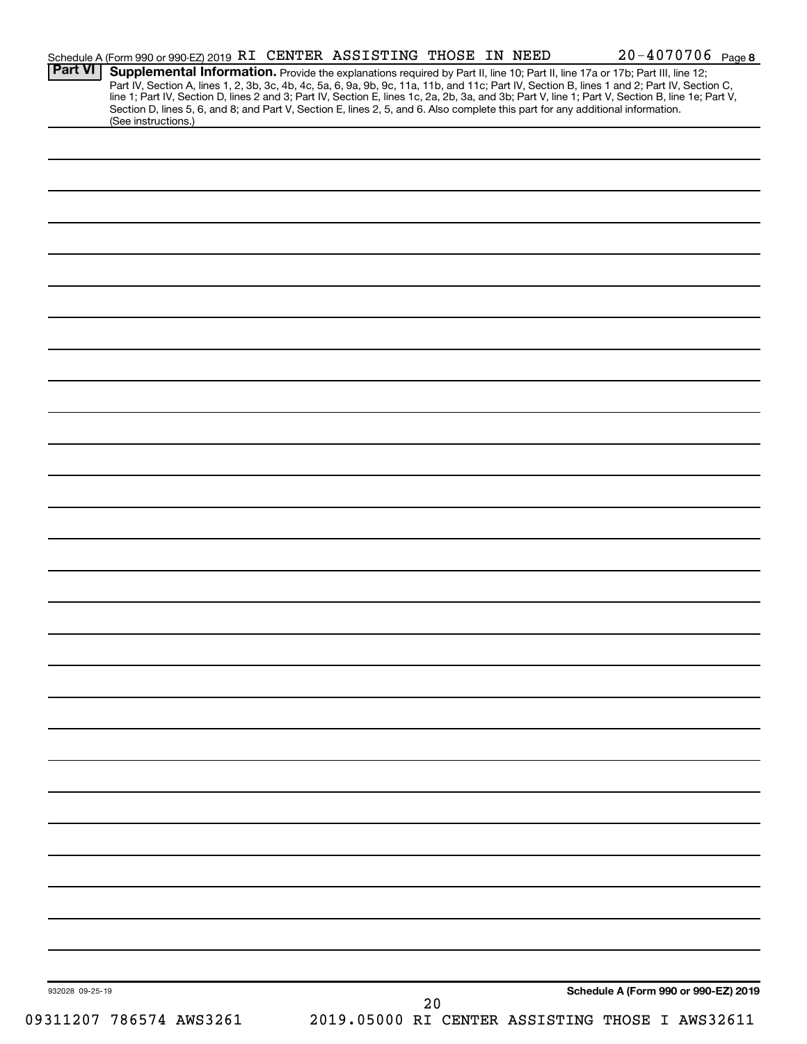Schedule A (Form 990 or 990-EZ) 2019 RI CENTER ASSISTING THOSE IN NEED 20-4070706 Page 8

**Part VI** **Supplemental Information.** Provide the explanations required by Part II, line 10; Part II, line 17a or 17b; Part III, line 12; Part IV, Section A, lines 1, 2, 3b, 3c, 4b, 4c, 5a, 6, 9a, 9b, 9c, 11a, 11b, and 11c; Part IV, Section B, lines 1 and 2; Part IV, Section C, line 1; Part IV, Section D, lines 2 and 3; Part IV, Section E, lines 1c, 2a, 2b, 3a, and 3b; Part V, line 1; Part V, Section B, line 1e; Part V, Section D, lines 5, 6, and 8; and Part V, Section E, lines 2, 5, and 6. Also complete this part for any additional information. (See instructions.)

932028 09-25-19

**Schedule A (Form 990 or 990-EZ) 2019**

09311207 786574 AWS3261 2019.05000 RI CENTER ASSISTING THOSE I AWS32611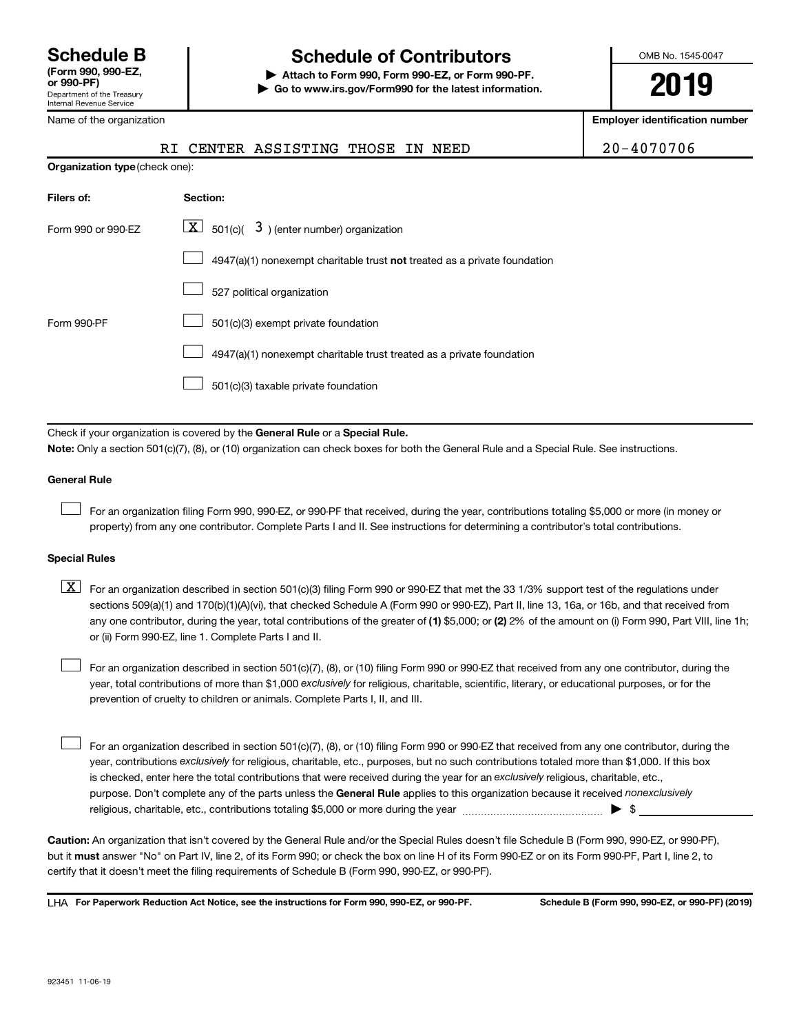# Schedule B

**(Form 990, 990-EZ, or 990-PF)**
Department of the Treasury
Internal Revenue Service

## Schedule of Contributors

▶ **Attach to Form 990, Form 990-EZ, or Form 990-PF.**
▶ **Go to www.irs.gov/Form990 for the latest information.**

OMB No. 1545-0047

**2019**

| Name of the organization | Employer identification number |
| --- | --- |
| RI CENTER ASSISTING THOSE IN NEED | 20-4070706 |

**Organization type** (check one):

| Filers of: | Section: |
| --- | --- |
| Form 990 or 990-EZ | [X] 501(c)( 3 ) (enter number) organization |
| | [ ] 4947(a)(1) nonexempt charitable trust **not** treated as a private foundation |
| | [ ] 527 political organization |
| Form 990-PF | [ ] 501(c)(3) exempt private foundation |
| | [ ] 4947(a)(1) nonexempt charitable trust treated as a private foundation |
| | [ ] 501(c)(3) taxable private foundation |

Check if your organization is covered by the **General Rule** or a **Special Rule.**

**Note:** Only a section 501(c)(7), (8), or (10) organization can check boxes for both the General Rule and a Special Rule. See instructions.

**General Rule**

[ ] For an organization filing Form 990, 990-EZ, or 990-PF that received, during the year, contributions totaling $5,000 or more (in money or property) from any one contributor. Complete Parts I and II. See instructions for determining a contributor's total contributions.

**Special Rules**

[X] For an organization described in section 501(c)(3) filing Form 990 or 990-EZ that met the 33 1/3% support test of the regulations under sections 509(a)(1) and 170(b)(1)(A)(vi), that checked Schedule A (Form 990 or 990-EZ), Part II, line 13, 16a, or 16b, and that received from any one contributor, during the year, total contributions of the greater of **(1)** $5,000; or **(2)** 2% of the amount on (i) Form 990, Part VIII, line 1h; or (ii) Form 990-EZ, line 1. Complete Parts I and II.

[ ] For an organization described in section 501(c)(7), (8), or (10) filing Form 990 or 990-EZ that received from any one contributor, during the year, total contributions of more than $1,000 *exclusively* for religious, charitable, scientific, literary, or educational purposes, or for the prevention of cruelty to children or animals. Complete Parts I, II, and III.

[ ] For an organization described in section 501(c)(7), (8), or (10) filing Form 990 or 990-EZ that received from any one contributor, during the year, contributions *exclusively* for religious, charitable, etc., purposes, but no such contributions totaled more than $1,000. If this box is checked, enter here the total contributions that were received during the year for an *exclusively* religious, charitable, etc., purpose. Don't complete any of the parts unless the **General Rule** applies to this organization because it received *nonexclusively* religious, charitable, etc., contributions totaling $5,000 or more during the year ▶ $ \_\_\_\_\_\_\_\_\_\_

**Caution:** An organization that isn't covered by the General Rule and/or the Special Rules doesn't file Schedule B (Form 990, 990-EZ, or 990-PF), but it **must** answer "No" on Part IV, line 2, of its Form 990; or check the box on line H of its Form 990-EZ or on its Form 990-PF, Part I, line 2, to certify that it doesn't meet the filing requirements of Schedule B (Form 990, 990-EZ, or 990-PF).

LHA **For Paperwork Reduction Act Notice, see the instructions for Form 990, 990-EZ, or 990-PF.** **Schedule B (Form 990, 990-EZ, or 990-PF) (2019)**

923451 11-06-19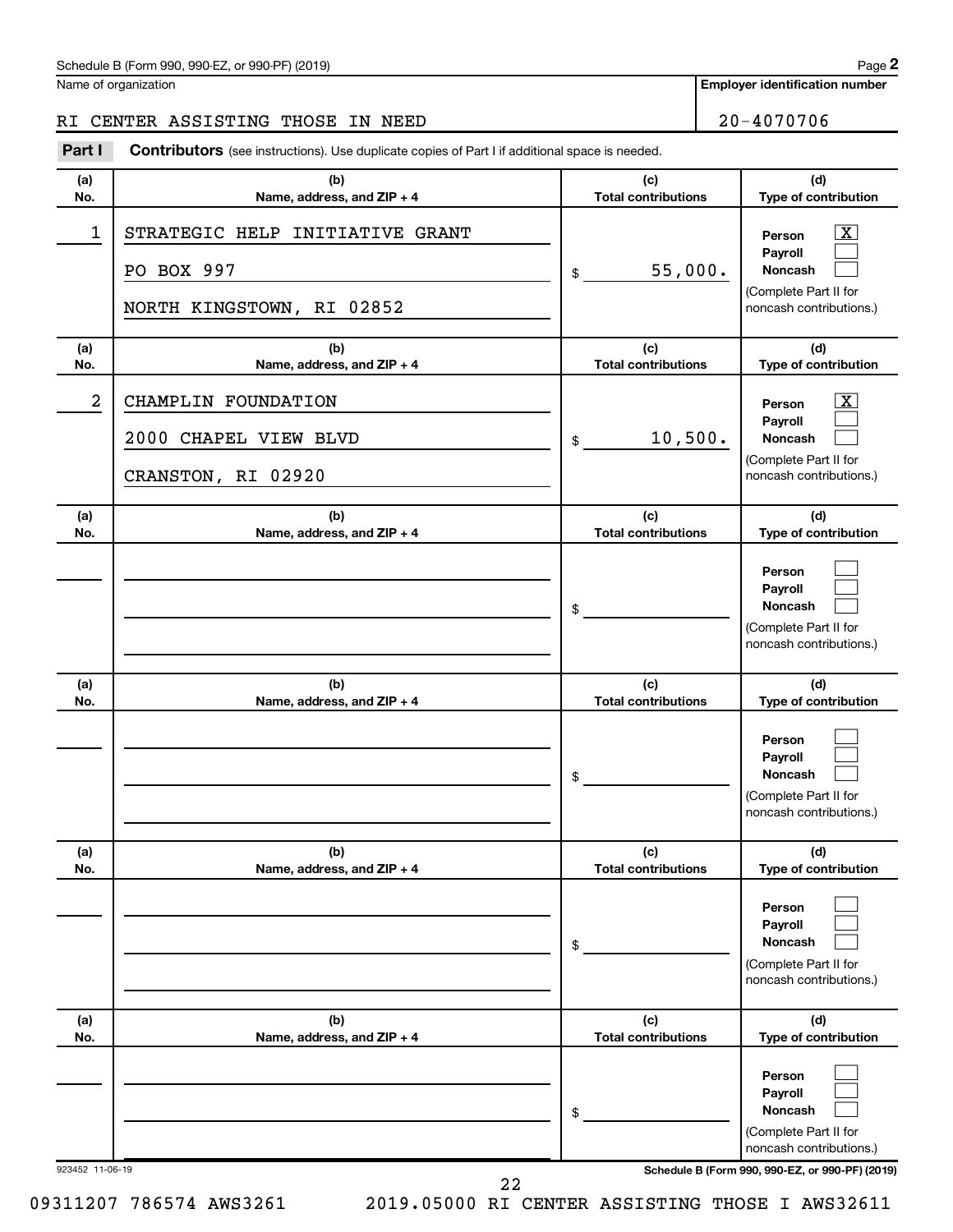Schedule B (Form 990, 990-EZ, or 990-PF) (2019)

Name of organization: RI CENTER ASSISTING THOSE IN NEED

**Employer identification number:** 20-4070706

**Part I** **Contributors** (see instructions). Use duplicate copies of Part I if additional space is needed.

| (a) No. | (b) Name, address, and ZIP + 4 | (c) Total contributions | (d) Type of contribution |
|---|---|---|---|
| 1 | STRATEGIC HELP INITIATIVE GRANT<br>PO BOX 997<br>NORTH KINGSTOWN, RI 02852 | $ 55,000. | Person [X]<br>Payroll [ ]<br>Noncash [ ]<br>(Complete Part II for noncash contributions.) |
| 2 | CHAMPLIN FOUNDATION<br>2000 CHAPEL VIEW BLVD<br>CRANSTON, RI 02920 | $ 10,500. | Person [X]<br>Payroll [ ]<br>Noncash [ ]<br>(Complete Part II for noncash contributions.) |
| | | $ | Person [ ]<br>Payroll [ ]<br>Noncash [ ]<br>(Complete Part II for noncash contributions.) |
| | | $ | Person [ ]<br>Payroll [ ]<br>Noncash [ ]<br>(Complete Part II for noncash contributions.) |
| | | $ | Person [ ]<br>Payroll [ ]<br>Noncash [ ]<br>(Complete Part II for noncash contributions.) |
| | | $ | Person [ ]<br>Payroll [ ]<br>Noncash [ ]<br>(Complete Part II for noncash contributions.) |

923452 11-06-19

09311207 786574 AWS3261 2019.05000 RI CENTER ASSISTING THOSE I AWS32611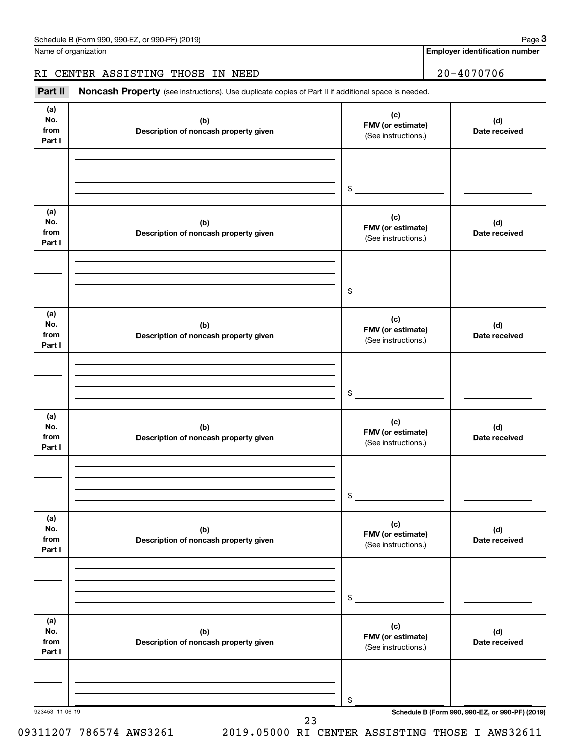Schedule B (Form 990, 990-EZ, or 990-PF) (2019) Page **3**

Name of organization | **Employer identification number**

RI CENTER ASSISTING THOSE IN NEED | 20-4070706

**Part II** **Noncash Property** (see instructions). Use duplicate copies of Part II if additional space is needed.

| (a) No. from Part I | (b) Description of noncash property given | (c) FMV (or estimate) (See instructions.) | (d) Date received |
|---|---|---|---|
| | | $ | |

| (a) No. from Part I | (b) Description of noncash property given | (c) FMV (or estimate) (See instructions.) | (d) Date received |
|---|---|---|---|
| | | $ | |

| (a) No. from Part I | (b) Description of noncash property given | (c) FMV (or estimate) (See instructions.) | (d) Date received |
|---|---|---|---|
| | | $ | |

| (a) No. from Part I | (b) Description of noncash property given | (c) FMV (or estimate) (See instructions.) | (d) Date received |
|---|---|---|---|
| | | $ | |

| (a) No. from Part I | (b) Description of noncash property given | (c) FMV (or estimate) (See instructions.) | (d) Date received |
|---|---|---|---|
| | | $ | |

| (a) No. from Part I | (b) Description of noncash property given | (c) FMV (or estimate) (See instructions.) | (d) Date received |
|---|---|---|---|
| | | $ | |

923453 11-06-19 **Schedule B (Form 990, 990-EZ, or 990-PF) (2019)**

09311207 786574 AWS3261 2019.05000 RI CENTER ASSISTING THOSE I AWS32611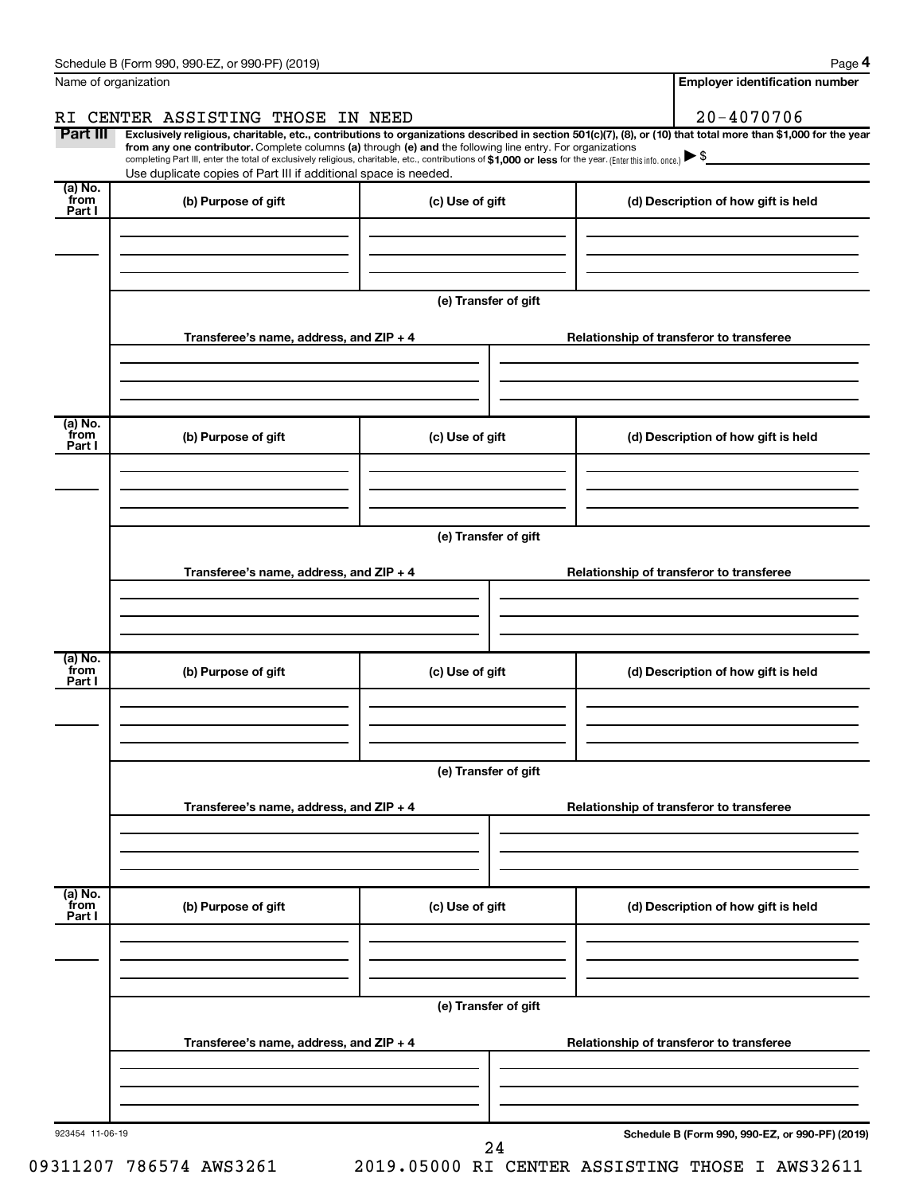Name of organization

RI CENTER ASSISTING THOSE IN NEED

**Employer identification number**

20-4070706

**Part III** **Exclusively religious, charitable, etc., contributions to organizations described in section 501(c)(7), (8), or (10) that total more than $1,000 for the year from any one contributor.** Complete columns **(a)** through **(e)** and the following line entry. For organizations completing Part III, enter the total of exclusively religious, charitable, etc., contributions of **$1,000 or less** for the year. (Enter this info. once.) ▶ $

Use duplicate copies of Part III if additional space is needed.

| (a) No. from Part I | (b) Purpose of gift | (c) Use of gift | (d) Description of how gift is held |
|---|---|---|---|
| | | | |

(e) Transfer of gift

| Transferee's name, address, and ZIP + 4 | Relationship of transferor to transferee |
|---|---|
| | |

| (a) No. from Part I | (b) Purpose of gift | (c) Use of gift | (d) Description of how gift is held |
|---|---|---|---|
| | | | |

(e) Transfer of gift

| Transferee's name, address, and ZIP + 4 | Relationship of transferor to transferee |
|---|---|
| | |

| (a) No. from Part I | (b) Purpose of gift | (c) Use of gift | (d) Description of how gift is held |
|---|---|---|---|
| | | | |

(e) Transfer of gift

| Transferee's name, address, and ZIP + 4 | Relationship of transferor to transferee |
|---|---|
| | |

| (a) No. from Part I | (b) Purpose of gift | (c) Use of gift | (d) Description of how gift is held |
|---|---|---|---|
| | | | |

(e) Transfer of gift

| Transferee's name, address, and ZIP + 4 | Relationship of transferor to transferee |
|---|---|
| | |

923454 11-06-19

**Schedule B (Form 990, 990-EZ, or 990-PF) (2019)**

09311207 786574 AWS3261 2019.05000 RI CENTER ASSISTING THOSE I AWS32611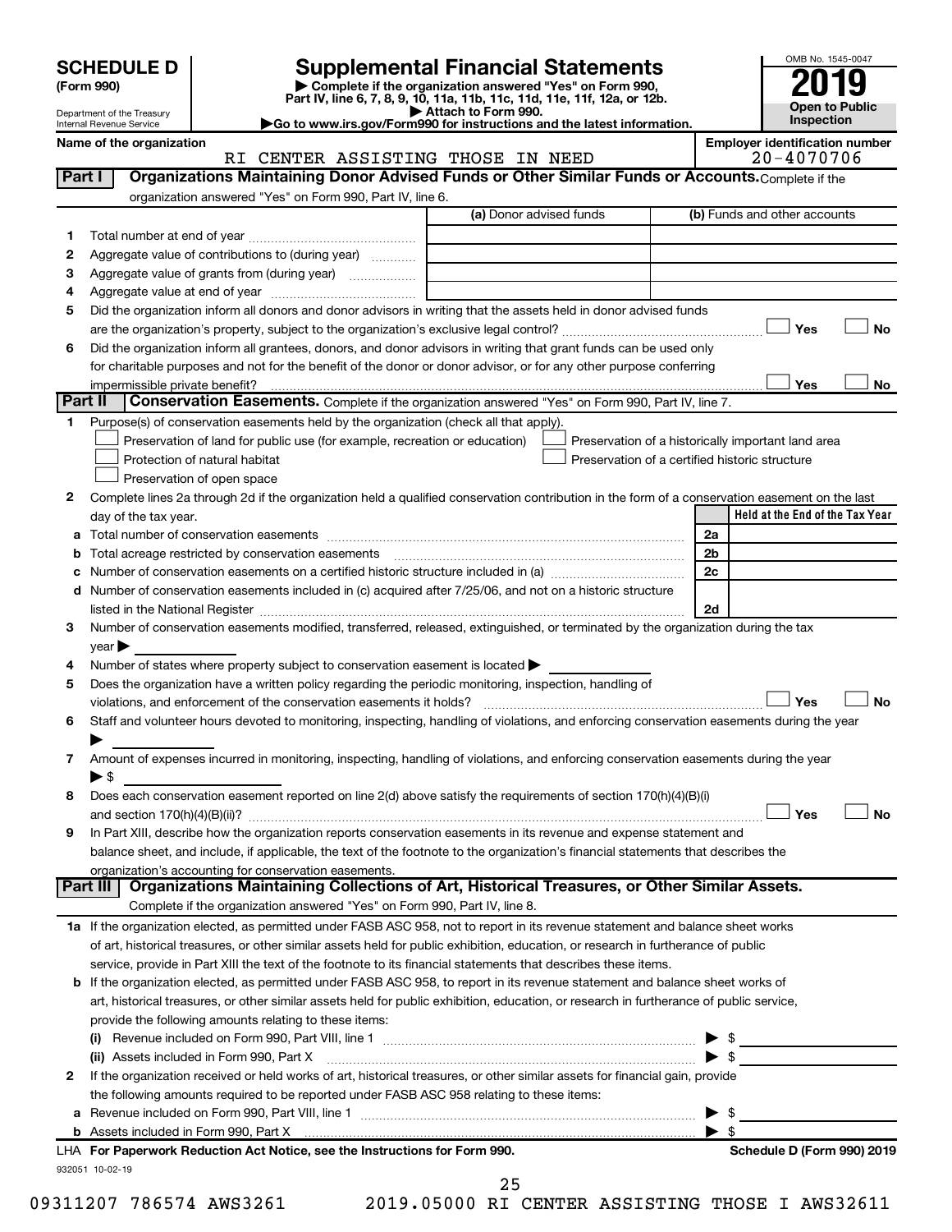# SCHEDULE D (Form 990)

Department of the Treasury
Internal Revenue Service

## Supplemental Financial Statements

▶ Complete if the organization answered "Yes" on Form 990, Part IV, line 6, 7, 8, 9, 10, 11a, 11b, 11c, 11d, 11e, 11f, 12a, or 12b.
▶ Attach to Form 990.
▶ Go to www.irs.gov/Form990 for instructions and the latest information.

OMB No. 1545-0047

**2019**

**Open to Public Inspection**

Name of the organization: RI CENTER ASSISTING THOSE IN NEED

Employer identification number: 20-4070706

### Part I — Organizations Maintaining Donor Advised Funds or Other Similar Funds or Accounts. Complete if the organization answered "Yes" on Form 990, Part IV, line 6.

| | | (a) Donor advised funds | (b) Funds and other accounts |
|---|---|---|---|
| 1 | Total number at end of year | | |
| 2 | Aggregate value of contributions to (during year) | | |
| 3 | Aggregate value of grants from (during year) | | |
| 4 | Aggregate value at end of year | | |

5 Did the organization inform all donors and donor advisors in writing that the assets held in donor advised funds are the organization's property, subject to the organization's exclusive legal control? ☐ Yes ☐ No

6 Did the organization inform all grantees, donors, and donor advisors in writing that grant funds can be used only for charitable purposes and not for the benefit of the donor or donor advisor, or for any other purpose conferring impermissible private benefit? ☐ Yes ☐ No

### Part II — Conservation Easements. Complete if the organization answered "Yes" on Form 990, Part IV, line 7.

1 Purpose(s) of conservation easements held by the organization (check all that apply).
- ☐ Preservation of land for public use (for example, recreation or education)
- ☐ Preservation of a historically important land area
- ☐ Protection of natural habitat
- ☐ Preservation of a certified historic structure
- ☐ Preservation of open space

2 Complete lines 2a through 2d if the organization held a qualified conservation contribution in the form of a conservation easement on the last day of the tax year.

| | | | Held at the End of the Tax Year |
|---|---|---|---|
| a | Total number of conservation easements | 2a | |
| b | Total acreage restricted by conservation easements | 2b | |
| c | Number of conservation easements on a certified historic structure included in (a) | 2c | |
| d | Number of conservation easements included in (c) acquired after 7/25/06, and not on a historic structure listed in the National Register | 2d | |

3 Number of conservation easements modified, transferred, released, extinguished, or terminated by the organization during the tax year ▶

4 Number of states where property subject to conservation easement is located ▶

5 Does the organization have a written policy regarding the periodic monitoring, inspection, handling of violations, and enforcement of the conservation easements it holds? ☐ Yes ☐ No

6 Staff and volunteer hours devoted to monitoring, inspecting, handling of violations, and enforcing conservation easements during the year ▶

7 Amount of expenses incurred in monitoring, inspecting, handling of violations, and enforcing conservation easements during the year ▶ $

8 Does each conservation easement reported on line 2(d) above satisfy the requirements of section 170(h)(4)(B)(i) and section 170(h)(4)(B)(ii)? ☐ Yes ☐ No

9 In Part XIII, describe how the organization reports conservation easements in its revenue and expense statement and balance sheet, and include, if applicable, the text of the footnote to the organization's financial statements that describes the organization's accounting for conservation easements.

### Part III — Organizations Maintaining Collections of Art, Historical Treasures, or Other Similar Assets. Complete if the organization answered "Yes" on Form 990, Part IV, line 8.

1a If the organization elected, as permitted under FASB ASC 958, not to report in its revenue statement and balance sheet works of art, historical treasures, or other similar assets held for public exhibition, education, or research in furtherance of public service, provide in Part XIII the text of the footnote to its financial statements that describes these items.

b If the organization elected, as permitted under FASB ASC 958, to report in its revenue statement and balance sheet works of art, historical treasures, or other similar assets held for public exhibition, education, or research in furtherance of public service, provide the following amounts relating to these items:

(i) Revenue included on Form 990, Part VIII, line 1 ▶ $

(ii) Assets included in Form 990, Part X ▶ $

2 If the organization received or held works of art, historical treasures, or other similar assets for financial gain, provide the following amounts required to be reported under FASB ASC 958 relating to these items:

a Revenue included on Form 990, Part VIII, line 1 ▶ $

b Assets included in Form 990, Part X ▶ $

LHA For Paperwork Reduction Act Notice, see the Instructions for Form 990. — Schedule D (Form 990) 2019

932051 10-02-19

09311207 786574 AWS3261 2019.05000 RI CENTER ASSISTING THOSE I AWS32611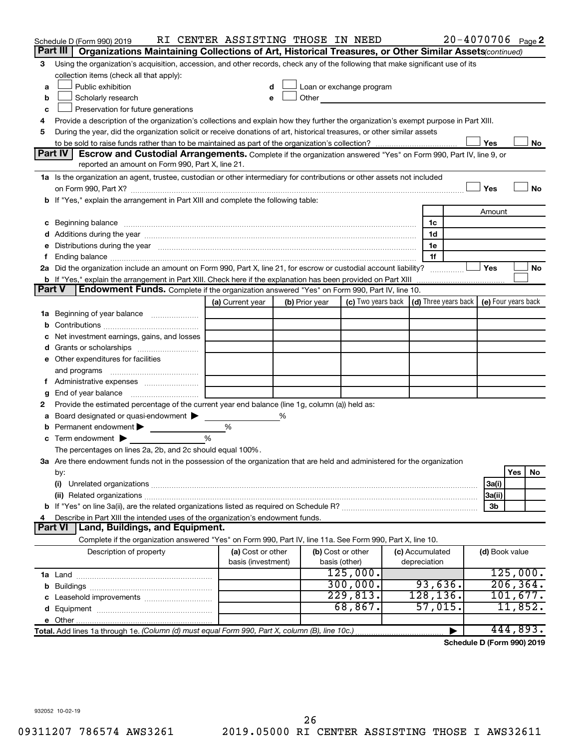Schedule D (Form 990) 2019 RI CENTER ASSISTING THOSE IN NEED 20-4070706 Page 2

## Part III Organizations Maintaining Collections of Art, Historical Treasures, or Other Similar Assets *(continued)*

3 Using the organization's acquisition, accession, and other records, check any of the following that make significant use of its collection items (check all that apply):

- a ☐ Public exhibition
- b ☐ Scholarly research
- c ☐ Preservation for future generations
- d ☐ Loan or exchange program
- e ☐ Other

4 Provide a description of the organization's collections and explain how they further the organization's exempt purpose in Part XIII.

5 During the year, did the organization solicit or receive donations of art, historical treasures, or other similar assets to be sold to raise funds rather than to be maintained as part of the organization's collection? ☐ Yes ☐ No

## Part IV Escrow and Custodial Arrangements.

Complete if the organization answered "Yes" on Form 990, Part IV, line 9, or reported an amount on Form 990, Part X, line 21.

1a Is the organization an agent, trustee, custodian or other intermediary for contributions or other assets not included on Form 990, Part X? ☐ Yes ☐ No

b If "Yes," explain the arrangement in Part XIII and complete the following table:

| | | Amount |
|---|---|---|
| c Beginning balance | 1c | |
| d Additions during the year | 1d | |
| e Distributions during the year | 1e | |
| f Ending balance | 1f | |

2a Did the organization include an amount on Form 990, Part X, line 21, for escrow or custodial account liability? ☐ Yes ☐ No

b If "Yes," explain the arrangement in Part XIII. Check here if the explanation has been provided on Part XIII ☐

## Part V Endowment Funds.

Complete if the organization answered "Yes" on Form 990, Part IV, line 10.

| | (a) Current year | (b) Prior year | (c) Two years back | (d) Three years back | (e) Four years back |
|---|---|---|---|---|---|
| 1a Beginning of year balance | | | | | |
| b Contributions | | | | | |
| c Net investment earnings, gains, and losses | | | | | |
| d Grants or scholarships | | | | | |
| e Other expenditures for facilities and programs | | | | | |
| f Administrative expenses | | | | | |
| g End of year balance | | | | | |

2 Provide the estimated percentage of the current year end balance (line 1g, column (a)) held as:

- a Board designated or quasi-endowment ▶ %
- b Permanent endowment ▶ %
- c Term endowment ▶ %

The percentages on lines 2a, 2b, and 2c should equal 100%.

3a Are there endowment funds not in the possession of the organization that are held and administered for the organization by:

| | | Yes | No |
|---|---|---|---|
| (i) Unrelated organizations | 3a(i) | | |
| (ii) Related organizations | 3a(ii) | | |
| b If "Yes" on line 3a(ii), are the related organizations listed as required on Schedule R? | 3b | | |

4 Describe in Part XIII the intended uses of the organization's endowment funds.

## Part VI Land, Buildings, and Equipment.

Complete if the organization answered "Yes" on Form 990, Part IV, line 11a. See Form 990, Part X, line 10.

| Description of property | (a) Cost or other basis (investment) | (b) Cost or other basis (other) | (c) Accumulated depreciation | (d) Book value |
|---|---|---|---|---|
| 1a Land | | 125,000. | | 125,000. |
| b Buildings | | 300,000. | 93,636. | 206,364. |
| c Leasehold improvements | | 229,813. | 128,136. | 101,677. |
| d Equipment | | 68,867. | 57,015. | 11,852. |
| e Other | | | | |
| **Total.** Add lines 1a through 1e. *(Column (d) must equal Form 990, Part X, column (B), line 10c.)* | | | ▶ | 444,893. |

**Schedule D (Form 990) 2019**

932052 10-02-19

09311207 786574 AWS3261 2019.05000 RI CENTER ASSISTING THOSE I AWS32611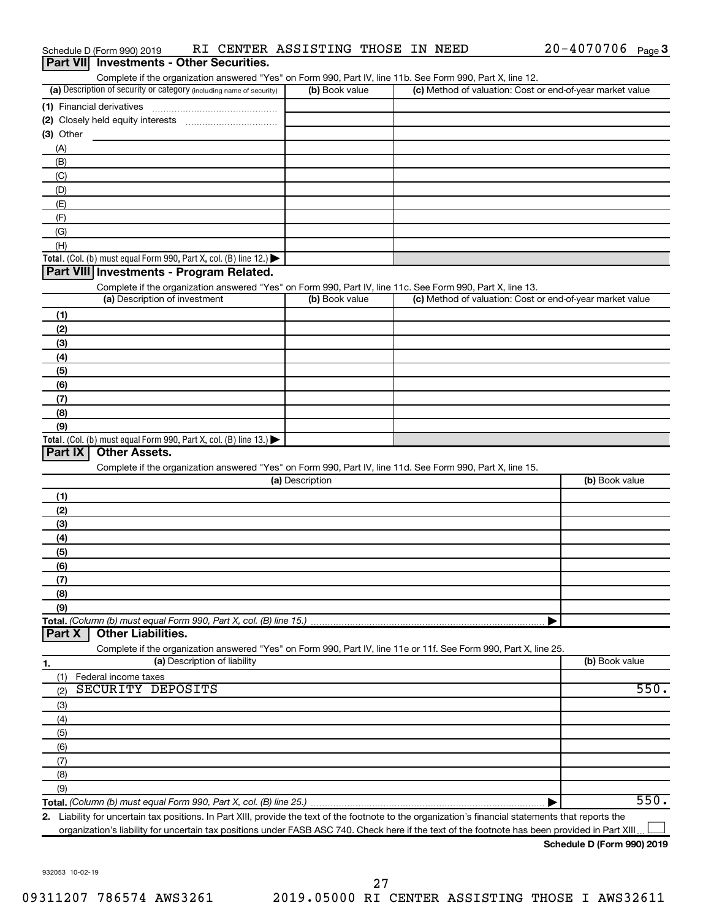Schedule D (Form 990) 2019 RI CENTER ASSISTING THOSE IN NEED 20-4070706 Page 3

## Part VII Investments - Other Securities.

Complete if the organization answered "Yes" on Form 990, Part IV, line 11b. See Form 990, Part X, line 12.

| (a) Description of security or category (including name of security) | (b) Book value | (c) Method of valuation: Cost or end-of-year market value |
|---|---|---|
| (1) Financial derivatives | | |
| (2) Closely held equity interests | | |
| (3) Other | | |
| (A) | | |
| (B) | | |
| (C) | | |
| (D) | | |
| (E) | | |
| (F) | | |
| (G) | | |
| (H) | | |
| **Total.** (Col. (b) must equal Form 990, Part X, col. (B) line 12.) | | |

## Part VIII Investments - Program Related.

Complete if the organization answered "Yes" on Form 990, Part IV, line 11c. See Form 990, Part X, line 13.

| (a) Description of investment | (b) Book value | (c) Method of valuation: Cost or end-of-year market value |
|---|---|---|
| (1) | | |
| (2) | | |
| (3) | | |
| (4) | | |
| (5) | | |
| (6) | | |
| (7) | | |
| (8) | | |
| (9) | | |
| **Total.** (Col. (b) must equal Form 990, Part X, col. (B) line 13.) | | |

## Part IX Other Assets.

Complete if the organization answered "Yes" on Form 990, Part IV, line 11d. See Form 990, Part X, line 15.

| (a) Description | (b) Book value |
|---|---|
| (1) | |
| (2) | |
| (3) | |
| (4) | |
| (5) | |
| (6) | |
| (7) | |
| (8) | |
| (9) | |
| **Total.** (Column (b) must equal Form 990, Part X, col. (B) line 15.) | |

## Part X Other Liabilities.

Complete if the organization answered "Yes" on Form 990, Part IV, line 11e or 11f. See Form 990, Part X, line 25.

| 1. (a) Description of liability | (b) Book value |
|---|---|
| (1) Federal income taxes | |
| (2) SECURITY DEPOSITS | 550. |
| (3) | |
| (4) | |
| (5) | |
| (6) | |
| (7) | |
| (8) | |
| (9) | |
| **Total.** (Column (b) must equal Form 990, Part X, col. (B) line 25.) | 550. |

2. Liability for uncertain tax positions. In Part XIII, provide the text of the footnote to the organization's financial statements that reports the organization's liability for uncertain tax positions under FASB ASC 740. Check here if the text of the footnote has been provided in Part XIII ☐

**Schedule D (Form 990) 2019**

932053 10-02-19

09311207 786574 AWS3261 2019.05000 RI CENTER ASSISTING THOSE I AWS32611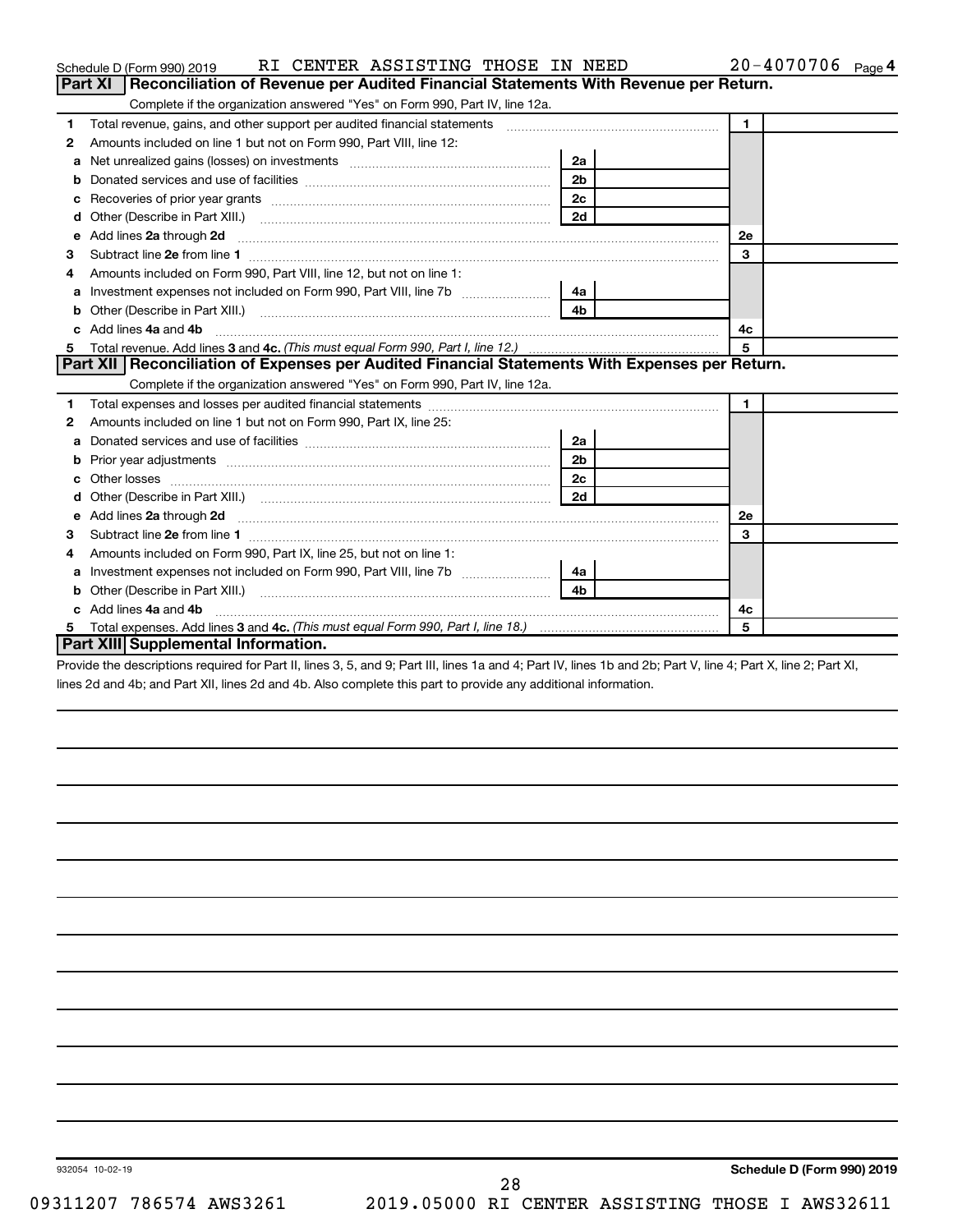Schedule D (Form 990) 2019 RI CENTER ASSISTING THOSE IN NEED 20-4070706 Page 4

## Part XI Reconciliation of Revenue per Audited Financial Statements With Revenue per Return.

Complete if the organization answered "Yes" on Form 990, Part IV, line 12a.

| | | | | | |
|---|---|---|---|---|---|
| 1 | Total revenue, gains, and other support per audited financial statements | | | 1 | |
| 2 | Amounts included on line 1 but not on Form 990, Part VIII, line 12: | | | | |
| a | Net unrealized gains (losses) on investments | 2a | | | |
| b | Donated services and use of facilities | 2b | | | |
| c | Recoveries of prior year grants | 2c | | | |
| d | Other (Describe in Part XIII.) | 2d | | | |
| e | Add lines **2a** through **2d** | | | 2e | |
| 3 | Subtract line **2e** from line **1** | | | 3 | |
| 4 | Amounts included on Form 990, Part VIII, line 12, but not on line 1: | | | | |
| a | Investment expenses not included on Form 990, Part VIII, line 7b | 4a | | | |
| b | Other (Describe in Part XIII.) | 4b | | | |
| c | Add lines **4a** and **4b** | | | 4c | |
| 5 | Total revenue. Add lines **3** and **4c.** *(This must equal Form 990, Part I, line 12.)* | | | 5 | |

## Part XII Reconciliation of Expenses per Audited Financial Statements With Expenses per Return.

Complete if the organization answered "Yes" on Form 990, Part IV, line 12a.

| | | | | | |
|---|---|---|---|---|---|
| 1 | Total expenses and losses per audited financial statements | | | 1 | |
| 2 | Amounts included on line 1 but not on Form 990, Part IX, line 25: | | | | |
| a | Donated services and use of facilities | 2a | | | |
| b | Prior year adjustments | 2b | | | |
| c | Other losses | 2c | | | |
| d | Other (Describe in Part XIII.) | 2d | | | |
| e | Add lines **2a** through **2d** | | | 2e | |
| 3 | Subtract line **2e** from line **1** | | | 3 | |
| 4 | Amounts included on Form 990, Part IX, line 25, but not on line 1: | | | | |
| a | Investment expenses not included on Form 990, Part VIII, line 7b | 4a | | | |
| b | Other (Describe in Part XIII.) | 4b | | | |
| c | Add lines **4a** and **4b** | | | 4c | |
| 5 | Total expenses. Add lines **3** and **4c.** *(This must equal Form 990, Part I, line 18.)* | | | 5 | |

## Part XIII Supplemental Information.

Provide the descriptions required for Part II, lines 3, 5, and 9; Part III, lines 1a and 4; Part IV, lines 1b and 2b; Part V, line 4; Part X, line 2; Part XI, lines 2d and 4b; and Part XII, lines 2d and 4b. Also complete this part to provide any additional information.

932054 10-02-19

**Schedule D (Form 990) 2019**

09311207 786574 AWS3261 2019.05000 RI CENTER ASSISTING THOSE I AWS32611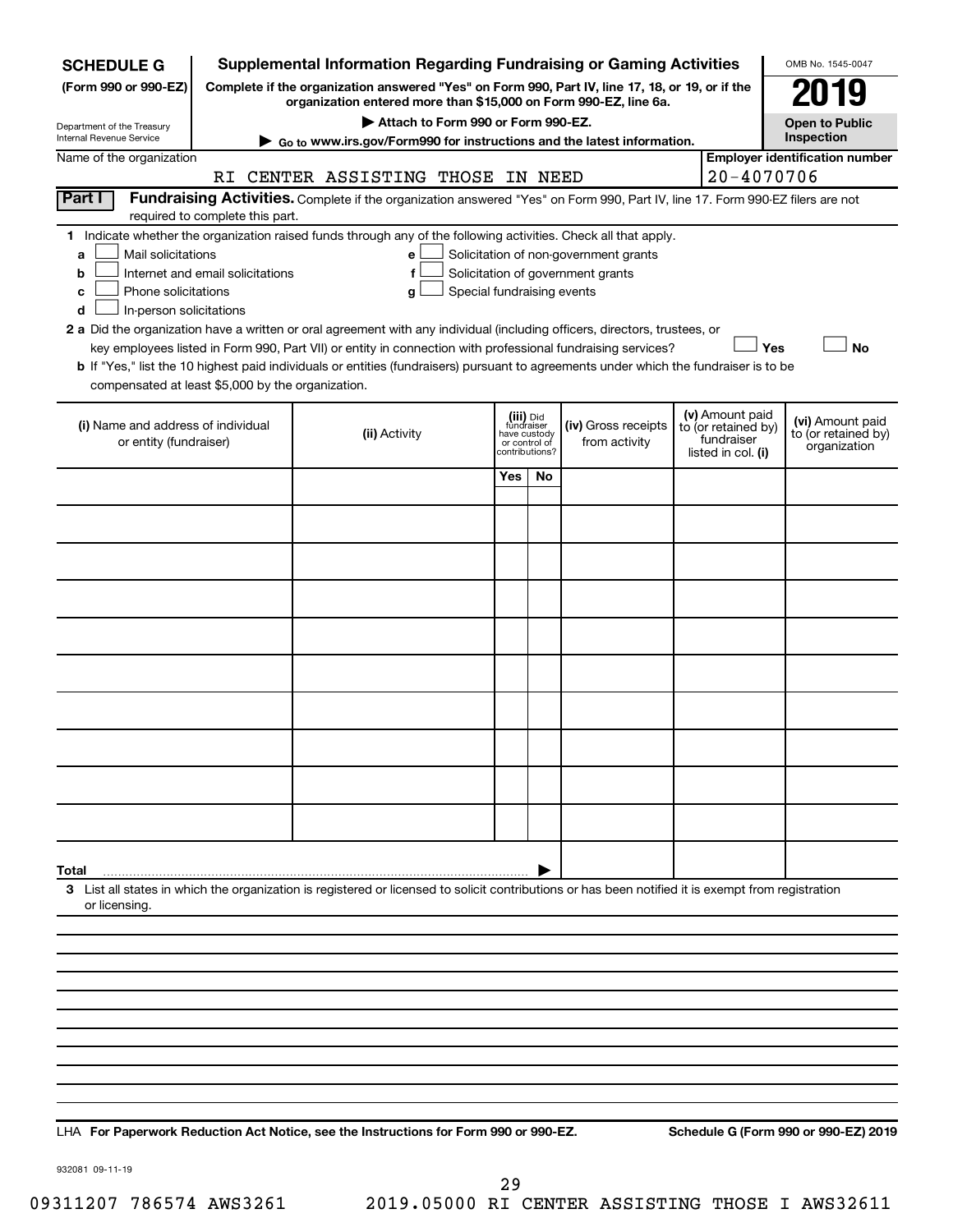**SCHEDULE G**
**(Form 990 or 990-EZ)**

Department of the Treasury
Internal Revenue Service

# Supplemental Information Regarding Fundraising or Gaming Activities

**Complete if the organization answered "Yes" on Form 990, Part IV, line 17, 18, or 19, or if the organization entered more than $15,000 on Form 990-EZ, line 6a.**

▶ **Attach to Form 990 or Form 990-EZ.**

▶ **Go to www.irs.gov/Form990 for instructions and the latest information.**

OMB No. 1545-0047

**2019**

**Open to Public Inspection**

Name of the organization: RI CENTER ASSISTING THOSE IN NEED

**Employer identification number:** 20-4070706

**Part I** **Fundraising Activities.** Complete if the organization answered "Yes" on Form 990, Part IV, line 17. Form 990-EZ filers are not required to complete this part.

**1** Indicate whether the organization raised funds through any of the following activities. Check all that apply.

- **a** ☐ Mail solicitations
- **b** ☐ Internet and email solicitations
- **c** ☐ Phone solicitations
- **d** ☐ In-person solicitations
- **e** ☐ Solicitation of non-government grants
- **f** ☐ Solicitation of government grants
- **g** ☐ Special fundraising events

**2 a** Did the organization have a written or oral agreement with any individual (including officers, directors, trustees, or key employees listed in Form 990, Part VII) or entity in connection with professional fundraising services? ☐ **Yes** ☐ **No**

**b** If "Yes," list the 10 highest paid individuals or entities (fundraisers) pursuant to agreements under which the fundraiser is to be compensated at least $5,000 by the organization.

| (i) Name and address of individual or entity (fundraiser) | (ii) Activity | (iii) Did fundraiser have custody or control of contributions? Yes | No | (iv) Gross receipts from activity | (v) Amount paid to (or retained by) fundraiser listed in col. (i) | (vi) Amount paid to (or retained by) organization |
|---|---|---|---|---|---|---|
| | | | | | | |
| | | | | | | |
| | | | | | | |
| | | | | | | |
| | | | | | | |
| | | | | | | |
| | | | | | | |
| | | | | | | |
| | | | | | | |
| | | | | | | |
| **Total** ▶ | | | | | | |

**3** List all states in which the organization is registered or licensed to solicit contributions or has been notified it is exempt from registration or licensing.

LHA **For Paperwork Reduction Act Notice, see the Instructions for Form 990 or 990-EZ.**

**Schedule G (Form 990 or 990-EZ) 2019**

932081 09-11-19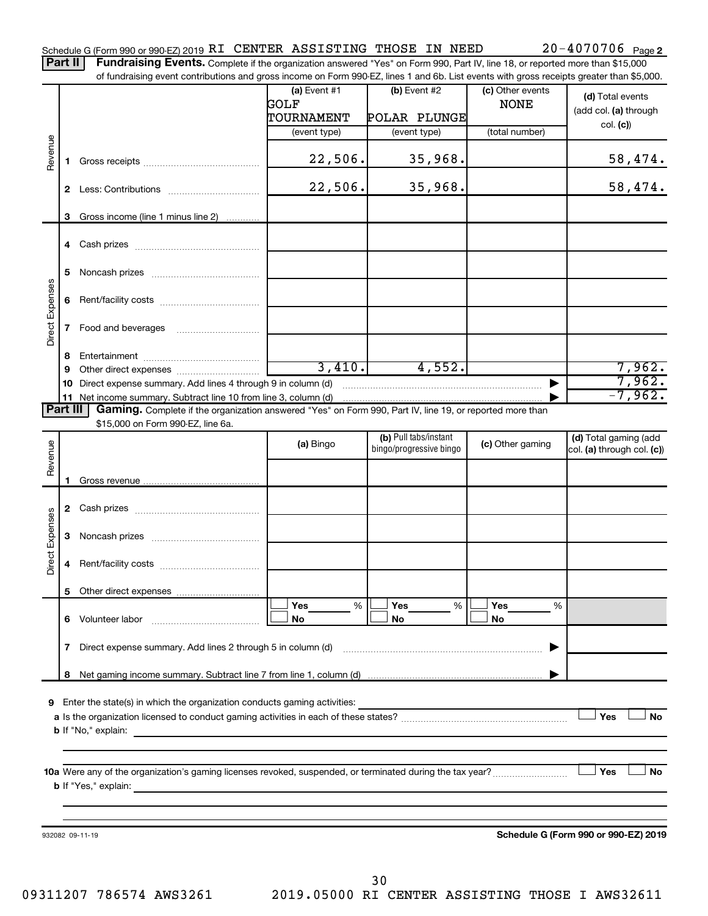Schedule G (Form 990 or 990-EZ) 2019 RI CENTER ASSISTING THOSE IN NEED 20-4070706 Page **2**

**Part II** **Fundraising Events.** Complete if the organization answered "Yes" on Form 990, Part IV, line 18, or reported more than $15,000 of fundraising event contributions and gross income on Form 990-EZ, lines 1 and 6b. List events with gross receipts greater than $5,000.

| | | (a) Event #1 GOLF TOURNAMENT (event type) | (b) Event #2 POLAR PLUNGE (event type) | (c) Other events NONE (total number) | (d) Total events (add col. (a) through col. (c)) |
|---|---|---|---|---|---|
| Revenue | 1 Gross receipts | 22,506. | 35,968. | | 58,474. |
| | 2 Less: Contributions | 22,506. | 35,968. | | 58,474. |
| | 3 Gross income (line 1 minus line 2) | | | | |
| Direct Expenses | 4 Cash prizes | | | | |
| | 5 Noncash prizes | | | | |
| | 6 Rent/facility costs | | | | |
| | 7 Food and beverages | | | | |
| | 8 Entertainment | | | | |
| | 9 Other direct expenses | 3,410. | 4,552. | | 7,962. |
| | 10 Direct expense summary. Add lines 4 through 9 in column (d) | | | | 7,962. |
| | 11 Net income summary. Subtract line 10 from line 3, column (d) | | | | -7,962. |

**Part III** **Gaming.** Complete if the organization answered "Yes" on Form 990, Part IV, line 19, or reported more than $15,000 on Form 990-EZ, line 6a.

| | | (a) Bingo | (b) Pull tabs/instant bingo/progressive bingo | (c) Other gaming | (d) Total gaming (add col. (a) through col. (c)) |
|---|---|---|---|---|---|
| Revenue | 1 Gross revenue | | | | |
| Direct Expenses | 2 Cash prizes | | | | |
| | 3 Noncash prizes | | | | |
| | 4 Rent/facility costs | | | | |
| | 5 Other direct expenses | | | | |
| | 6 Volunteer labor | ☐ Yes ___ % ☐ No | ☐ Yes ___ % ☐ No | ☐ Yes ___ % ☐ No | |
| | 7 Direct expense summary. Add lines 2 through 5 in column (d) | | | | |
| | 8 Net gaming income summary. Subtract line 7 from line 1, column (d) | | | | |

**9** Enter the state(s) in which the organization conducts gaming activities:

**a** Is the organization licensed to conduct gaming activities in each of these states? ☐ Yes ☐ No

**b** If "No," explain:

**10a** Were any of the organization's gaming licenses revoked, suspended, or terminated during the tax year? ☐ Yes ☐ No

**b** If "Yes," explain:

932082 09-11-19 **Schedule G (Form 990 or 990-EZ) 2019**

09311207 786574 AWS3261 2019.05000 RI CENTER ASSISTING THOSE I AWS32611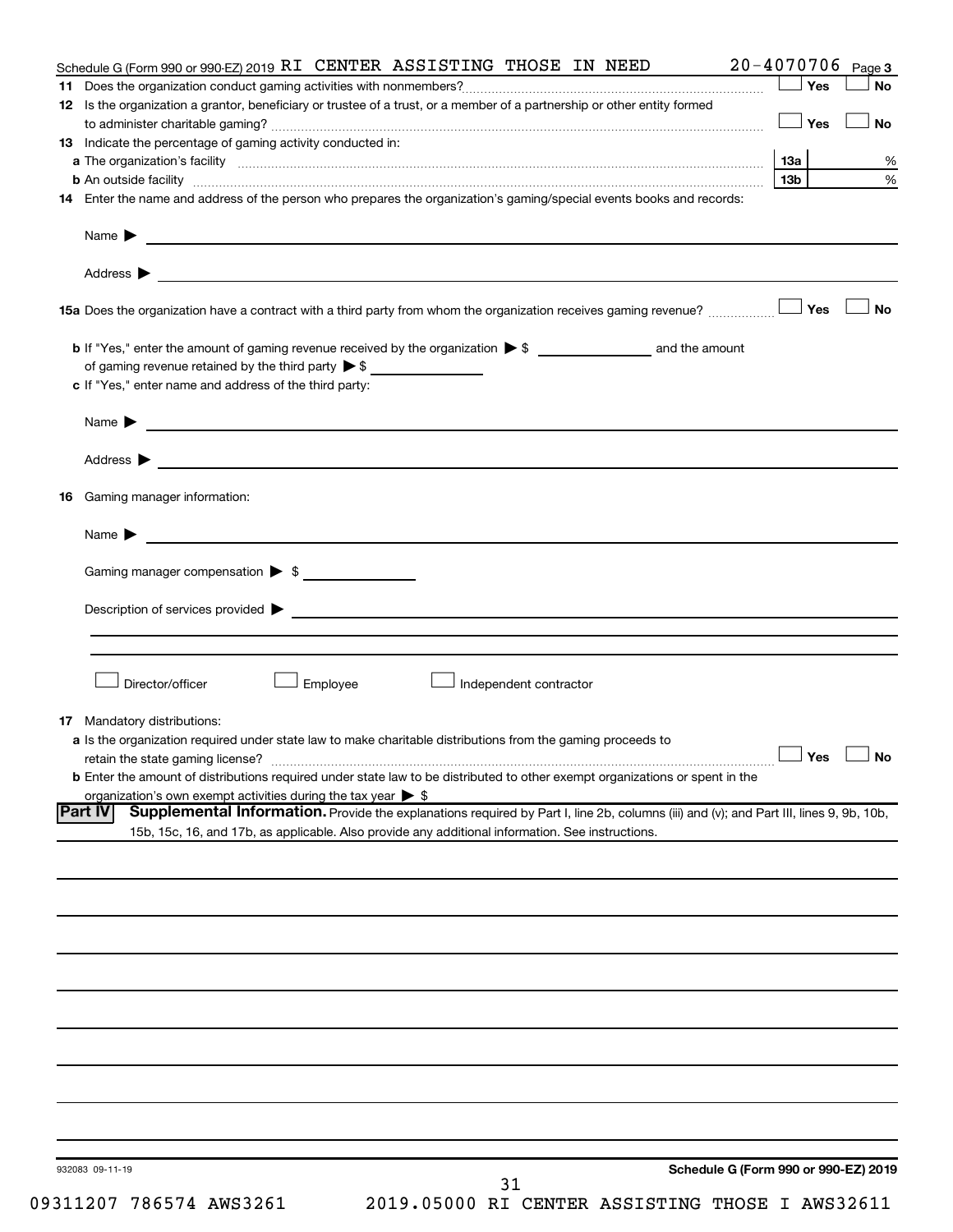Schedule G (Form 990 or 990-EZ) 2019 RI CENTER ASSISTING THOSE IN NEED 20-4070706 Page 3

**11** Does the organization conduct gaming activities with nonmembers? ☐ Yes ☐ No

**12** Is the organization a grantor, beneficiary or trustee of a trust, or a member of a partnership or other entity formed to administer charitable gaming? ☐ Yes ☐ No

**13** Indicate the percentage of gaming activity conducted in:

**a** The organization's facility **13a** %

**b** An outside facility **13b** %

**14** Enter the name and address of the person who prepares the organization's gaming/special events books and records:

Name ▶

Address ▶

**15a** Does the organization have a contract with a third party from whom the organization receives gaming revenue? ☐ Yes ☐ No

**b** If "Yes," enter the amount of gaming revenue received by the organization ▶ $ ______ and the amount of gaming revenue retained by the third party ▶ $ ______

**c** If "Yes," enter name and address of the third party:

Name ▶

Address ▶

**16** Gaming manager information:

Name ▶

Gaming manager compensation ▶ $

Description of services provided ▶

☐ Director/officer ☐ Employee ☐ Independent contractor

**17** Mandatory distributions:

**a** Is the organization required under state law to make charitable distributions from the gaming proceeds to retain the state gaming license? ☐ Yes ☐ No

**b** Enter the amount of distributions required under state law to be distributed to other exempt organizations or spent in the organization's own exempt activities during the tax year ▶ $

**Part IV** **Supplemental Information.** Provide the explanations required by Part I, line 2b, columns (iii) and (v); and Part III, lines 9, 9b, 10b, 15b, 15c, 16, and 17b, as applicable. Also provide any additional information. See instructions.

932083 09-11-19 **Schedule G (Form 990 or 990-EZ) 2019**

09311207 786574 AWS3261 2019.05000 RI CENTER ASSISTING THOSE I AWS32611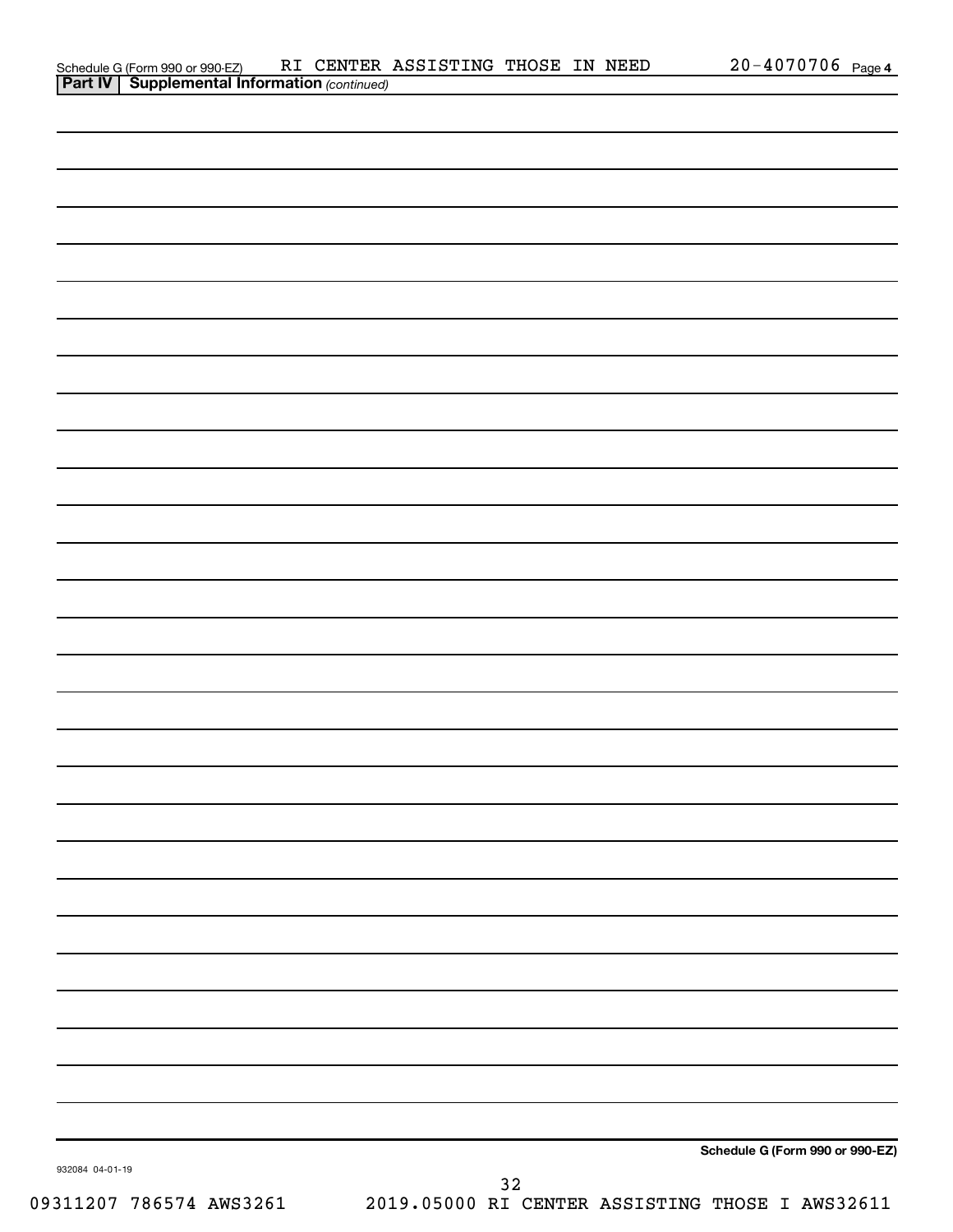Schedule G (Form 990 or 990-EZ) RI CENTER ASSISTING THOSE IN NEED 20-4070706 Page 4

**Part IV | Supplemental Information** *(continued)*

**Schedule G (Form 990 or 990-EZ)**

932084 04-01-19

09311207 786574 AWS3261 2019.05000 RI CENTER ASSISTING THOSE I AWS32611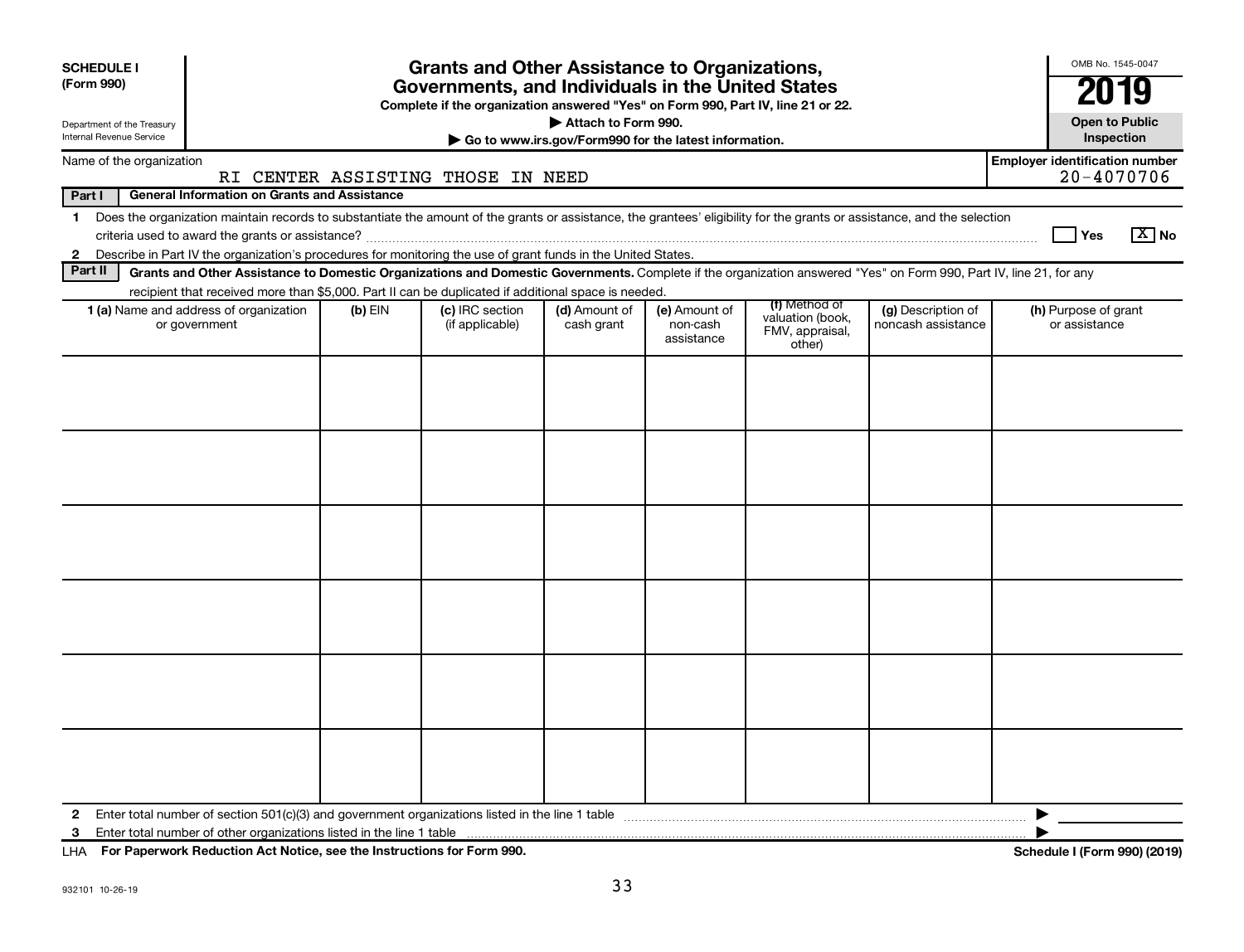**SCHEDULE I (Form 990)**

Department of the Treasury
Internal Revenue Service

# Grants and Other Assistance to Organizations, Governments, and Individuals in the United States

**Complete if the organization answered "Yes" on Form 990, Part IV, line 21 or 22.**

**▶ Attach to Form 990.**

**▶ Go to www.irs.gov/Form990 for the latest information.**

OMB No. 1545-0047

**2019**

**Open to Public Inspection**

Name of the organization: RI CENTER ASSISTING THOSE IN NEED

Employer identification number: 20-4070706

**Part I — General Information on Grants and Assistance**

1 Does the organization maintain records to substantiate the amount of the grants or assistance, the grantees' eligibility for the grants or assistance, and the selection criteria used to award the grants or assistance? ☐ Yes ☒ No

2 Describe in Part IV the organization's procedures for monitoring the use of grant funds in the United States.

**Part II — Grants and Other Assistance to Domestic Organizations and Domestic Governments.** Complete if the organization answered "Yes" on Form 990, Part IV, line 21, for any recipient that received more than $5,000. Part II can be duplicated if additional space is needed.

| 1 (a) Name and address of organization or government | (b) EIN | (c) IRC section (if applicable) | (d) Amount of cash grant | (e) Amount of non-cash assistance | (f) Method of valuation (book, FMV, appraisal, other) | (g) Description of noncash assistance | (h) Purpose of grant or assistance |
|---|---|---|---|---|---|---|---|
| | | | | | | | |
| | | | | | | | |
| | | | | | | | |
| | | | | | | | |
| | | | | | | | |
| | | | | | | | |

2 Enter total number of section 501(c)(3) and government organizations listed in the line 1 table ▶

3 Enter total number of other organizations listed in the line 1 table ▶

LHA **For Paperwork Reduction Act Notice, see the Instructions for Form 990.** **Schedule I (Form 990) (2019)**

932101 10-26-19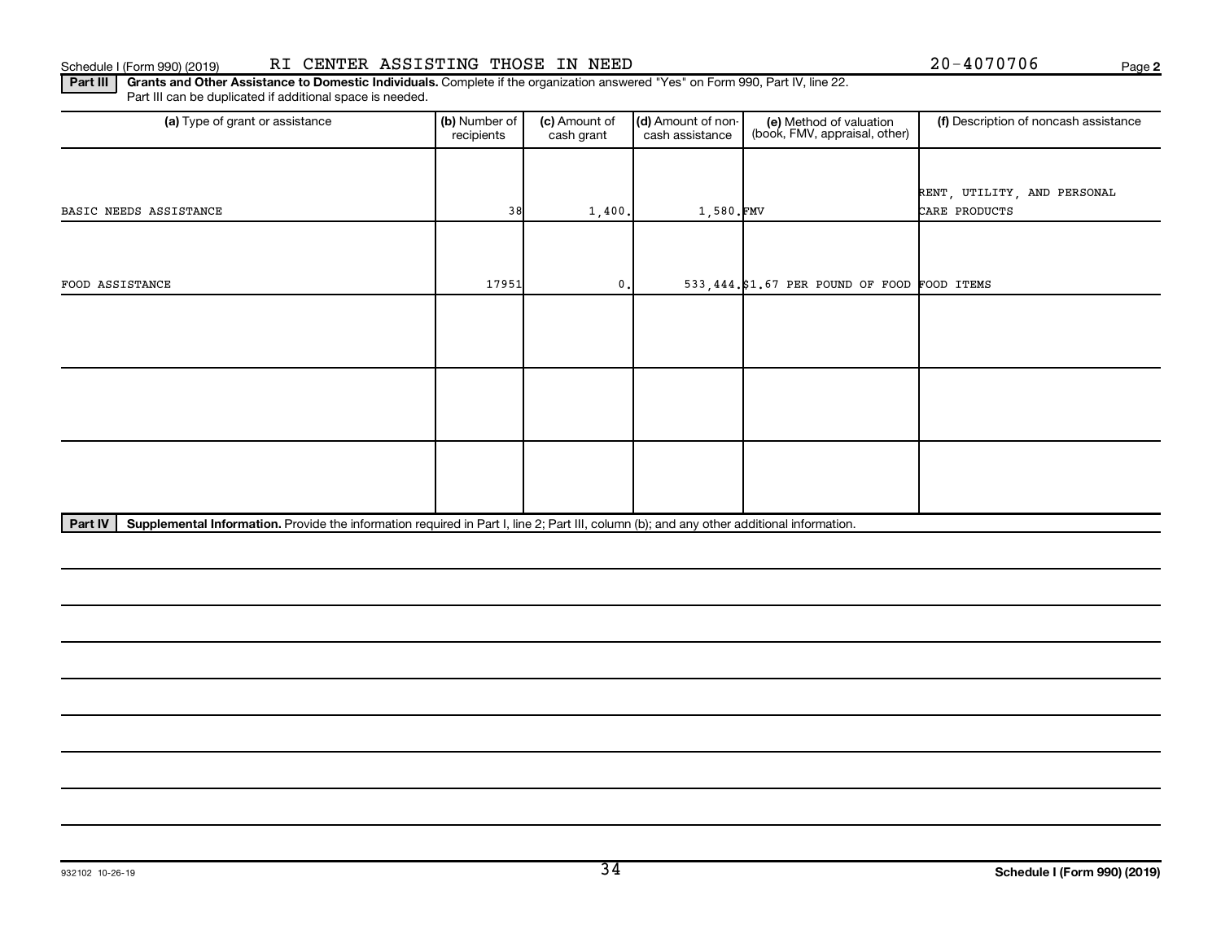Schedule I (Form 990) (2019) RI CENTER ASSISTING THOSE IN NEED 20-4070706

**Part III** **Grants and Other Assistance to Domestic Individuals.** Complete if the organization answered "Yes" on Form 990, Part IV, line 22. Part III can be duplicated if additional space is needed.

| (a) Type of grant or assistance | (b) Number of recipients | (c) Amount of cash grant | (d) Amount of non-cash assistance | (e) Method of valuation (book, FMV, appraisal, other) | (f) Description of noncash assistance |
|---|---|---|---|---|---|
| BASIC NEEDS ASSISTANCE | 38 | 1,400. | 1,580. | FMV | RENT, UTILITY, AND PERSONAL CARE PRODUCTS |
| FOOD ASSISTANCE | 17951 | 0. | 533,444. | $1.67 PER POUND OF FOOD | FOOD ITEMS |
| | | | | | |
| | | | | | |
| | | | | | |

**Part IV** **Supplemental Information.** Provide the information required in Part I, line 2; Part III, column (b); and any other additional information.

932102 10-26-19

**Schedule I (Form 990) (2019)**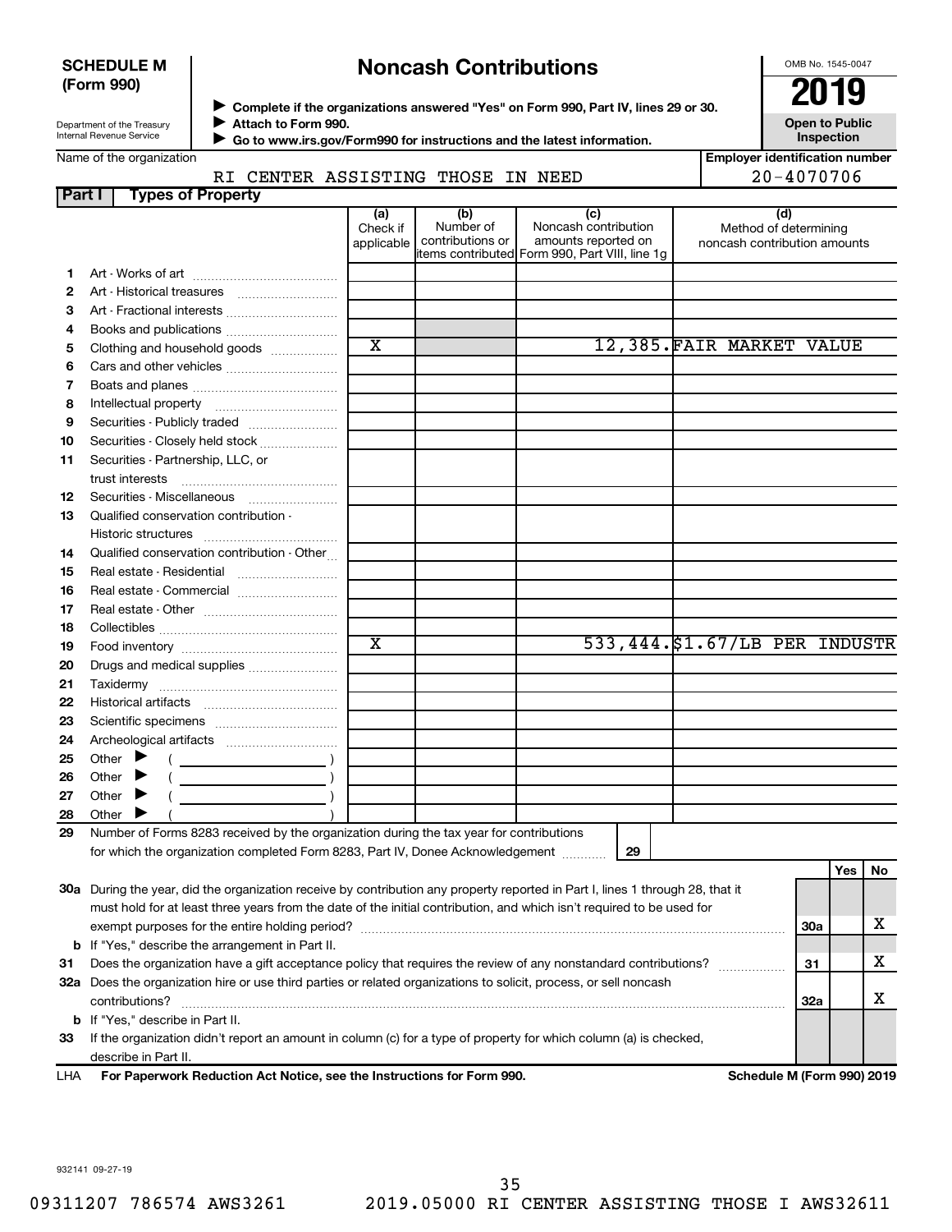**SCHEDULE M (Form 990)**

Department of the Treasury
Internal Revenue Service

# Noncash Contributions

▶ Complete if the organizations answered "Yes" on Form 990, Part IV, lines 29 or 30.
▶ Attach to Form 990.
▶ Go to www.irs.gov/Form990 for instructions and the latest information.

OMB No. 1545-0047

**2019**

**Open to Public Inspection**

Name of the organization: RI CENTER ASSISTING THOSE IN NEED

Employer identification number: 20-4070706

**Part I — Types of Property**

| | | (a) Check if applicable | (b) Number of contributions or items contributed | (c) Noncash contribution amounts reported on Form 990, Part VIII, line 1g | (d) Method of determining noncash contribution amounts |
|---|---|---|---|---|---|
| 1 | Art - Works of art | | | | |
| 2 | Art - Historical treasures | | | | |
| 3 | Art - Fractional interests | | | | |
| 4 | Books and publications | | | | |
| 5 | Clothing and household goods | X | | 12,385. | FAIR MARKET VALUE |
| 6 | Cars and other vehicles | | | | |
| 7 | Boats and planes | | | | |
| 8 | Intellectual property | | | | |
| 9 | Securities - Publicly traded | | | | |
| 10 | Securities - Closely held stock | | | | |
| 11 | Securities - Partnership, LLC, or trust interests | | | | |
| 12 | Securities - Miscellaneous | | | | |
| 13 | Qualified conservation contribution - Historic structures | | | | |
| 14 | Qualified conservation contribution - Other | | | | |
| 15 | Real estate - Residential | | | | |
| 16 | Real estate - Commercial | | | | |
| 17 | Real estate - Other | | | | |
| 18 | Collectibles | | | | |
| 19 | Food inventory | X | | 533,444. | $1.67/LB PER INDUSTR |
| 20 | Drugs and medical supplies | | | | |
| 21 | Taxidermy | | | | |
| 22 | Historical artifacts | | | | |
| 23 | Scientific specimens | | | | |
| 24 | Archeological artifacts | | | | |
| 25 | Other ▶ ( ) | | | | |
| 26 | Other ▶ ( ) | | | | |
| 27 | Other ▶ ( ) | | | | |
| 28 | Other ▶ ( ) | | | | |

29 Number of Forms 8283 received by the organization during the tax year for contributions for which the organization completed Form 8283, Part IV, Donee Acknowledgement ........ **29**

| | | | Yes | No |
|---|---|---|---|---|
| 30a | During the year, did the organization receive by contribution any property reported in Part I, lines 1 through 28, that it must hold for at least three years from the date of the initial contribution, and which isn't required to be used for exempt purposes for the entire holding period? | 30a | | X |
| b | If "Yes," describe the arrangement in Part II. | | | |
| 31 | Does the organization have a gift acceptance policy that requires the review of any nonstandard contributions? | 31 | | X |
| 32a | Does the organization hire or use third parties or related organizations to solicit, process, or sell noncash contributions? | 32a | | X |
| b | If "Yes," describe in Part II. | | | |
| 33 | If the organization didn't report an amount in column (c) for a type of property for which column (a) is checked, describe in Part II. | | | |

LHA **For Paperwork Reduction Act Notice, see the Instructions for Form 990.** **Schedule M (Form 990) 2019**

932141 09-27-19

09311207 786574 AWS3261 2019.05000 RI CENTER ASSISTING THOSE I AWS32611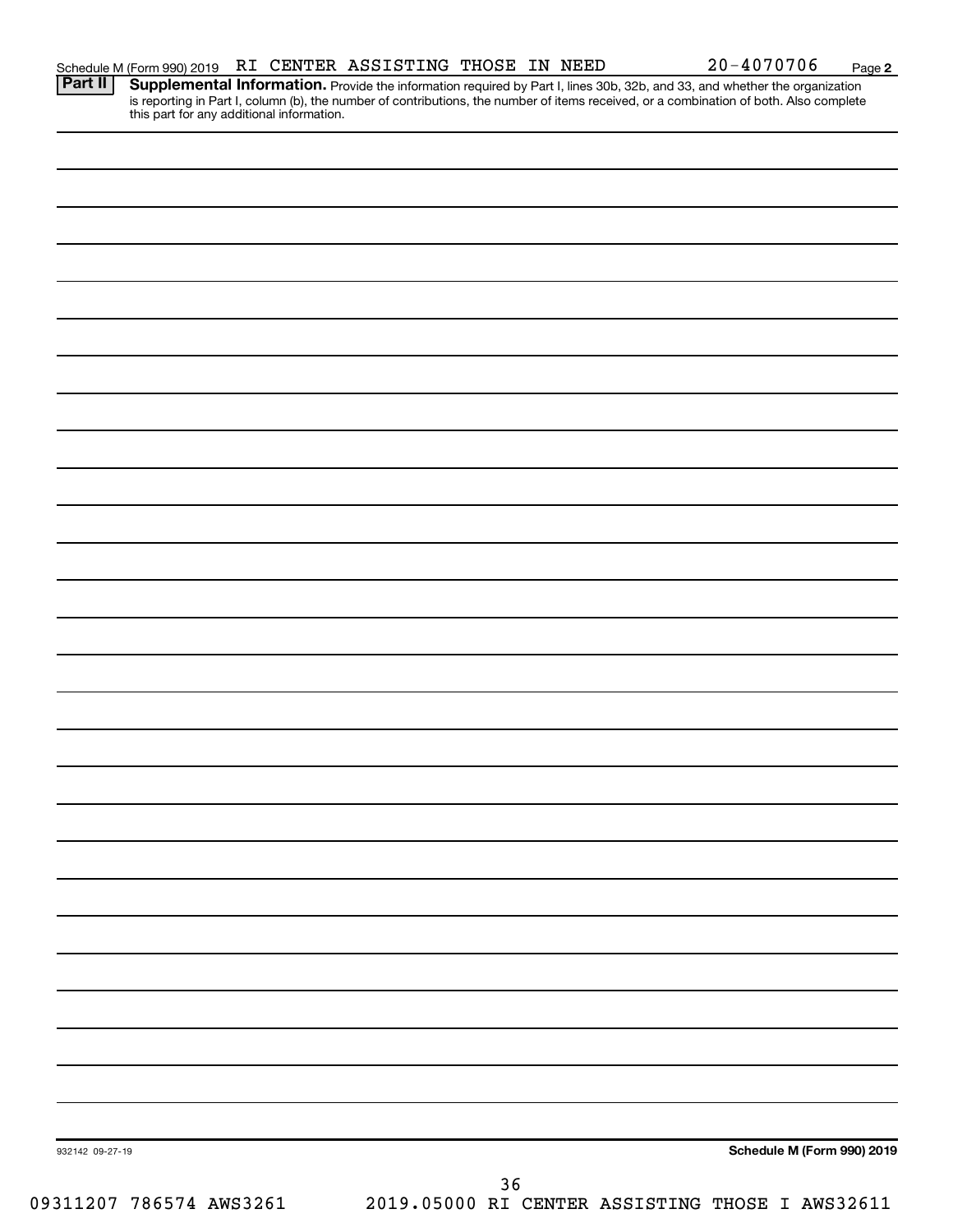Schedule M (Form 990) 2019 RI CENTER ASSISTING THOSE IN NEED 20-4070706 Page **2**

**Part II** **Supplemental Information.** Provide the information required by Part I, lines 30b, 32b, and 33, and whether the organization is reporting in Part I, column (b), the number of contributions, the number of items received, or a combination of both. Also complete this part for any additional information.

932142 09-27-19 **Schedule M (Form 990) 2019**

09311207 786574 AWS3261 2019.05000 RI CENTER ASSISTING THOSE I AWS32611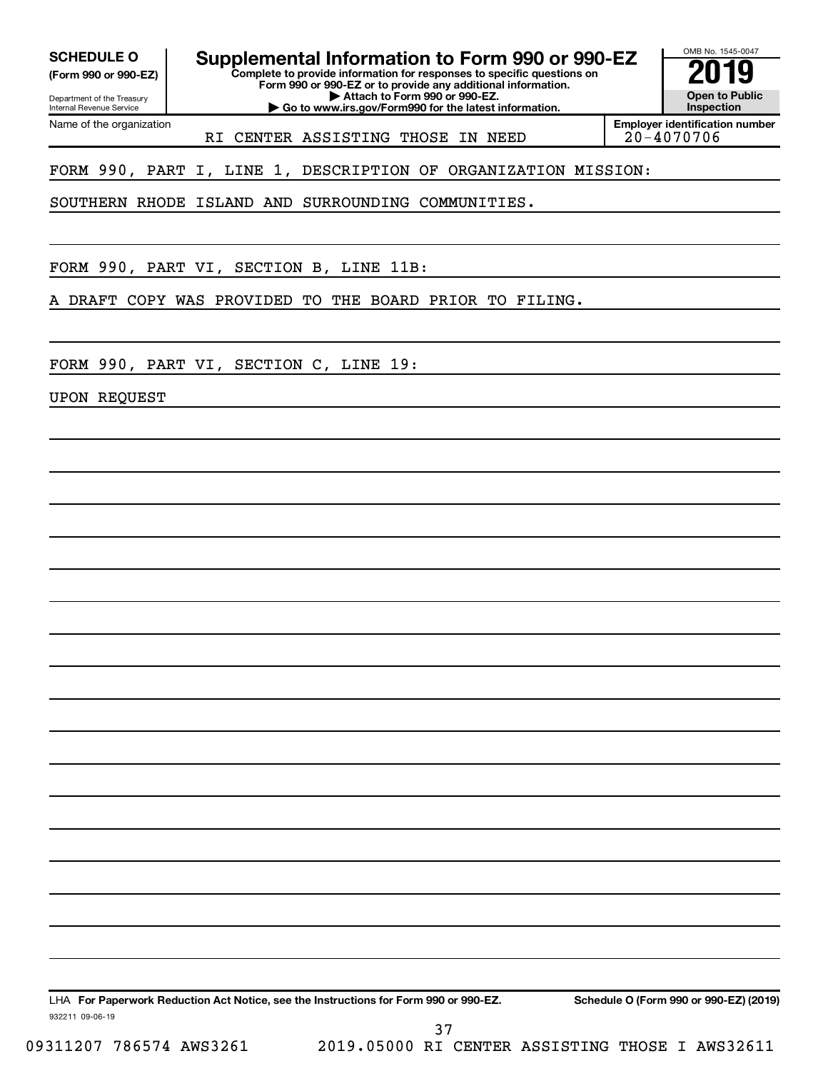**SCHEDULE O**
**(Form 990 or 990-EZ)**

Department of the Treasury
Internal Revenue Service

# Supplemental Information to Form 990 or 990-EZ

**Complete to provide information for responses to specific questions on Form 990 or 990-EZ or to provide any additional information.**
**▶ Attach to Form 990 or 990-EZ.**
**▶ Go to www.irs.gov/Form990 for the latest information.**

OMB No. 1545-0047
**2019**
**Open to Public Inspection**

Name of the organization: RI CENTER ASSISTING THOSE IN NEED

**Employer identification number**: 20-4070706

FORM 990, PART I, LINE 1, DESCRIPTION OF ORGANIZATION MISSION:

SOUTHERN RHODE ISLAND AND SURROUNDING COMMUNITIES.

FORM 990, PART VI, SECTION B, LINE 11B:

A DRAFT COPY WAS PROVIDED TO THE BOARD PRIOR TO FILING.

FORM 990, PART VI, SECTION C, LINE 19:

UPON REQUEST

LHA **For Paperwork Reduction Act Notice, see the Instructions for Form 990 or 990-EZ.** **Schedule O (Form 990 or 990-EZ) (2019)**

932211 09-06-19

09311207 786574 AWS3261 2019.05000 RI CENTER ASSISTING THOSE I AWS32611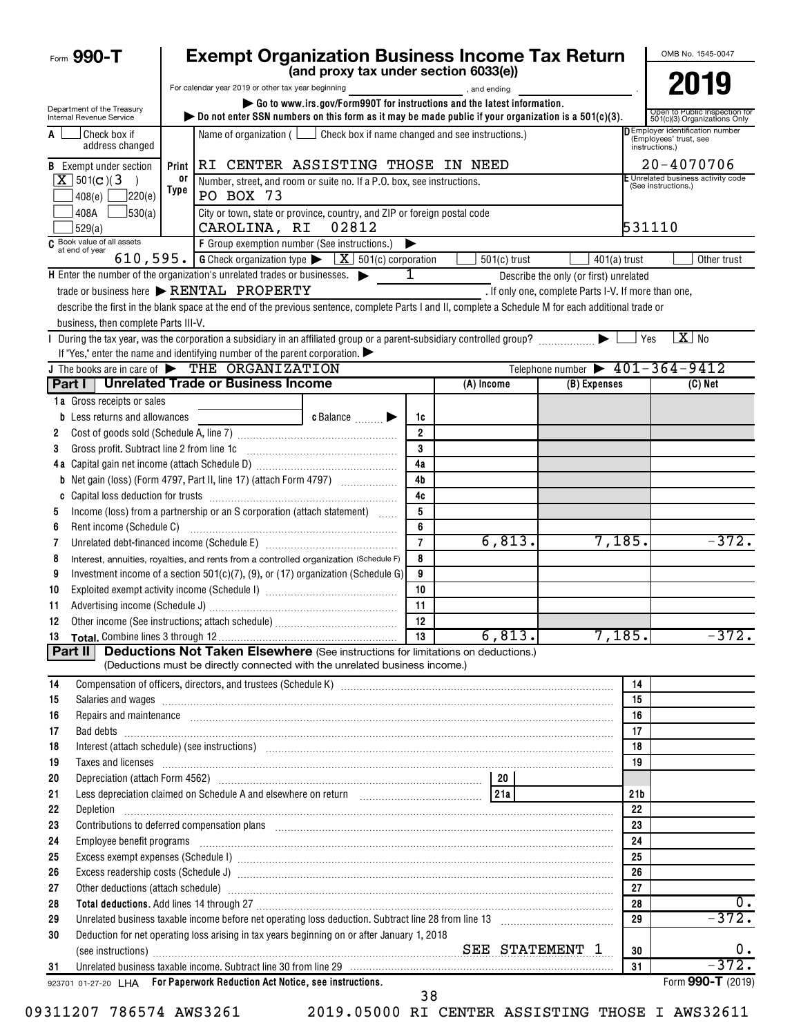# Form 990-T

## Exempt Organization Business Income Tax Return
### (and proxy tax under section 6033(e))

For calendar year 2019 or other tax year beginning ____________, and ending ____________.

Department of the Treasury
Internal Revenue Service

▶ Go to www.irs.gov/Form990T for instructions and the latest information.
▶ Do not enter SSN numbers on this form as it may be made public if your organization is a 501(c)(3).

OMB No. 1545-0047

**2019**

Open to Public Inspection for 501(c)(3) Organizations Only

**A** ☐ Check box if address changed

**B** Exempt under section
[X] 501(c)(3)
☐ 408(e) ☐ 220(e)
☐ 408A ☐ 530(a)
☐ 529(a)

Name of organization ( ☐ Check box if name changed and see instructions.)
RI CENTER ASSISTING THOSE IN NEED

Number, street, and room or suite no. If a P.O. box, see instructions.
PO BOX 73

City or town, state or province, country, and ZIP or foreign postal code
CAROLINA, RI 02812

**D** Employer identification number (Employees' trust, see instructions.)
20-4070706

**E** Unrelated business activity code (See instructions.)
531110

**C** Book value of all assets at end of year: 610,595.

**F** Group exemption number (See instructions.) ▶

**G** Check organization type ▶ [X] 501(c) corporation ☐ 501(c) trust ☐ 401(a) trust ☐ Other trust

**H** Enter the number of the organization's unrelated trades or businesses. ▶ 1 Describe the only (or first) unrelated trade or business here ▶ RENTAL PROPERTY. If only one, complete Parts I-V. If more than one, describe the first in the blank space at the end of the previous sentence, complete Parts I and II, complete a Schedule M for each additional trade or business, then complete Parts III-V.

**I** During the tax year, was the corporation a subsidiary in an affiliated group or a parent-subsidiary controlled group? ▶ ☐ Yes [X] No

If "Yes," enter the name and identifying number of the parent corporation. ▶

**J** The books are in care of ▶ THE ORGANIZATION Telephone number ▶ 401-364-9412

## Part I Unrelated Trade or Business Income

| | | | (A) Income | (B) Expenses | (C) Net |
|---|---|---|---|---|---|
| 1a | Gross receipts or sales | | | | |
| b | Less returns and allowances ______ c Balance ▶ | 1c | | | |
| 2 | Cost of goods sold (Schedule A, line 7) | 2 | | | |
| 3 | Gross profit. Subtract line 2 from line 1c | 3 | | | |
| 4a | Capital gain net income (attach Schedule D) | 4a | | | |
| b | Net gain (loss) (Form 4797, Part II, line 17) (attach Form 4797) | 4b | | | |
| c | Capital loss deduction for trusts | 4c | | | |
| 5 | Income (loss) from a partnership or an S corporation (attach statement) | 5 | | | |
| 6 | Rent income (Schedule C) | 6 | | | |
| 7 | Unrelated debt-financed income (Schedule E) | 7 | 6,813. | 7,185. | -372. |
| 8 | Interest, annuities, royalties, and rents from a controlled organization (Schedule F) | 8 | | | |
| 9 | Investment income of a section 501(c)(7), (9), or (17) organization (Schedule G) | 9 | | | |
| 10 | Exploited exempt activity income (Schedule I) | 10 | | | |
| 11 | Advertising income (Schedule J) | 11 | | | |
| 12 | Other income (See instructions; attach schedule) | 12 | | | |
| 13 | **Total.** Combine lines 3 through 12 | 13 | 6,813. | 7,185. | -372. |

## Part II Deductions Not Taken Elsewhere (See instructions for limitations on deductions.)
(Deductions must be directly connected with the unrelated business income.)

| | | | |
|---|---|---|---|
| 14 | Compensation of officers, directors, and trustees (Schedule K) | 14 | |
| 15 | Salaries and wages | 15 | |
| 16 | Repairs and maintenance | 16 | |
| 17 | Bad debts | 17 | |
| 18 | Interest (attach schedule) (see instructions) | 18 | |
| 19 | Taxes and licenses | 19 | |
| 20 | Depreciation (attach Form 4562) ______ 20 | | |
| 21 | Less depreciation claimed on Schedule A and elsewhere on return ______ 21a | 21b | |
| 22 | Depletion | 22 | |
| 23 | Contributions to deferred compensation plans | 23 | |
| 24 | Employee benefit programs | 24 | |
| 25 | Excess exempt expenses (Schedule I) | 25 | |
| 26 | Excess readership costs (Schedule J) | 26 | |
| 27 | Other deductions (attach schedule) | 27 | |
| 28 | **Total deductions.** Add lines 14 through 27 | 28 | 0. |
| 29 | Unrelated business taxable income before net operating loss deduction. Subtract line 28 from line 13 | 29 | -372. |
| 30 | Deduction for net operating loss arising in tax years beginning on or after January 1, 2018 (see instructions) SEE STATEMENT 1 | 30 | 0. |
| 31 | Unrelated business taxable income. Subtract line 30 from line 29 | 31 | -372. |

923701 01-27-20 LHA For Paperwork Reduction Act Notice, see instructions. Form **990-T** (2019)

09311207 786574 AWS3261 2019.05000 RI CENTER ASSISTING THOSE I AWS32611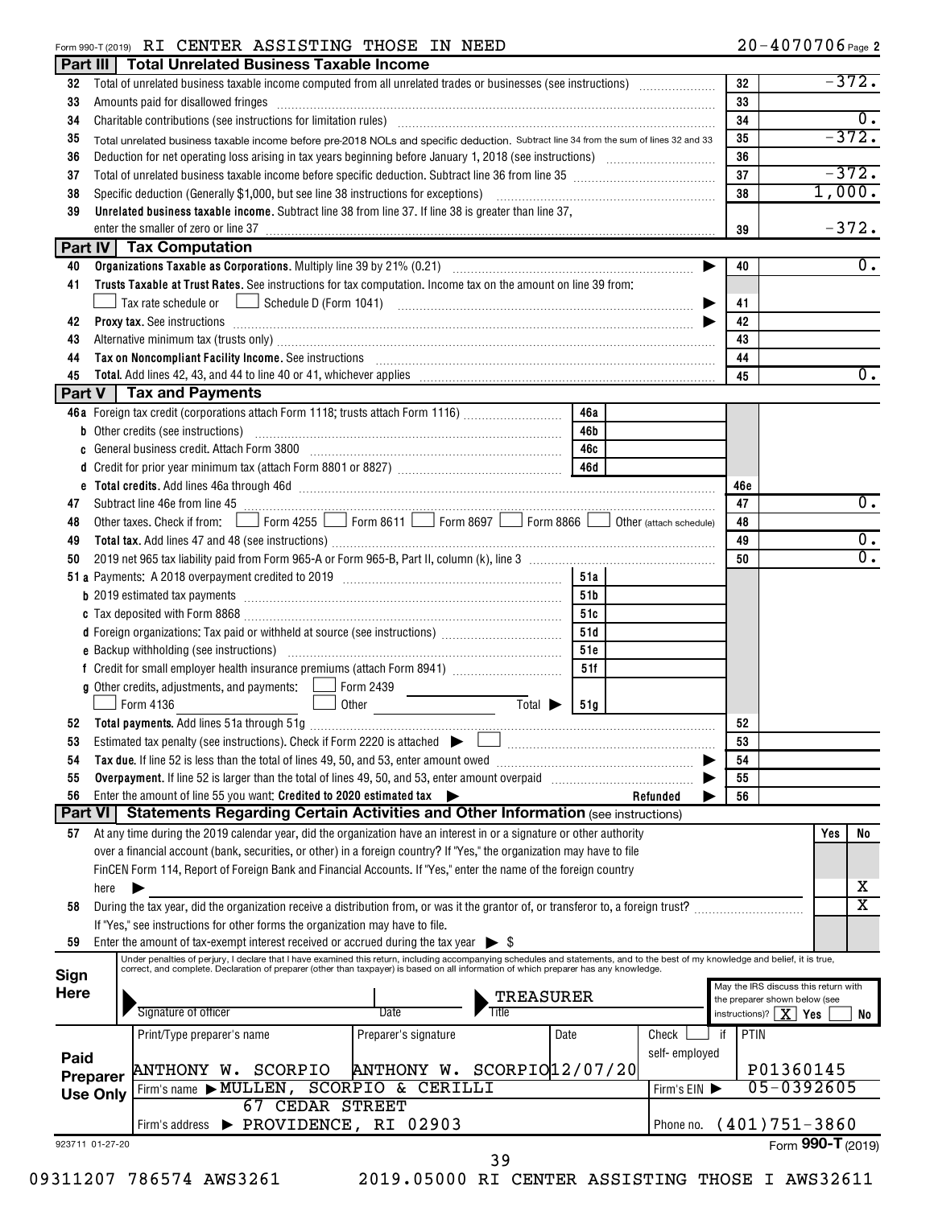Form 990-T (2019) RI CENTER ASSISTING THOSE IN NEED 20-4070706 Page 2

## Part III Total Unrelated Business Taxable Income

| Line | Description | Box | Amount |
|---|---|---|---|
| 32 | Total of unrelated business taxable income computed from all unrelated trades or businesses (see instructions) | 32 | -372. |
| 33 | Amounts paid for disallowed fringes | 33 | |
| 34 | Charitable contributions (see instructions for limitation rules) | 34 | 0. |
| 35 | Total unrelated business taxable income before pre-2018 NOLs and specific deduction. Subtract line 34 from the sum of lines 32 and 33 | 35 | -372. |
| 36 | Deduction for net operating loss arising in tax years beginning before January 1, 2018 (see instructions) | 36 | |
| 37 | Total of unrelated business taxable income before specific deduction. Subtract line 36 from line 35 | 37 | -372. |
| 38 | Specific deduction (Generally $1,000, but see line 38 instructions for exceptions) | 38 | 1,000. |
| 39 | **Unrelated business taxable income.** Subtract line 38 from line 37. If line 38 is greater than line 37, enter the smaller of zero or line 37 | 39 | -372. |

## Part IV Tax Computation

| Line | Description | Box | Amount |
|---|---|---|---|
| 40 | **Organizations Taxable as Corporations.** Multiply line 39 by 21% (0.21) | 40 | 0. |
| 41 | **Trusts Taxable at Trust Rates.** See instructions for tax computation. Income tax on the amount on line 39 from: ☐ Tax rate schedule or ☐ Schedule D (Form 1041) | 41 | |
| 42 | **Proxy tax.** See instructions | 42 | |
| 43 | Alternative minimum tax (trusts only) | 43 | |
| 44 | **Tax on Noncompliant Facility Income.** See instructions | 44 | |
| 45 | **Total.** Add lines 42, 43, and 44 to line 40 or 41, whichever applies | 45 | 0. |

## Part V Tax and Payments

| Line | Description | Box | Amount | Box | Amount |
|---|---|---|---|---|---|
| 46a | Foreign tax credit (corporations attach Form 1118; trusts attach Form 1116) | 46a | | | |
| b | Other credits (see instructions) | 46b | | | |
| c | General business credit. Attach Form 3800 | 46c | | | |
| d | Credit for prior year minimum tax (attach Form 8801 or 8827) | 46d | | | |
| e | **Total credits.** Add lines 46a through 46d | | | 46e | |
| 47 | Subtract line 46e from line 45 | | | 47 | 0. |
| 48 | Other taxes. Check if from: ☐ Form 4255 ☐ Form 8611 ☐ Form 8697 ☐ Form 8866 ☐ Other (attach schedule) | | | 48 | |
| 49 | **Total tax.** Add lines 47 and 48 (see instructions) | | | 49 | 0. |
| 50 | 2019 net 965 tax liability paid from Form 965-A or Form 965-B, Part II, column (k), line 3 | | | 50 | 0. |
| 51a | Payments: A 2018 overpayment credited to 2019 | 51a | | | |
| b | 2019 estimated tax payments | 51b | | | |
| c | Tax deposited with Form 8868 | 51c | | | |
| d | Foreign organizations: Tax paid or withheld at source (see instructions) | 51d | | | |
| e | Backup withholding (see instructions) | 51e | | | |
| f | Credit for small employer health insurance premiums (attach Form 8941) | 51f | | | |
| g | Other credits, adjustments, and payments: ☐ Form 2439 ☐ Form 4136 ☐ Other Total ▶ | 51g | | | |
| 52 | **Total payments.** Add lines 51a through 51g | | | 52 | |
| 53 | Estimated tax penalty (see instructions). Check if Form 2220 is attached ▶ ☐ | | | 53 | |
| 54 | **Tax due.** If line 52 is less than the total of lines 49, 50, and 53, enter amount owed | | | 54 | |
| 55 | **Overpayment.** If line 52 is larger than the total of lines 49, 50, and 53, enter amount overpaid | | | 55 | |
| 56 | Enter the amount of line 55 you want: **Credited to 2020 estimated tax** ▶ Refunded ▶ | | | 56 | |

## Part VI Statements Regarding Certain Activities and Other Information (see instructions)

| Line | Description | Yes | No |
|---|---|---|---|
| 57 | At any time during the 2019 calendar year, did the organization have an interest in or a signature or other authority over a financial account (bank, securities, or other) in a foreign country? If "Yes," the organization may have to file FinCEN Form 114, Report of Foreign Bank and Financial Accounts. If "Yes," enter the name of the foreign country here ▶ | | X |
| 58 | During the tax year, did the organization receive a distribution from, or was it the grantor of, or transferor to, a foreign trust? If "Yes," see instructions for other forms the organization may have to file. | | X |
| 59 | Enter the amount of tax-exempt interest received or accrued during the tax year ▶ $ | | |

**Sign Here**

Under penalties of perjury, I declare that I have examined this return, including accompanying schedules and statements, and to the best of my knowledge and belief, it is true, correct, and complete. Declaration of preparer (other than taxpayer) is based on all information of which preparer has any knowledge.

Signature of officer | Date | Title: TREASURER

May the IRS discuss this return with the preparer shown below (see instructions)? [X] Yes ☐ No

**Paid Preparer Use Only**

| Print/Type preparer's name | Preparer's signature | Date | Check ☐ if self-employed | PTIN |
|---|---|---|---|---|
| ANTHONY W. SCORPIO | ANTHONY W. SCORPIO | 12/07/20 | | P01360145 |

Firm's name ▶ MULLEN, SCORPIO & CERILLI | Firm's EIN ▶ 05-0392605

Firm's address ▶ 67 CEDAR STREET, PROVIDENCE, RI 02903 | Phone no. (401)751-3860

923711 01-27-20 Form **990-T** (2019)

09311207 786574 AWS3261 2019.05000 RI CENTER ASSISTING THOSE I AWS32611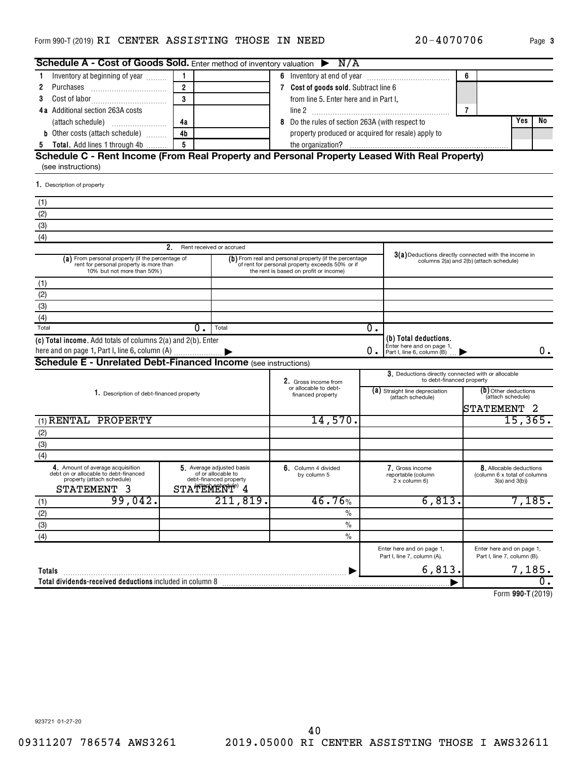Form 990-T (2019) RI CENTER ASSISTING THOSE IN NEED 20-4070706 Page 3

## Schedule A - Cost of Goods Sold. Enter method of inventory valuation ▶ N/A

| | | | | | |
|---|---|---|---|---|---|
| 1 Inventory at beginning of year | 1 | | 6 Inventory at end of year | 6 | |
| 2 Purchases | 2 | | 7 Cost of goods sold. Subtract line 6 from line 5. Enter here and in Part I, line 2 | 7 | |
| 3 Cost of labor | 3 | | | | |
| 4a Additional section 263A costs (attach schedule) | 4a | | 8 Do the rules of section 263A (with respect to property produced or acquired for resale) apply to the organization? | Yes | No |
| b Other costs (attach schedule) | 4b | | | | |
| 5 Total. Add lines 1 through 4b | 5 | | | | |

## Schedule C - Rent Income (From Real Property and Personal Property Leased With Real Property)
(see instructions)

1. Description of property

(1)
(2)
(3)
(4)

| | 2. Rent received or accrued | | 3(a) Deductions directly connected with the income in columns 2(a) and 2(b) (attach schedule) |
|---|---|---|---|
| | (a) From personal property (if the percentage of rent for personal property is more than 10% but not more than 50%) | (b) From real and personal property (if the percentage of rent for personal property exceeds 50% or if the rent is based on profit or income) | |
| (1) | | | |
| (2) | | | |
| (3) | | | |
| (4) | | | |
| Total | 0. | 0. | |

(c) Total income. Add totals of columns 2(a) and 2(b). Enter here and on page 1, Part I, line 6, column (A) ▶ 0.

(b) Total deductions. Enter here and on page 1, Part I, line 6, column (B) ▶ 0.

## Schedule E - Unrelated Debt-Financed Income (see instructions)

| 1. Description of debt-financed property | 2. Gross income from or allocable to debt-financed property | 3. (a) Straight line depreciation (attach schedule) | 3. (b) Other deductions (attach schedule) STATEMENT 2 |
|---|---|---|---|
| (1) RENTAL PROPERTY | 14,570. | | 15,365. |
| (2) | | | |
| (3) | | | |
| (4) | | | |

| | 4. Amount of average acquisition debt on or allocable to debt-financed property (attach schedule) STATEMENT 3 | 5. Average adjusted basis of or allocable to debt-financed property (attach schedule) STATEMENT 4 | 6. Column 4 divided by column 5 | 7. Gross income reportable (column 2 x column 6) | 8. Allocable deductions (column 6 x total of columns 3(a) and 3(b)) |
|---|---|---|---|---|---|
| (1) | 99,042. | 211,819. | 46.76% | 6,813. | 7,185. |
| (2) | | | % | | |
| (3) | | | % | | |
| (4) | | | % | | |
| Totals ▶ | | | | 6,813. (Enter here and on page 1, Part I, line 7, column (A).) | 7,185. (Enter here and on page 1, Part I, line 7, column (B).) |
| Total dividends-received deductions included in column 8 ▶ | | | | | 0. |

Form 990-T (2019)

923721 01-27-20

09311207 786574 AWS3261 2019.05000 RI CENTER ASSISTING THOSE I AWS32611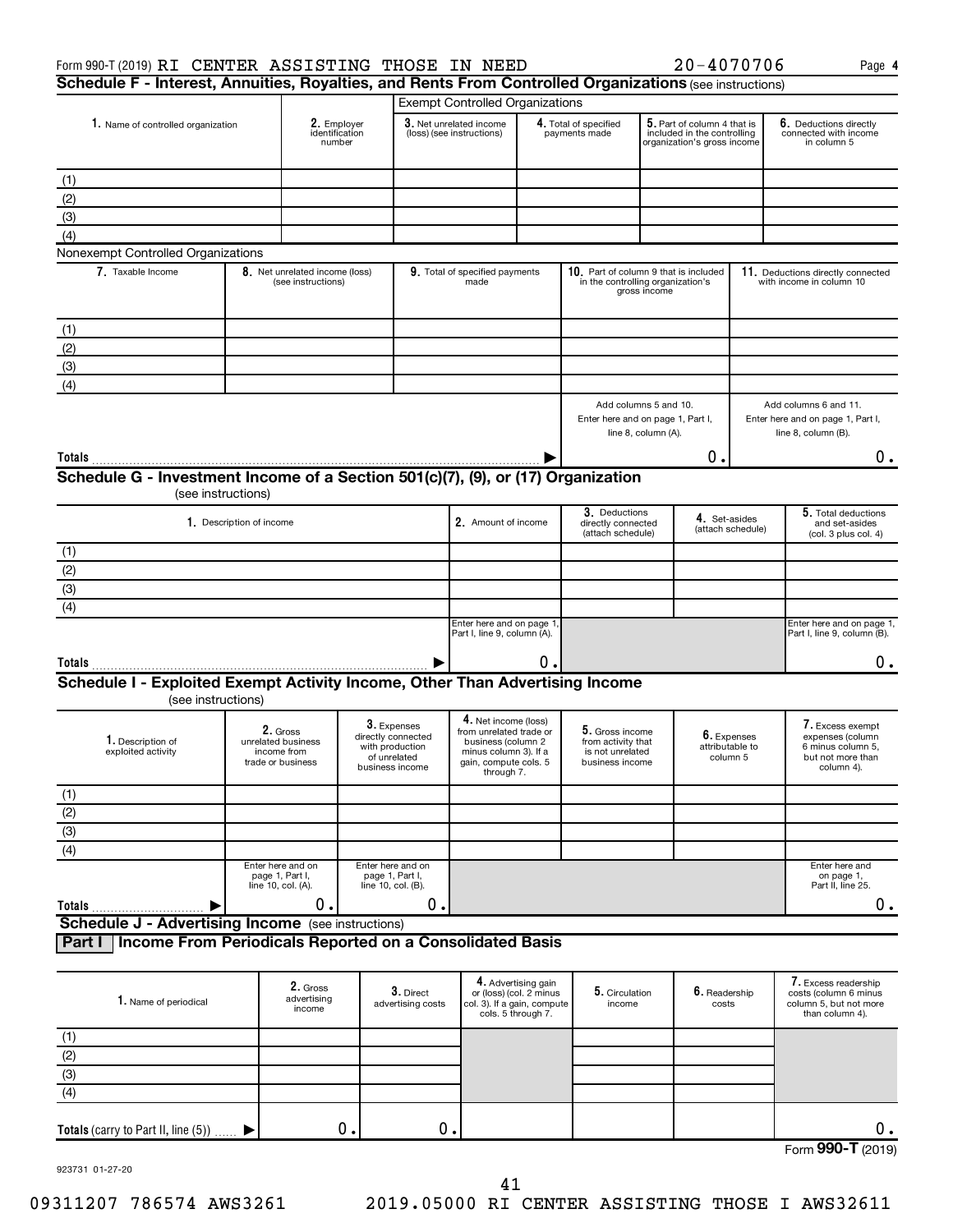Form 990-T (2019) RI CENTER ASSISTING THOSE IN NEED 20-4070706 Page **4**

## Schedule F - Interest, Annuities, Royalties, and Rents From Controlled Organizations (see instructions)

| | | Exempt Controlled Organizations | | | |
|---|---|---|---|---|---|
| **1.** Name of controlled organization | **2.** Employer identification number | **3.** Net unrelated income (loss) (see instructions) | **4.** Total of specified payments made | **5.** Part of column 4 that is included in the controlling organization's gross income | **6.** Deductions directly connected with income in column 5 |
| (1) | | | | | |
| (2) | | | | | |
| (3) | | | | | |
| (4) | | | | | |

Nonexempt Controlled Organizations

| **7.** Taxable Income | **8.** Net unrelated income (loss) (see instructions) | **9.** Total of specified payments made | **10.** Part of column 9 that is included in the controlling organization's gross income | **11.** Deductions directly connected with income in column 10 |
|---|---|---|---|---|
| (1) | | | | |
| (2) | | | | |
| (3) | | | | |
| (4) | | | | |
| | | | Add columns 5 and 10. Enter here and on page 1, Part I, line 8, column (A). | Add columns 6 and 11. Enter here and on page 1, Part I, line 8, column (B). |
| **Totals** ▶ | | | 0. | 0. |

## Schedule G - Investment Income of a Section 501(c)(7), (9), or (17) Organization

(see instructions)

| **1.** Description of income | **2.** Amount of income | **3.** Deductions directly connected (attach schedule) | **4.** Set-asides (attach schedule) | **5.** Total deductions and set-asides (col. 3 plus col. 4) |
|---|---|---|---|---|
| (1) | | | | |
| (2) | | | | |
| (3) | | | | |
| (4) | | | | |
| | Enter here and on page 1, Part I, line 9, column (A). | | | Enter here and on page 1, Part I, line 9, column (B). |
| **Totals** ▶ | 0. | | | 0. |

## Schedule I - Exploited Exempt Activity Income, Other Than Advertising Income

(see instructions)

| **1.** Description of exploited activity | **2.** Gross unrelated business income from trade or business | **3.** Expenses directly connected with production of unrelated business income | **4.** Net income (loss) from unrelated trade or business (column 2 minus column 3). If a gain, compute cols. 5 through 7. | **5.** Gross income from activity that is not unrelated business income | **6.** Expenses attributable to column 5 | **7.** Excess exempt expenses (column 6 minus column 5, but not more than column 4). |
|---|---|---|---|---|---|---|
| (1) | | | | | | |
| (2) | | | | | | |
| (3) | | | | | | |
| (4) | | | | | | |
| | Enter here and on page 1, Part I, line 10, col. (A). | Enter here and on page 1, Part I, line 10, col. (B). | | | | Enter here and on page 1, Part II, line 25. |
| **Totals** ▶ | 0. | 0. | | | | 0. |

## Schedule J - Advertising Income (see instructions)

### Part I Income From Periodicals Reported on a Consolidated Basis

| **1.** Name of periodical | **2.** Gross advertising income | **3.** Direct advertising costs | **4.** Advertising gain or (loss) (col. 2 minus col. 3). If a gain, compute cols. 5 through 7. | **5.** Circulation income | **6.** Readership costs | **7.** Excess readership costs (column 6 minus column 5, but not more than column 4). |
|---|---|---|---|---|---|---|
| (1) | | | | | | |
| (2) | | | | | | |
| (3) | | | | | | |
| (4) | | | | | | |
| **Totals** (carry to Part II, line (5)) ▶ | 0. | 0. | | | | 0. |

Form **990-T** (2019)

923731 01-27-20

09311207 786574 AWS3261 2019.05000 RI CENTER ASSISTING THOSE I AWS32611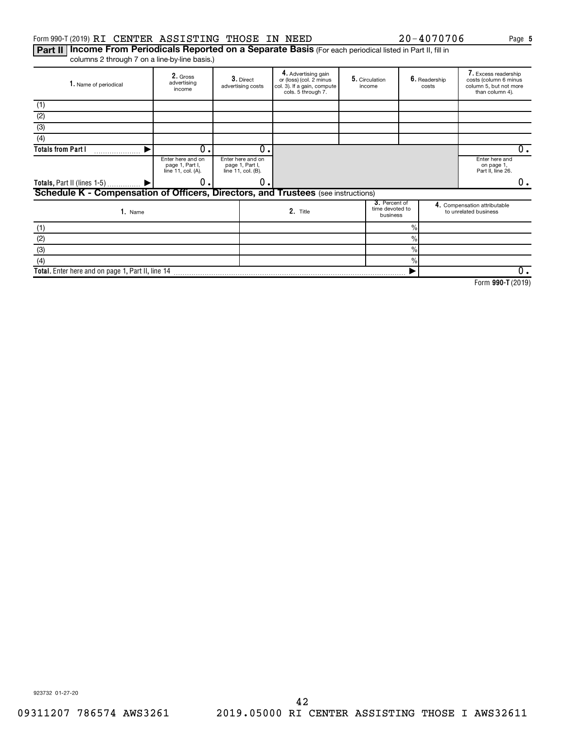Form 990-T (2019) RI CENTER ASSISTING THOSE IN NEED 20-4070706 Page **5**

**Part II** **Income From Periodicals Reported on a Separate Basis** (For each periodical listed in Part II, fill in columns 2 through 7 on a line-by-line basis.)

| 1. Name of periodical | 2. Gross advertising income | 3. Direct advertising costs | 4. Advertising gain or (loss) (col. 2 minus col. 3). If a gain, compute cols. 5 through 7. | 5. Circulation income | 6. Readership costs | 7. Excess readership costs (column 6 minus column 5, but not more than column 4). |
|---|---|---|---|---|---|---|
| (1) | | | | | | |
| (2) | | | | | | |
| (3) | | | | | | |
| (4) | | | | | | |
| **Totals from Part I** ▶ | 0. | 0. | | | | 0. |
| | Enter here and on page 1, Part I, line 11, col. (A). | Enter here and on page 1, Part I, line 11, col. (B). | | | | Enter here and on page 1, Part II, line 26. |
| **Totals,** Part II (lines 1-5) ▶ | 0. | 0. | | | | 0. |

**Schedule K - Compensation of Officers, Directors, and Trustees** (see instructions)

| 1. Name | 2. Title | 3. Percent of time devoted to business | 4. Compensation attributable to unrelated business |
|---|---|---|---|
| (1) | | % | |
| (2) | | % | |
| (3) | | % | |
| (4) | | % | |
| **Total.** Enter here and on page 1, Part II, line 14 | | ▶ | 0. |

Form **990-T** (2019)

923732 01-27-20

09311207 786574 AWS3261 2019.05000 RI CENTER ASSISTING THOSE I AWS32611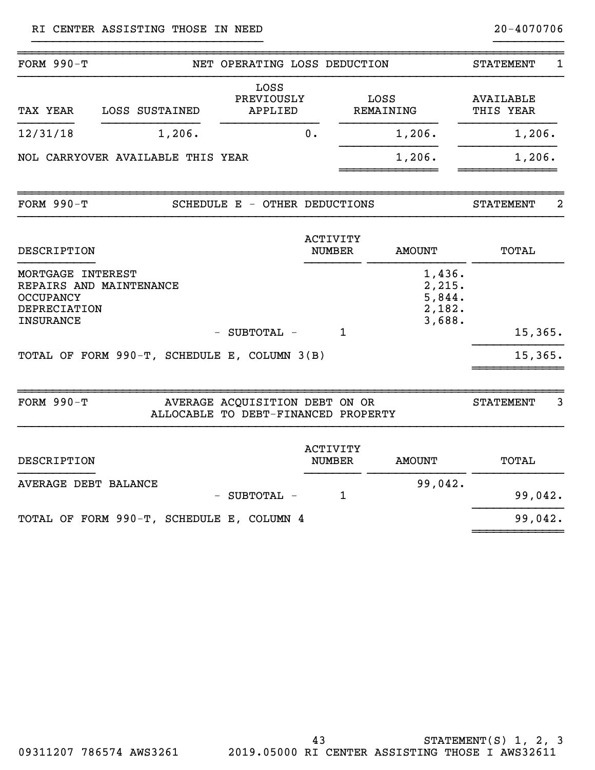RI CENTER ASSISTING THOSE IN NEED 20-4070706

## FORM 990-T — NET OPERATING LOSS DEDUCTION — STATEMENT 1

| TAX YEAR | LOSS SUSTAINED | LOSS PREVIOUSLY APPLIED | LOSS REMAINING | AVAILABLE THIS YEAR |
|---|---|---|---|---|
| 12/31/18 | 1,206. | 0. | 1,206. | 1,206. |
| NOL CARRYOVER AVAILABLE THIS YEAR | | | 1,206. | 1,206. |

## FORM 990-T — SCHEDULE E - OTHER DEDUCTIONS — STATEMENT 2

| DESCRIPTION | ACTIVITY NUMBER | AMOUNT | TOTAL |
|---|---|---|---|
| MORTGAGE INTEREST | | 1,436. | |
| REPAIRS AND MAINTENANCE | | 2,215. | |
| OCCUPANCY | | 5,844. | |
| DEPRECIATION | | 2,182. | |
| INSURANCE | | 3,688. | |
| - SUBTOTAL - | 1 | | 15,365. |
| TOTAL OF FORM 990-T, SCHEDULE E, COLUMN 3(B) | | | 15,365. |

## FORM 990-T — AVERAGE ACQUISITION DEBT ON OR ALLOCABLE TO DEBT-FINANCED PROPERTY — STATEMENT 3

| DESCRIPTION | ACTIVITY NUMBER | AMOUNT | TOTAL |
|---|---|---|---|
| AVERAGE DEBT BALANCE | | 99,042. | |
| - SUBTOTAL - | 1 | | 99,042. |
| TOTAL OF FORM 990-T, SCHEDULE E, COLUMN 4 | | | 99,042. |

STATEMENT(S) 1, 2, 3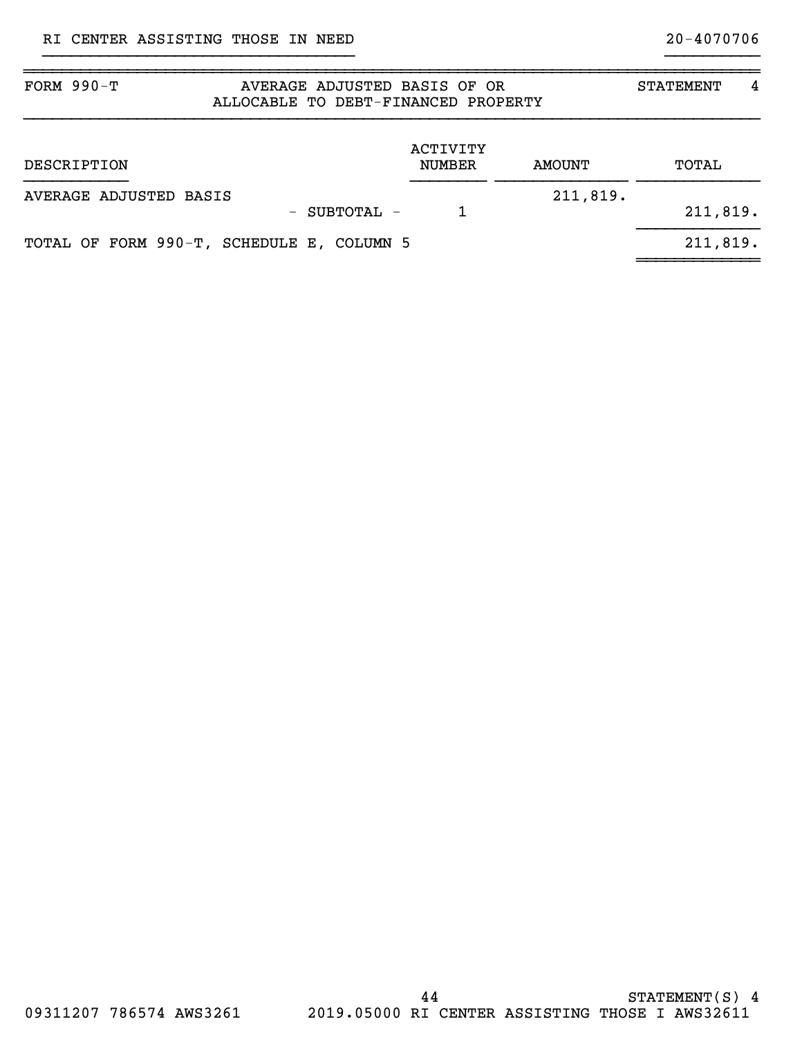RI CENTER ASSISTING THOSE IN NEED 20-4070706

| FORM 990-T | AVERAGE ADJUSTED BASIS OF OR ALLOCABLE TO DEBT-FINANCED PROPERTY | STATEMENT 4 |
|---|---|---|

| DESCRIPTION | ACTIVITY NUMBER | AMOUNT | TOTAL |
|---|---|---|---|
| AVERAGE ADJUSTED BASIS | | 211,819. | |
| - SUBTOTAL - | 1 | | 211,819. |
| TOTAL OF FORM 990-T, SCHEDULE E, COLUMN 5 | | | 211,819. |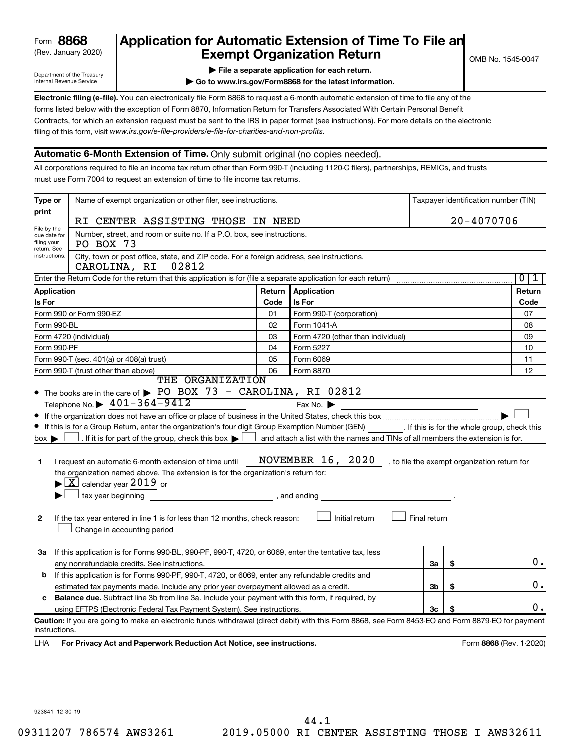Form **8868**
(Rev. January 2020)

Department of the Treasury
Internal Revenue Service

# Application for Automatic Extension of Time To File an Exempt Organization Return

▶ **File a separate application for each return.**

▶ **Go to www.irs.gov/Form8868 for the latest information.**

OMB No. 1545-0047

**Electronic filing (e-file).** You can electronically file Form 8868 to request a 6-month automatic extension of time to file any of the forms listed below with the exception of Form 8870, Information Return for Transfers Associated With Certain Personal Benefit Contracts, for which an extension request must be sent to the IRS in paper format (see instructions). For more details on the electronic filing of this form, visit *www.irs.gov/e-file-providers/e-file-for-charities-and-non-profits.*

## Automatic 6-Month Extension of Time. Only submit original (no copies needed).

All corporations required to file an income tax return other than Form 990-T (including 1120-C filers), partnerships, REMICs, and trusts must use Form 7004 to request an extension of time to file income tax returns.

| **Type or print** | | |
|---|---|---|
| File by the due date for filing your return. See instructions. | Name of exempt organization or other filer, see instructions. RI CENTER ASSISTING THOSE IN NEED | Taxpayer identification number (TIN) 20-4070706 |
| | Number, street, and room or suite no. If a P.O. box, see instructions. PO BOX 73 | |
| | City, town or post office, state, and ZIP code. For a foreign address, see instructions. CAROLINA, RI 02812 | |

Enter the Return Code for the return that this application is for (file a separate application for each return) ..... 0 1

| **Application Is For** | **Return Code** | **Application Is For** | **Return Code** |
|---|---|---|---|
| Form 990 or Form 990-EZ | 01 | Form 990-T (corporation) | 07 |
| Form 990-BL | 02 | Form 1041-A | 08 |
| Form 4720 (individual) | 03 | Form 4720 (other than individual) | 09 |
| Form 990-PF | 04 | Form 5227 | 10 |
| Form 990-T (sec. 401(a) or 408(a) trust) | 05 | Form 6069 | 11 |
| Form 990-T (trust other than above) | 06 | Form 8870 | 12 |

- The books are in the care of ▶ THE ORGANIZATION PO BOX 73 - CAROLINA, RI 02812
  Telephone No. ▶ 401-364-9412 Fax No. ▶
- If the organization does not have an office or place of business in the United States, check this box ..... ▶ ☐
- If this is for a Group Return, enter the organization's four digit Group Exemption Number (GEN) ______. If this is for the whole group, check this box ▶ ☐. If it is for part of the group, check this box ▶ ☐ and attach a list with the names and TINs of all members the extension is for.

**1** I request an automatic 6-month extension of time until NOVEMBER 16, 2020, to file the exempt organization return for the organization named above. The extension is for the organization's return for:
▶ ☒ calendar year 2019 or
▶ ☐ tax year beginning ______, and ending ______.

**2** If the tax year entered in line 1 is for less than 12 months, check reason: ☐ Initial return ☐ Final return ☐ Change in accounting period

| | | | |
|---|---|---|---|
| **3a** | If this application is for Forms 990-BL, 990-PF, 990-T, 4720, or 6069, enter the tentative tax, less any nonrefundable credits. See instructions. | 3a | $ 0. |
| **b** | If this application is for Forms 990-PF, 990-T, 4720, or 6069, enter any refundable credits and estimated tax payments made. Include any prior year overpayment allowed as a credit. | 3b | $ 0. |
| **c** | **Balance due.** Subtract line 3b from line 3a. Include your payment with this form, if required, by using EFTPS (Electronic Federal Tax Payment System). See instructions. | 3c | $ 0. |

**Caution:** If you are going to make an electronic funds withdrawal (direct debit) with this Form 8868, see Form 8453-EO and Form 8879-EO for payment instructions.

LHA **For Privacy Act and Paperwork Reduction Act Notice, see instructions.** Form **8868** (Rev. 1-2020)

923841 12-30-19

44.1
09311207 786574 AWS3261 2019.05000 RI CENTER ASSISTING THOSE I AWS32611